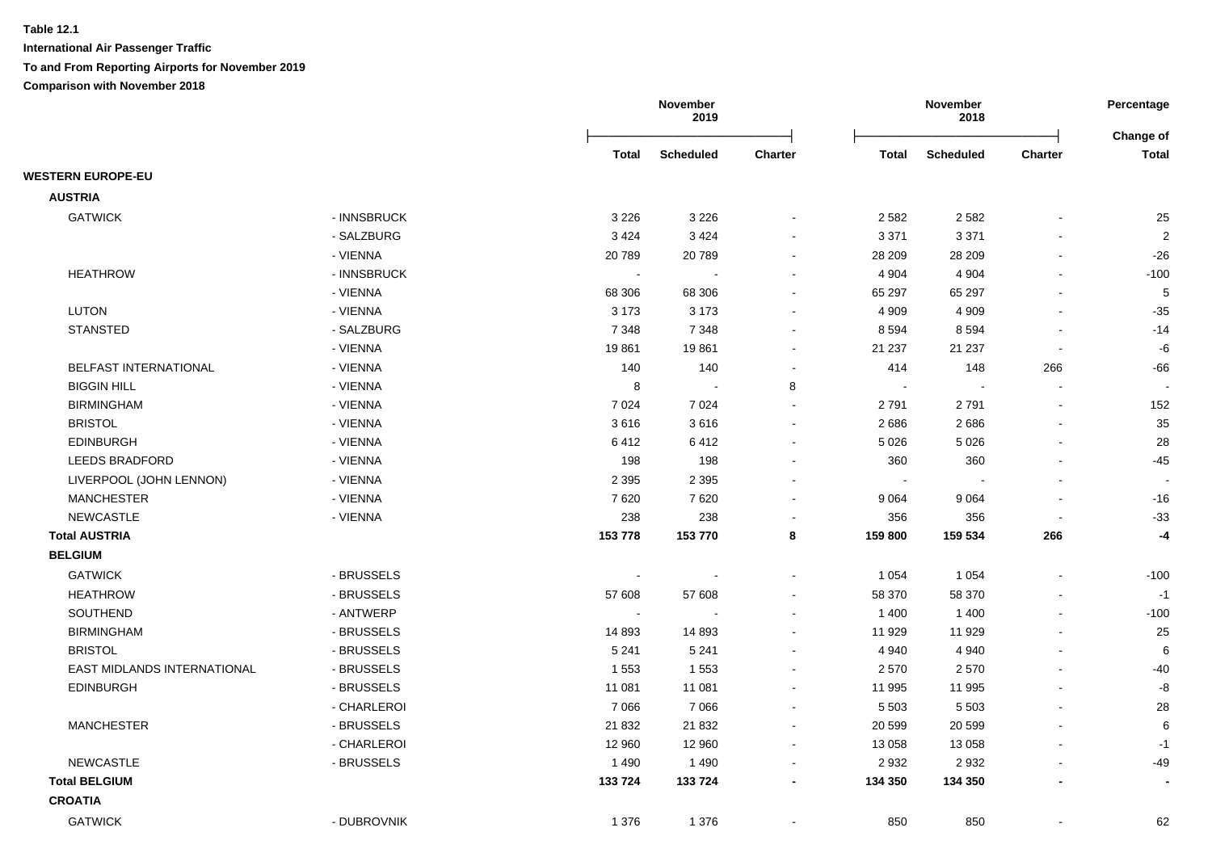**Table 12.1**

**International Air Passenger Traffic**

**To and From Reporting Airports for November 2019**

**Comparison with November 2018**

| | | November 2019 | | | November 2018 | | | Percentage |
|---|---|---|---|---|---|---|---|---|
| | | **Total** | **Scheduled** | **Charter** | **Total** | **Scheduled** | **Charter** | **Change of Total** |
| **WESTERN EUROPE-EU** | | | | | | | | |
| **AUSTRIA** | | | | | | | | |
| GATWICK | - INNSBRUCK | 3 226 | 3 226 | - | 2 582 | 2 582 | - | 25 |
| | - SALZBURG | 3 424 | 3 424 | - | 3 371 | 3 371 | - | 2 |
| | - VIENNA | 20 789 | 20 789 | - | 28 209 | 28 209 | - | -26 |
| HEATHROW | - INNSBRUCK | - | - | - | 4 904 | 4 904 | - | -100 |
| | - VIENNA | 68 306 | 68 306 | - | 65 297 | 65 297 | - | 5 |
| LUTON | - VIENNA | 3 173 | 3 173 | - | 4 909 | 4 909 | - | -35 |
| STANSTED | - SALZBURG | 7 348 | 7 348 | - | 8 594 | 8 594 | - | -14 |
| | - VIENNA | 19 861 | 19 861 | - | 21 237 | 21 237 | - | -6 |
| BELFAST INTERNATIONAL | - VIENNA | 140 | 140 | - | 414 | 148 | 266 | -66 |
| BIGGIN HILL | - VIENNA | 8 | - | 8 | - | - | - | - |
| BIRMINGHAM | - VIENNA | 7 024 | 7 024 | - | 2 791 | 2 791 | - | 152 |
| BRISTOL | - VIENNA | 3 616 | 3 616 | - | 2 686 | 2 686 | - | 35 |
| EDINBURGH | - VIENNA | 6 412 | 6 412 | - | 5 026 | 5 026 | - | 28 |
| LEEDS BRADFORD | - VIENNA | 198 | 198 | - | 360 | 360 | - | -45 |
| LIVERPOOL (JOHN LENNON) | - VIENNA | 2 395 | 2 395 | - | - | - | - | - |
| MANCHESTER | - VIENNA | 7 620 | 7 620 | - | 9 064 | 9 064 | - | -16 |
| NEWCASTLE | - VIENNA | 238 | 238 | - | 356 | 356 | - | -33 |
| **Total AUSTRIA** | | **153 778** | **153 770** | **8** | **159 800** | **159 534** | **266** | **-4** |
| **BELGIUM** | | | | | | | | |
| GATWICK | - BRUSSELS | - | - | - | 1 054 | 1 054 | - | -100 |
| HEATHROW | - BRUSSELS | 57 608 | 57 608 | - | 58 370 | 58 370 | - | -1 |
| SOUTHEND | - ANTWERP | - | - | - | 1 400 | 1 400 | - | -100 |
| BIRMINGHAM | - BRUSSELS | 14 893 | 14 893 | - | 11 929 | 11 929 | - | 25 |
| BRISTOL | - BRUSSELS | 5 241 | 5 241 | - | 4 940 | 4 940 | - | 6 |
| EAST MIDLANDS INTERNATIONAL | - BRUSSELS | 1 553 | 1 553 | - | 2 570 | 2 570 | - | -40 |
| EDINBURGH | - BRUSSELS | 11 081 | 11 081 | - | 11 995 | 11 995 | - | -8 |
| | - CHARLEROI | 7 066 | 7 066 | - | 5 503 | 5 503 | - | 28 |
| MANCHESTER | - BRUSSELS | 21 832 | 21 832 | - | 20 599 | 20 599 | - | 6 |
| | - CHARLEROI | 12 960 | 12 960 | - | 13 058 | 13 058 | - | -1 |
| NEWCASTLE | - BRUSSELS | 1 490 | 1 490 | - | 2 932 | 2 932 | - | -49 |
| **Total BELGIUM** | | **133 724** | **133 724** | **-** | **134 350** | **134 350** | **-** | **-** |
| **CROATIA** | | | | | | | | |
| GATWICK | - DUBROVNIK | 1 376 | 1 376 | - | 850 | 850 | - | 62 |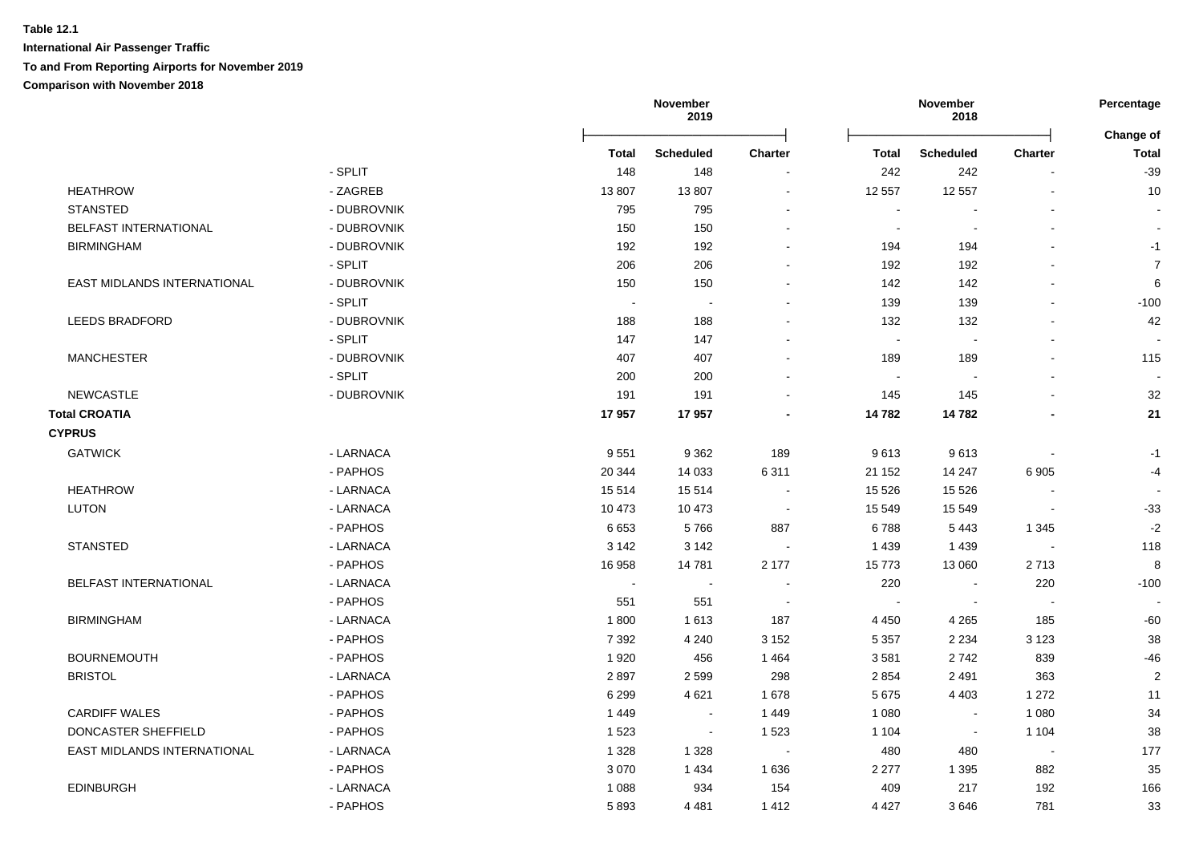**Table 12.1**

**International Air Passenger Traffic**

**To and From Reporting Airports for November 2019**

**Comparison with November 2018**

| | | November 2019 | | | November 2018 | | | Percentage |
|---|---|---|---|---|---|---|---|---|
| | | **Total** | **Scheduled** | **Charter** | **Total** | **Scheduled** | **Charter** | **Change of Total** |
| | - SPLIT | 148 | 148 | - | 242 | 242 | - | -39 |
| HEATHROW | - ZAGREB | 13 807 | 13 807 | - | 12 557 | 12 557 | - | 10 |
| STANSTED | - DUBROVNIK | 795 | 795 | - | - | - | - | - |
| BELFAST INTERNATIONAL | - DUBROVNIK | 150 | 150 | - | - | - | - | - |
| BIRMINGHAM | - DUBROVNIK | 192 | 192 | - | 194 | 194 | - | -1 |
| | - SPLIT | 206 | 206 | - | 192 | 192 | - | 7 |
| EAST MIDLANDS INTERNATIONAL | - DUBROVNIK | 150 | 150 | - | 142 | 142 | - | 6 |
| | - SPLIT | - | - | - | 139 | 139 | - | -100 |
| LEEDS BRADFORD | - DUBROVNIK | 188 | 188 | - | 132 | 132 | - | 42 |
| | - SPLIT | 147 | 147 | - | - | - | - | - |
| MANCHESTER | - DUBROVNIK | 407 | 407 | - | 189 | 189 | - | 115 |
| | - SPLIT | 200 | 200 | - | - | - | - | - |
| NEWCASTLE | - DUBROVNIK | 191 | 191 | - | 145 | 145 | - | 32 |
| **Total CROATIA** | | **17 957** | **17 957** | **-** | **14 782** | **14 782** | **-** | **21** |
| **CYPRUS** | | | | | | | | |
| GATWICK | - LARNACA | 9 551 | 9 362 | 189 | 9 613 | 9 613 | - | -1 |
| | - PAPHOS | 20 344 | 14 033 | 6 311 | 21 152 | 14 247 | 6 905 | -4 |
| HEATHROW | - LARNACA | 15 514 | 15 514 | - | 15 526 | 15 526 | - | - |
| LUTON | - LARNACA | 10 473 | 10 473 | - | 15 549 | 15 549 | - | -33 |
| | - PAPHOS | 6 653 | 5 766 | 887 | 6 788 | 5 443 | 1 345 | -2 |
| STANSTED | - LARNACA | 3 142 | 3 142 | - | 1 439 | 1 439 | - | 118 |
| | - PAPHOS | 16 958 | 14 781 | 2 177 | 15 773 | 13 060 | 2 713 | 8 |
| BELFAST INTERNATIONAL | - LARNACA | - | - | - | 220 | - | 220 | -100 |
| | - PAPHOS | 551 | 551 | - | - | - | - | - |
| BIRMINGHAM | - LARNACA | 1 800 | 1 613 | 187 | 4 450 | 4 265 | 185 | -60 |
| | - PAPHOS | 7 392 | 4 240 | 3 152 | 5 357 | 2 234 | 3 123 | 38 |
| BOURNEMOUTH | - PAPHOS | 1 920 | 456 | 1 464 | 3 581 | 2 742 | 839 | -46 |
| BRISTOL | - LARNACA | 2 897 | 2 599 | 298 | 2 854 | 2 491 | 363 | 2 |
| | - PAPHOS | 6 299 | 4 621 | 1 678 | 5 675 | 4 403 | 1 272 | 11 |
| CARDIFF WALES | - PAPHOS | 1 449 | - | 1 449 | 1 080 | - | 1 080 | 34 |
| DONCASTER SHEFFIELD | - PAPHOS | 1 523 | - | 1 523 | 1 104 | - | 1 104 | 38 |
| EAST MIDLANDS INTERNATIONAL | - LARNACA | 1 328 | 1 328 | - | 480 | 480 | - | 177 |
| | - PAPHOS | 3 070 | 1 434 | 1 636 | 2 277 | 1 395 | 882 | 35 |
| EDINBURGH | - LARNACA | 1 088 | 934 | 154 | 409 | 217 | 192 | 166 |
| | - PAPHOS | 5 893 | 4 481 | 1 412 | 4 427 | 3 646 | 781 | 33 |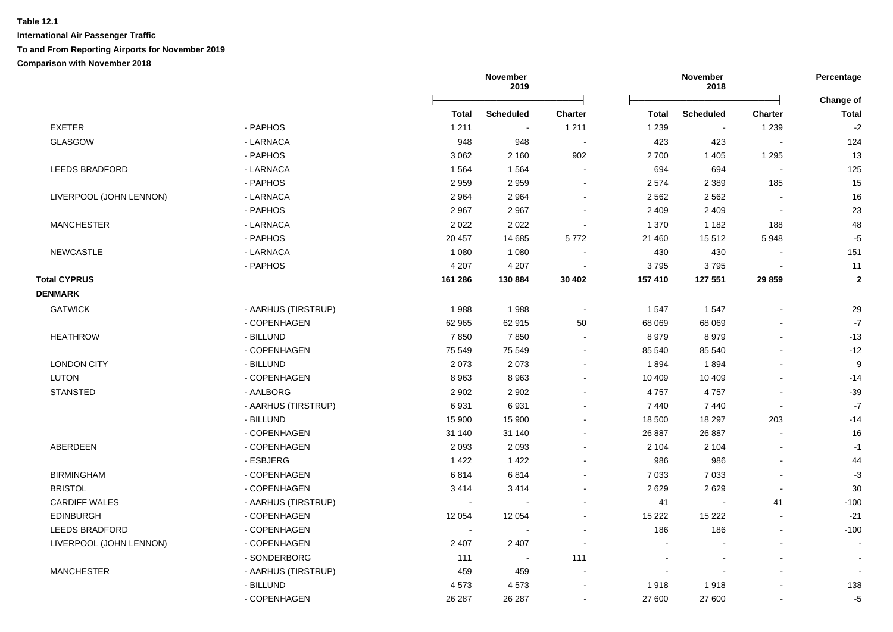**Table 12.1**

**International Air Passenger Traffic**

**To and From Reporting Airports for November 2019**

**Comparison with November 2018**

| | | November 2019 | | | November 2018 | | | Percentage |
|---|---|---|---|---|---|---|---|---|
| | | **Total** | **Scheduled** | **Charter** | **Total** | **Scheduled** | **Charter** | **Change of Total** |
| EXETER | - PAPHOS | 1 211 | - | 1 211 | 1 239 | - | 1 239 | -2 |
| GLASGOW | - LARNACA | 948 | 948 | - | 423 | 423 | - | 124 |
| | - PAPHOS | 3 062 | 2 160 | 902 | 2 700 | 1 405 | 1 295 | 13 |
| LEEDS BRADFORD | - LARNACA | 1 564 | 1 564 | - | 694 | 694 | - | 125 |
| | - PAPHOS | 2 959 | 2 959 | - | 2 574 | 2 389 | 185 | 15 |
| LIVERPOOL (JOHN LENNON) | - LARNACA | 2 964 | 2 964 | - | 2 562 | 2 562 | - | 16 |
| | - PAPHOS | 2 967 | 2 967 | - | 2 409 | 2 409 | - | 23 |
| MANCHESTER | - LARNACA | 2 022 | 2 022 | - | 1 370 | 1 182 | 188 | 48 |
| | - PAPHOS | 20 457 | 14 685 | 5 772 | 21 460 | 15 512 | 5 948 | -5 |
| NEWCASTLE | - LARNACA | 1 080 | 1 080 | - | 430 | 430 | - | 151 |
| | - PAPHOS | 4 207 | 4 207 | - | 3 795 | 3 795 | - | 11 |
| **Total CYPRUS** | | **161 286** | **130 884** | **30 402** | **157 410** | **127 551** | **29 859** | **2** |
| **DENMARK** | | | | | | | | |
| GATWICK | - AARHUS (TIRSTRUP) | 1 988 | 1 988 | - | 1 547 | 1 547 | - | 29 |
| | - COPENHAGEN | 62 965 | 62 915 | 50 | 68 069 | 68 069 | - | -7 |
| HEATHROW | - BILLUND | 7 850 | 7 850 | - | 8 979 | 8 979 | - | -13 |
| | - COPENHAGEN | 75 549 | 75 549 | - | 85 540 | 85 540 | - | -12 |
| LONDON CITY | - BILLUND | 2 073 | 2 073 | - | 1 894 | 1 894 | - | 9 |
| LUTON | - COPENHAGEN | 8 963 | 8 963 | - | 10 409 | 10 409 | - | -14 |
| STANSTED | - AALBORG | 2 902 | 2 902 | - | 4 757 | 4 757 | - | -39 |
| | - AARHUS (TIRSTRUP) | 6 931 | 6 931 | - | 7 440 | 7 440 | - | -7 |
| | - BILLUND | 15 900 | 15 900 | - | 18 500 | 18 297 | 203 | -14 |
| | - COPENHAGEN | 31 140 | 31 140 | - | 26 887 | 26 887 | - | 16 |
| ABERDEEN | - COPENHAGEN | 2 093 | 2 093 | - | 2 104 | 2 104 | - | -1 |
| | - ESBJERG | 1 422 | 1 422 | - | 986 | 986 | - | 44 |
| BIRMINGHAM | - COPENHAGEN | 6 814 | 6 814 | - | 7 033 | 7 033 | - | -3 |
| BRISTOL | - COPENHAGEN | 3 414 | 3 414 | - | 2 629 | 2 629 | - | 30 |
| CARDIFF WALES | - AARHUS (TIRSTRUP) | - | - | - | 41 | - | 41 | -100 |
| EDINBURGH | - COPENHAGEN | 12 054 | 12 054 | - | 15 222 | 15 222 | - | -21 |
| LEEDS BRADFORD | - COPENHAGEN | - | - | - | 186 | 186 | - | -100 |
| LIVERPOOL (JOHN LENNON) | - COPENHAGEN | 2 407 | 2 407 | - | - | - | - | - |
| | - SONDERBORG | 111 | - | 111 | - | - | - | - |
| MANCHESTER | - AARHUS (TIRSTRUP) | 459 | 459 | - | - | - | - | - |
| | - BILLUND | 4 573 | 4 573 | - | 1 918 | 1 918 | - | 138 |
| | - COPENHAGEN | 26 287 | 26 287 | - | 27 600 | 27 600 | - | -5 |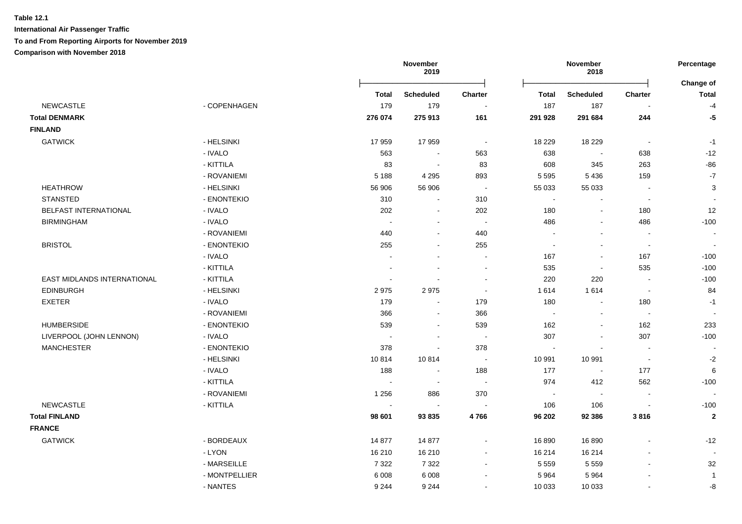**Table 12.1**

**International Air Passenger Traffic**

**To and From Reporting Airports for November 2019**

**Comparison with November 2018**

| | | November 2019 | | | November 2018 | | | Percentage |
|---|---|---|---|---|---|---|---|---|
| | | **Total** | **Scheduled** | **Charter** | **Total** | **Scheduled** | **Charter** | **Change of Total** |
| NEWCASTLE | - COPENHAGEN | 179 | 179 | - | 187 | 187 | - | -4 |
| **Total DENMARK** | | **276 074** | **275 913** | **161** | **291 928** | **291 684** | **244** | **-5** |
| **FINLAND** | | | | | | | | |
| GATWICK | - HELSINKI | 17 959 | 17 959 | - | 18 229 | 18 229 | - | -1 |
| | - IVALO | 563 | - | 563 | 638 | - | 638 | -12 |
| | - KITTILA | 83 | - | 83 | 608 | 345 | 263 | -86 |
| | - ROVANIEMI | 5 188 | 4 295 | 893 | 5 595 | 5 436 | 159 | -7 |
| HEATHROW | - HELSINKI | 56 906 | 56 906 | - | 55 033 | 55 033 | - | 3 |
| STANSTED | - ENONTEKIO | 310 | - | 310 | - | - | - | - |
| BELFAST INTERNATIONAL | - IVALO | 202 | - | 202 | 180 | - | 180 | 12 |
| BIRMINGHAM | - IVALO | - | - | - | 486 | - | 486 | -100 |
| | - ROVANIEMI | 440 | - | 440 | - | - | - | - |
| BRISTOL | - ENONTEKIO | 255 | - | 255 | - | - | - | - |
| | - IVALO | - | - | - | 167 | - | 167 | -100 |
| | - KITTILA | - | - | - | 535 | - | 535 | -100 |
| EAST MIDLANDS INTERNATIONAL | - KITTILA | - | - | - | 220 | 220 | - | -100 |
| EDINBURGH | - HELSINKI | 2 975 | 2 975 | - | 1 614 | 1 614 | - | 84 |
| EXETER | - IVALO | 179 | - | 179 | 180 | - | 180 | -1 |
| | - ROVANIEMI | 366 | - | 366 | - | - | - | - |
| HUMBERSIDE | - ENONTEKIO | 539 | - | 539 | 162 | - | 162 | 233 |
| LIVERPOOL (JOHN LENNON) | - IVALO | - | - | - | 307 | - | 307 | -100 |
| MANCHESTER | - ENONTEKIO | 378 | - | 378 | - | - | - | - |
| | - HELSINKI | 10 814 | 10 814 | - | 10 991 | 10 991 | - | -2 |
| | - IVALO | 188 | - | 188 | 177 | - | 177 | 6 |
| | - KITTILA | - | - | - | 974 | 412 | 562 | -100 |
| | - ROVANIEMI | 1 256 | 886 | 370 | - | - | - | - |
| NEWCASTLE | - KITTILA | - | - | - | 106 | 106 | - | -100 |
| **Total FINLAND** | | **98 601** | **93 835** | **4 766** | **96 202** | **92 386** | **3 816** | **2** |
| **FRANCE** | | | | | | | | |
| GATWICK | - BORDEAUX | 14 877 | 14 877 | - | 16 890 | 16 890 | - | -12 |
| | - LYON | 16 210 | 16 210 | - | 16 214 | 16 214 | - | - |
| | - MARSEILLE | 7 322 | 7 322 | - | 5 559 | 5 559 | - | 32 |
| | - MONTPELLIER | 6 008 | 6 008 | - | 5 964 | 5 964 | - | 1 |
| | - NANTES | 9 244 | 9 244 | - | 10 033 | 10 033 | - | -8 |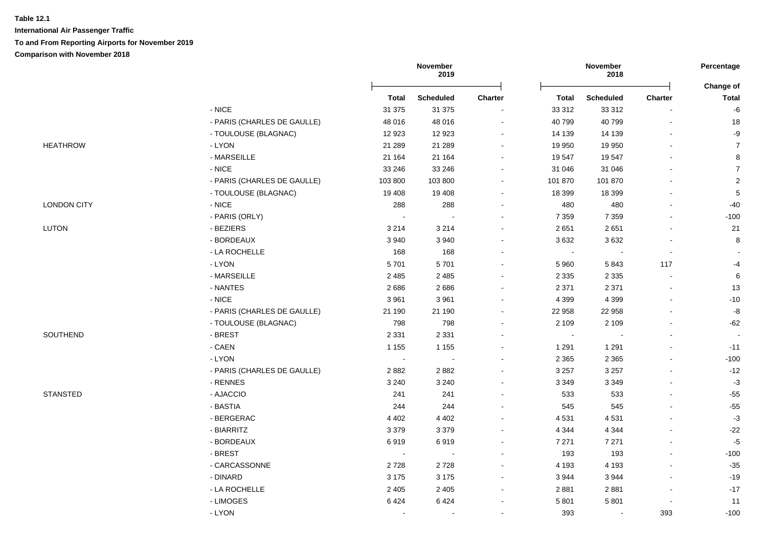**Table 12.1**

**International Air Passenger Traffic**

**To and From Reporting Airports for November 2019**

**Comparison with November 2018**

| | | November 2019 | | | November 2018 | | | Percentage |
|---|---|---|---|---|---|---|---|---|
| | | **Total** | **Scheduled** | **Charter** | **Total** | **Scheduled** | **Charter** | **Change of Total** |
| | - NICE | 31 375 | 31 375 | - | 33 312 | 33 312 | - | -6 |
| | - PARIS (CHARLES DE GAULLE) | 48 016 | 48 016 | - | 40 799 | 40 799 | - | 18 |
| | - TOULOUSE (BLAGNAC) | 12 923 | 12 923 | - | 14 139 | 14 139 | - | -9 |
| HEATHROW | - LYON | 21 289 | 21 289 | - | 19 950 | 19 950 | - | 7 |
| | - MARSEILLE | 21 164 | 21 164 | - | 19 547 | 19 547 | - | 8 |
| | - NICE | 33 246 | 33 246 | - | 31 046 | 31 046 | - | 7 |
| | - PARIS (CHARLES DE GAULLE) | 103 800 | 103 800 | - | 101 870 | 101 870 | - | 2 |
| | - TOULOUSE (BLAGNAC) | 19 408 | 19 408 | - | 18 399 | 18 399 | - | 5 |
| LONDON CITY | - NICE | 288 | 288 | - | 480 | 480 | - | -40 |
| | - PARIS (ORLY) | - | - | - | 7 359 | 7 359 | - | -100 |
| LUTON | - BEZIERS | 3 214 | 3 214 | - | 2 651 | 2 651 | - | 21 |
| | - BORDEAUX | 3 940 | 3 940 | - | 3 632 | 3 632 | - | 8 |
| | - LA ROCHELLE | 168 | 168 | - | - | - | - | - |
| | - LYON | 5 701 | 5 701 | - | 5 960 | 5 843 | 117 | -4 |
| | - MARSEILLE | 2 485 | 2 485 | - | 2 335 | 2 335 | - | 6 |
| | - NANTES | 2 686 | 2 686 | - | 2 371 | 2 371 | - | 13 |
| | - NICE | 3 961 | 3 961 | - | 4 399 | 4 399 | - | -10 |
| | - PARIS (CHARLES DE GAULLE) | 21 190 | 21 190 | - | 22 958 | 22 958 | - | -8 |
| | - TOULOUSE (BLAGNAC) | 798 | 798 | - | 2 109 | 2 109 | - | -62 |
| SOUTHEND | - BREST | 2 331 | 2 331 | - | - | - | - | - |
| | - CAEN | 1 155 | 1 155 | - | 1 291 | 1 291 | - | -11 |
| | - LYON | - | - | - | 2 365 | 2 365 | - | -100 |
| | - PARIS (CHARLES DE GAULLE) | 2 882 | 2 882 | - | 3 257 | 3 257 | - | -12 |
| | - RENNES | 3 240 | 3 240 | - | 3 349 | 3 349 | - | -3 |
| STANSTED | - AJACCIO | 241 | 241 | - | 533 | 533 | - | -55 |
| | - BASTIA | 244 | 244 | - | 545 | 545 | - | -55 |
| | - BERGERAC | 4 402 | 4 402 | - | 4 531 | 4 531 | - | -3 |
| | - BIARRITZ | 3 379 | 3 379 | - | 4 344 | 4 344 | - | -22 |
| | - BORDEAUX | 6 919 | 6 919 | - | 7 271 | 7 271 | - | -5 |
| | - BREST | - | - | - | 193 | 193 | - | -100 |
| | - CARCASSONNE | 2 728 | 2 728 | - | 4 193 | 4 193 | - | -35 |
| | - DINARD | 3 175 | 3 175 | - | 3 944 | 3 944 | - | -19 |
| | - LA ROCHELLE | 2 405 | 2 405 | - | 2 881 | 2 881 | - | -17 |
| | - LIMOGES | 6 424 | 6 424 | - | 5 801 | 5 801 | - | 11 |
| | - LYON | - | - | - | 393 | - | 393 | -100 |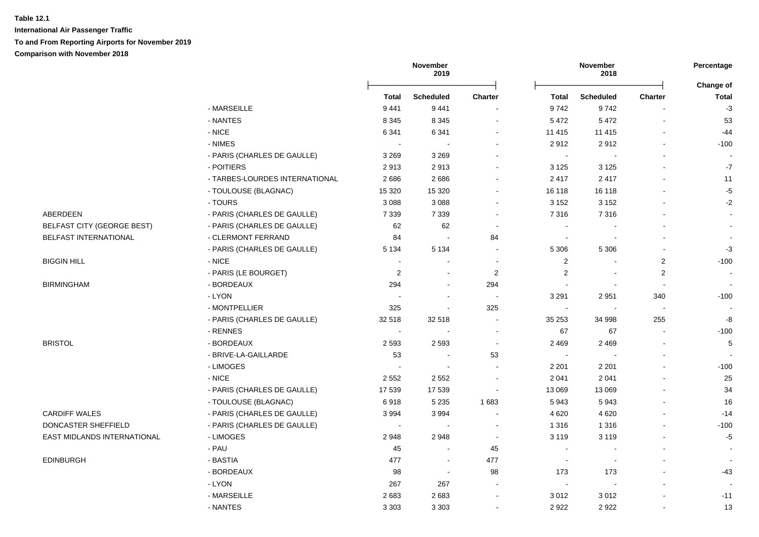**Table 12.1**

**International Air Passenger Traffic**

**To and From Reporting Airports for November 2019**

**Comparison with November 2018**

| | | November 2019 | | | November 2018 | | | Percentage |
|---|---|---|---|---|---|---|---|---|
| | | **Total** | **Scheduled** | **Charter** | **Total** | **Scheduled** | **Charter** | **Change of Total** |
| | - MARSEILLE | 9 441 | 9 441 | - | 9 742 | 9 742 | - | -3 |
| | - NANTES | 8 345 | 8 345 | - | 5 472 | 5 472 | - | 53 |
| | - NICE | 6 341 | 6 341 | - | 11 415 | 11 415 | - | -44 |
| | - NIMES | - | - | - | 2 912 | 2 912 | - | -100 |
| | - PARIS (CHARLES DE GAULLE) | 3 269 | 3 269 | - | - | - | - | - |
| | - POITIERS | 2 913 | 2 913 | - | 3 125 | 3 125 | - | -7 |
| | - TARBES-LOURDES INTERNATIONAL | 2 686 | 2 686 | - | 2 417 | 2 417 | - | 11 |
| | - TOULOUSE (BLAGNAC) | 15 320 | 15 320 | - | 16 118 | 16 118 | - | -5 |
| | - TOURS | 3 088 | 3 088 | - | 3 152 | 3 152 | - | -2 |
| ABERDEEN | - PARIS (CHARLES DE GAULLE) | 7 339 | 7 339 | - | 7 316 | 7 316 | - | - |
| BELFAST CITY (GEORGE BEST) | - PARIS (CHARLES DE GAULLE) | 62 | 62 | - | - | - | - | - |
| BELFAST INTERNATIONAL | - CLERMONT FERRAND | 84 | - | 84 | - | - | - | - |
| | - PARIS (CHARLES DE GAULLE) | 5 134 | 5 134 | - | 5 306 | 5 306 | - | -3 |
| BIGGIN HILL | - NICE | - | - | - | 2 | - | 2 | -100 |
| | - PARIS (LE BOURGET) | 2 | - | 2 | 2 | - | 2 | - |
| BIRMINGHAM | - BORDEAUX | 294 | - | 294 | - | - | - | - |
| | - LYON | - | - | - | 3 291 | 2 951 | 340 | -100 |
| | - MONTPELLIER | 325 | - | 325 | - | - | - | - |
| | - PARIS (CHARLES DE GAULLE) | 32 518 | 32 518 | - | 35 253 | 34 998 | 255 | -8 |
| | - RENNES | - | - | - | 67 | 67 | - | -100 |
| BRISTOL | - BORDEAUX | 2 593 | 2 593 | - | 2 469 | 2 469 | - | 5 |
| | - BRIVE-LA-GAILLARDE | 53 | - | 53 | - | - | - | - |
| | - LIMOGES | - | - | - | 2 201 | 2 201 | - | -100 |
| | - NICE | 2 552 | 2 552 | - | 2 041 | 2 041 | - | 25 |
| | - PARIS (CHARLES DE GAULLE) | 17 539 | 17 539 | - | 13 069 | 13 069 | - | 34 |
| | - TOULOUSE (BLAGNAC) | 6 918 | 5 235 | 1 683 | 5 943 | 5 943 | - | 16 |
| CARDIFF WALES | - PARIS (CHARLES DE GAULLE) | 3 994 | 3 994 | - | 4 620 | 4 620 | - | -14 |
| DONCASTER SHEFFIELD | - PARIS (CHARLES DE GAULLE) | - | - | - | 1 316 | 1 316 | - | -100 |
| EAST MIDLANDS INTERNATIONAL | - LIMOGES | 2 948 | 2 948 | - | 3 119 | 3 119 | - | -5 |
| | - PAU | 45 | - | 45 | - | - | - | - |
| EDINBURGH | - BASTIA | 477 | - | 477 | - | - | - | - |
| | - BORDEAUX | 98 | - | 98 | 173 | 173 | - | -43 |
| | - LYON | 267 | 267 | - | - | - | - | - |
| | - MARSEILLE | 2 683 | 2 683 | - | 3 012 | 3 012 | - | -11 |
| | - NANTES | 3 303 | 3 303 | - | 2 922 | 2 922 | - | 13 |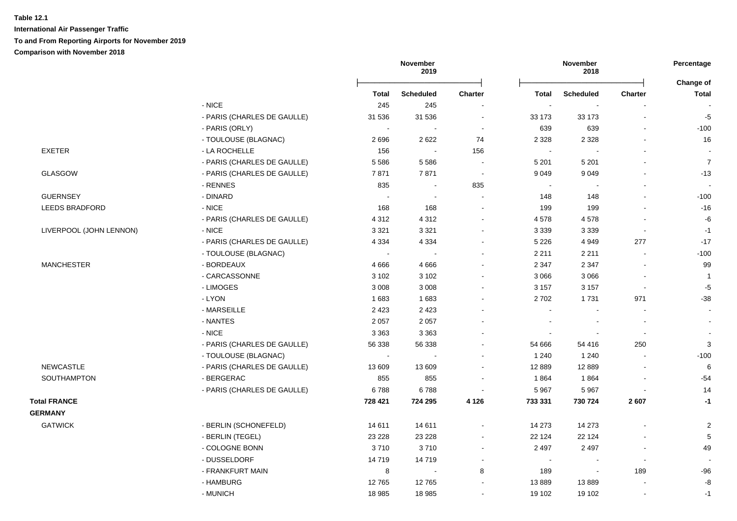**Table 12.1**

**International Air Passenger Traffic**

**To and From Reporting Airports for November 2019**

**Comparison with November 2018**

| | | November 2019 | | | November 2018 | | | Percentage Change of |
|---|---|---|---|---|---|---|---|---|
| | | **Total** | **Scheduled** | **Charter** | **Total** | **Scheduled** | **Charter** | **Total** |
| | - NICE | 245 | 245 | - | - | - | - | - |
| | - PARIS (CHARLES DE GAULLE) | 31 536 | 31 536 | - | 33 173 | 33 173 | - | -5 |
| | - PARIS (ORLY) | - | - | - | 639 | 639 | - | -100 |
| | - TOULOUSE (BLAGNAC) | 2 696 | 2 622 | 74 | 2 328 | 2 328 | - | 16 |
| EXETER | - LA ROCHELLE | 156 | - | 156 | - | - | - | - |
| | - PARIS (CHARLES DE GAULLE) | 5 586 | 5 586 | - | 5 201 | 5 201 | - | 7 |
| GLASGOW | - PARIS (CHARLES DE GAULLE) | 7 871 | 7 871 | - | 9 049 | 9 049 | - | -13 |
| | - RENNES | 835 | - | 835 | - | - | - | - |
| GUERNSEY | - DINARD | - | - | - | 148 | 148 | - | -100 |
| LEEDS BRADFORD | - NICE | 168 | 168 | - | 199 | 199 | - | -16 |
| | - PARIS (CHARLES DE GAULLE) | 4 312 | 4 312 | - | 4 578 | 4 578 | - | -6 |
| LIVERPOOL (JOHN LENNON) | - NICE | 3 321 | 3 321 | - | 3 339 | 3 339 | - | -1 |
| | - PARIS (CHARLES DE GAULLE) | 4 334 | 4 334 | - | 5 226 | 4 949 | 277 | -17 |
| | - TOULOUSE (BLAGNAC) | - | - | - | 2 211 | 2 211 | - | -100 |
| MANCHESTER | - BORDEAUX | 4 666 | 4 666 | - | 2 347 | 2 347 | - | 99 |
| | - CARCASSONNE | 3 102 | 3 102 | - | 3 066 | 3 066 | - | 1 |
| | - LIMOGES | 3 008 | 3 008 | - | 3 157 | 3 157 | - | -5 |
| | - LYON | 1 683 | 1 683 | - | 2 702 | 1 731 | 971 | -38 |
| | - MARSEILLE | 2 423 | 2 423 | - | - | - | - | - |
| | - NANTES | 2 057 | 2 057 | - | - | - | - | - |
| | - NICE | 3 363 | 3 363 | - | - | - | - | - |
| | - PARIS (CHARLES DE GAULLE) | 56 338 | 56 338 | - | 54 666 | 54 416 | 250 | 3 |
| | - TOULOUSE (BLAGNAC) | - | - | - | 1 240 | 1 240 | - | -100 |
| NEWCASTLE | - PARIS (CHARLES DE GAULLE) | 13 609 | 13 609 | - | 12 889 | 12 889 | - | 6 |
| SOUTHAMPTON | - BERGERAC | 855 | 855 | - | 1 864 | 1 864 | - | -54 |
| | - PARIS (CHARLES DE GAULLE) | 6 788 | 6 788 | - | 5 967 | 5 967 | - | 14 |
| **Total FRANCE** | | **728 421** | **724 295** | **4 126** | **733 331** | **730 724** | **2 607** | **-1** |
| **GERMANY** | | | | | | | | |
| GATWICK | - BERLIN (SCHONEFELD) | 14 611 | 14 611 | - | 14 273 | 14 273 | - | 2 |
| | - BERLIN (TEGEL) | 23 228 | 23 228 | - | 22 124 | 22 124 | - | 5 |
| | - COLOGNE BONN | 3 710 | 3 710 | - | 2 497 | 2 497 | - | 49 |
| | - DUSSELDORF | 14 719 | 14 719 | - | - | - | - | - |
| | - FRANKFURT MAIN | 8 | - | 8 | 189 | - | 189 | -96 |
| | - HAMBURG | 12 765 | 12 765 | - | 13 889 | 13 889 | - | -8 |
| | - MUNICH | 18 985 | 18 985 | - | 19 102 | 19 102 | - | -1 |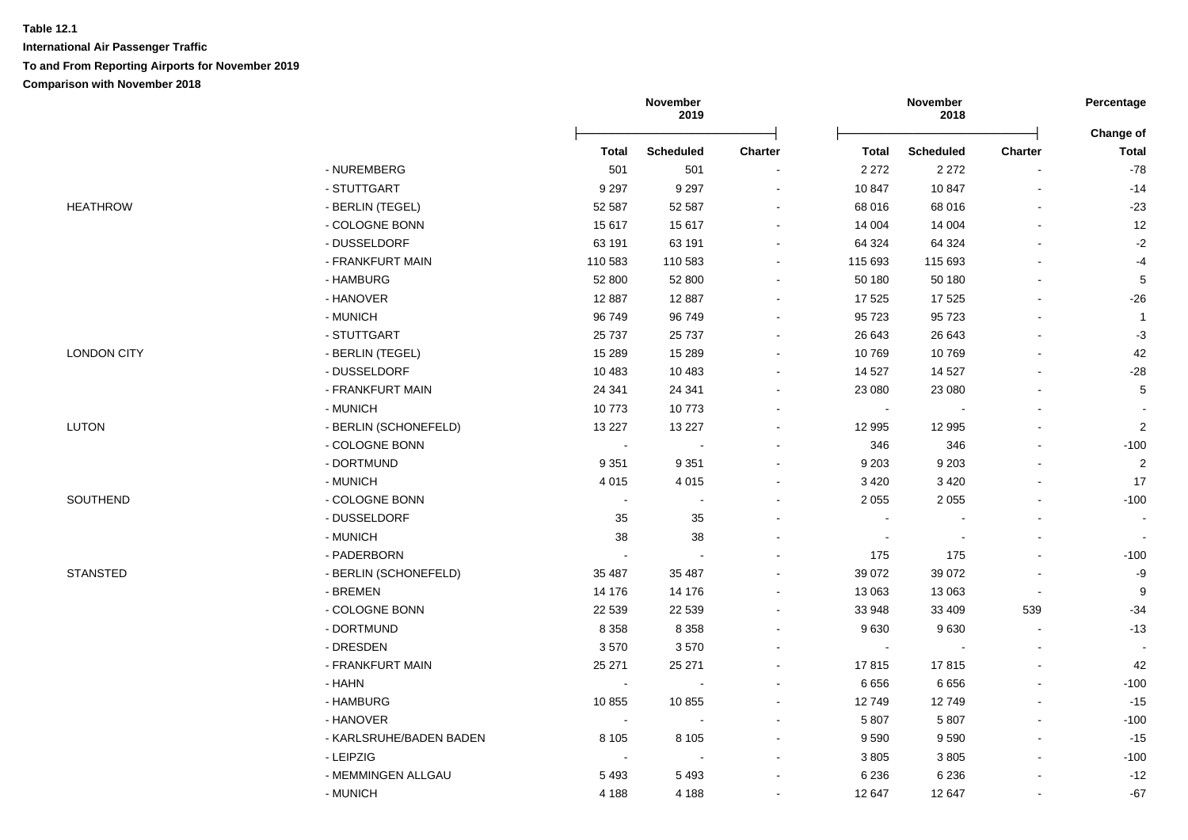**Table 12.1**

**International Air Passenger Traffic**

**To and From Reporting Airports for November 2019**

**Comparison with November 2018**

| | | November 2019 | | | November 2018 | | | Percentage |
|---|---|---|---|---|---|---|---|---|
| | | Total | Scheduled | Charter | Total | Scheduled | Charter | Change of Total |
| | - NUREMBERG | 501 | 501 | - | 2 272 | 2 272 | - | -78 |
| | - STUTTGART | 9 297 | 9 297 | - | 10 847 | 10 847 | - | -14 |
| HEATHROW | - BERLIN (TEGEL) | 52 587 | 52 587 | - | 68 016 | 68 016 | - | -23 |
| | - COLOGNE BONN | 15 617 | 15 617 | - | 14 004 | 14 004 | - | 12 |
| | - DUSSELDORF | 63 191 | 63 191 | - | 64 324 | 64 324 | - | -2 |
| | - FRANKFURT MAIN | 110 583 | 110 583 | - | 115 693 | 115 693 | - | -4 |
| | - HAMBURG | 52 800 | 52 800 | - | 50 180 | 50 180 | - | 5 |
| | - HANOVER | 12 887 | 12 887 | - | 17 525 | 17 525 | - | -26 |
| | - MUNICH | 96 749 | 96 749 | - | 95 723 | 95 723 | - | 1 |
| | - STUTTGART | 25 737 | 25 737 | - | 26 643 | 26 643 | - | -3 |
| LONDON CITY | - BERLIN (TEGEL) | 15 289 | 15 289 | - | 10 769 | 10 769 | - | 42 |
| | - DUSSELDORF | 10 483 | 10 483 | - | 14 527 | 14 527 | - | -28 |
| | - FRANKFURT MAIN | 24 341 | 24 341 | - | 23 080 | 23 080 | - | 5 |
| | - MUNICH | 10 773 | 10 773 | - | - | - | - | - |
| LUTON | - BERLIN (SCHONEFELD) | 13 227 | 13 227 | - | 12 995 | 12 995 | - | 2 |
| | - COLOGNE BONN | - | - | - | 346 | 346 | - | -100 |
| | - DORTMUND | 9 351 | 9 351 | - | 9 203 | 9 203 | - | 2 |
| | - MUNICH | 4 015 | 4 015 | - | 3 420 | 3 420 | - | 17 |
| SOUTHEND | - COLOGNE BONN | - | - | - | 2 055 | 2 055 | - | -100 |
| | - DUSSELDORF | 35 | 35 | - | - | - | - | - |
| | - MUNICH | 38 | 38 | - | - | - | - | - |
| | - PADERBORN | - | - | - | 175 | 175 | - | -100 |
| STANSTED | - BERLIN (SCHONEFELD) | 35 487 | 35 487 | - | 39 072 | 39 072 | - | -9 |
| | - BREMEN | 14 176 | 14 176 | - | 13 063 | 13 063 | - | 9 |
| | - COLOGNE BONN | 22 539 | 22 539 | - | 33 948 | 33 409 | 539 | -34 |
| | - DORTMUND | 8 358 | 8 358 | - | 9 630 | 9 630 | - | -13 |
| | - DRESDEN | 3 570 | 3 570 | - | - | - | - | - |
| | - FRANKFURT MAIN | 25 271 | 25 271 | - | 17 815 | 17 815 | - | 42 |
| | - HAHN | - | - | - | 6 656 | 6 656 | - | -100 |
| | - HAMBURG | 10 855 | 10 855 | - | 12 749 | 12 749 | - | -15 |
| | - HANOVER | - | - | - | 5 807 | 5 807 | - | -100 |
| | - KARLSRUHE/BADEN BADEN | 8 105 | 8 105 | - | 9 590 | 9 590 | - | -15 |
| | - LEIPZIG | - | - | - | 3 805 | 3 805 | - | -100 |
| | - MEMMINGEN ALLGAU | 5 493 | 5 493 | - | 6 236 | 6 236 | - | -12 |
| | - MUNICH | 4 188 | 4 188 | - | 12 647 | 12 647 | - | -67 |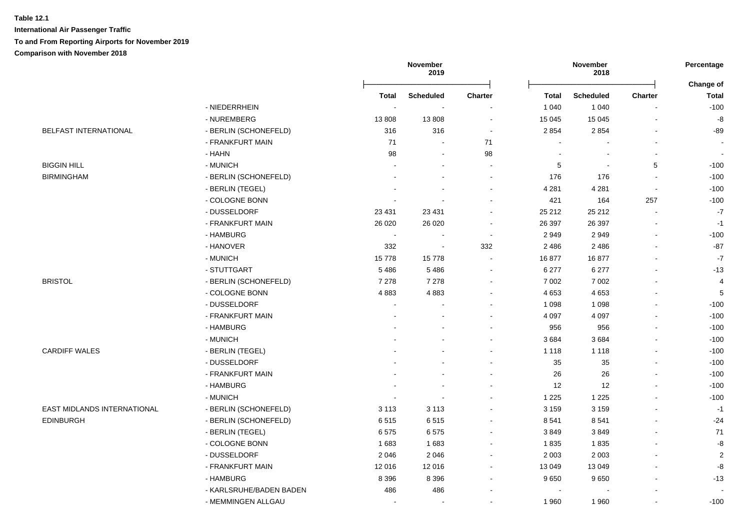**Table 12.1**

**International Air Passenger Traffic**

**To and From Reporting Airports for November 2019**

**Comparison with November 2018**

| | | November 2019 | | | November 2018 | | | Percentage |
|---|---|---|---|---|---|---|---|---|
| | | Total | Scheduled | Charter | Total | Scheduled | Charter | Change of Total |
| | - NIEDERRHEIN | - | - | - | 1 040 | 1 040 | - | -100 |
| | - NUREMBERG | 13 808 | 13 808 | - | 15 045 | 15 045 | - | -8 |
| BELFAST INTERNATIONAL | - BERLIN (SCHONEFELD) | 316 | 316 | - | 2 854 | 2 854 | - | -89 |
| | - FRANKFURT MAIN | 71 | - | 71 | - | - | - | - |
| | - HAHN | 98 | - | 98 | - | - | - | - |
| BIGGIN HILL | - MUNICH | - | - | - | 5 | - | 5 | -100 |
| BIRMINGHAM | - BERLIN (SCHONEFELD) | - | - | - | 176 | 176 | - | -100 |
| | - BERLIN (TEGEL) | - | - | - | 4 281 | 4 281 | - | -100 |
| | - COLOGNE BONN | - | - | - | 421 | 164 | 257 | -100 |
| | - DUSSELDORF | 23 431 | 23 431 | - | 25 212 | 25 212 | - | -7 |
| | - FRANKFURT MAIN | 26 020 | 26 020 | - | 26 397 | 26 397 | - | -1 |
| | - HAMBURG | - | - | - | 2 949 | 2 949 | - | -100 |
| | - HANOVER | 332 | - | 332 | 2 486 | 2 486 | - | -87 |
| | - MUNICH | 15 778 | 15 778 | - | 16 877 | 16 877 | - | -7 |
| | - STUTTGART | 5 486 | 5 486 | - | 6 277 | 6 277 | - | -13 |
| BRISTOL | - BERLIN (SCHONEFELD) | 7 278 | 7 278 | - | 7 002 | 7 002 | - | 4 |
| | - COLOGNE BONN | 4 883 | 4 883 | - | 4 653 | 4 653 | - | 5 |
| | - DUSSELDORF | - | - | - | 1 098 | 1 098 | - | -100 |
| | - FRANKFURT MAIN | - | - | - | 4 097 | 4 097 | - | -100 |
| | - HAMBURG | - | - | - | 956 | 956 | - | -100 |
| | - MUNICH | - | - | - | 3 684 | 3 684 | - | -100 |
| CARDIFF WALES | - BERLIN (TEGEL) | - | - | - | 1 118 | 1 118 | - | -100 |
| | - DUSSELDORF | - | - | - | 35 | 35 | - | -100 |
| | - FRANKFURT MAIN | - | - | - | 26 | 26 | - | -100 |
| | - HAMBURG | - | - | - | 12 | 12 | - | -100 |
| | - MUNICH | - | - | - | 1 225 | 1 225 | - | -100 |
| EAST MIDLANDS INTERNATIONAL | - BERLIN (SCHONEFELD) | 3 113 | 3 113 | - | 3 159 | 3 159 | - | -1 |
| EDINBURGH | - BERLIN (SCHONEFELD) | 6 515 | 6 515 | - | 8 541 | 8 541 | - | -24 |
| | - BERLIN (TEGEL) | 6 575 | 6 575 | - | 3 849 | 3 849 | - | 71 |
| | - COLOGNE BONN | 1 683 | 1 683 | - | 1 835 | 1 835 | - | -8 |
| | - DUSSELDORF | 2 046 | 2 046 | - | 2 003 | 2 003 | - | 2 |
| | - FRANKFURT MAIN | 12 016 | 12 016 | - | 13 049 | 13 049 | - | -8 |
| | - HAMBURG | 8 396 | 8 396 | - | 9 650 | 9 650 | - | -13 |
| | - KARLSRUHE/BADEN BADEN | 486 | 486 | - | - | - | - | - |
| | - MEMMINGEN ALLGAU | - | - | - | 1 960 | 1 960 | - | -100 |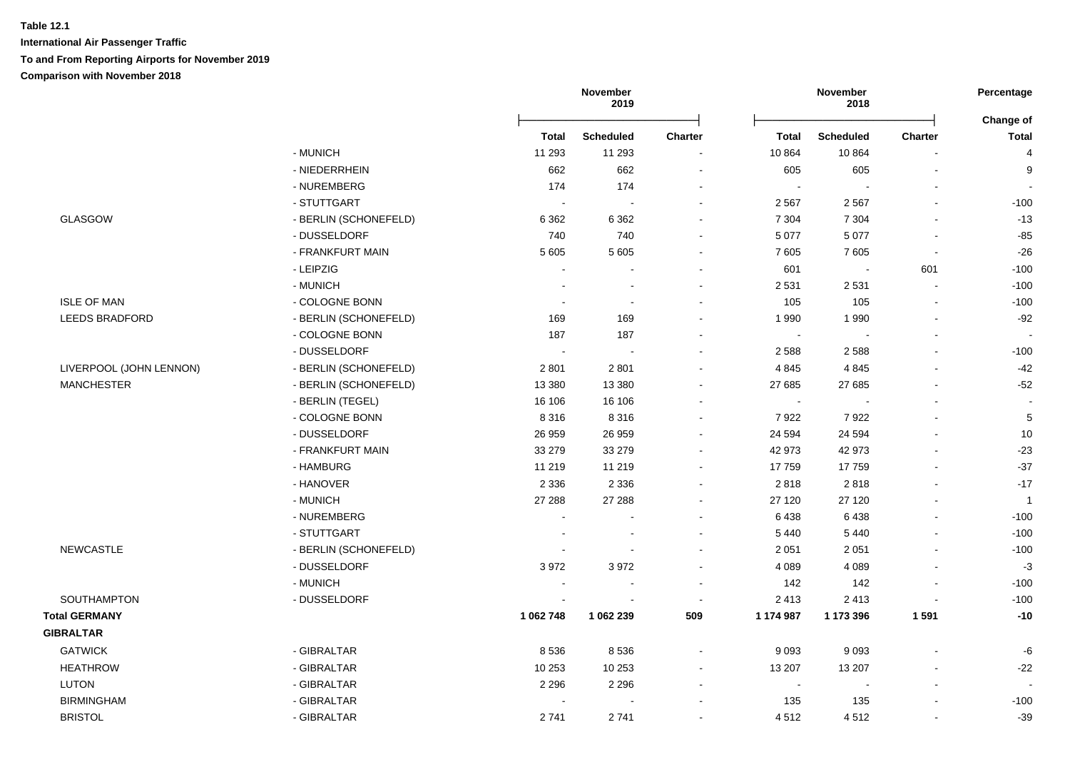**Table 12.1**

**International Air Passenger Traffic**

**To and From Reporting Airports for November 2019**

**Comparison with November 2018**

| | | November 2019 | | | November 2018 | | | Percentage |
|---|---|---|---|---|---|---|---|---|
| | | **Total** | **Scheduled** | **Charter** | **Total** | **Scheduled** | **Charter** | **Change of Total** |
| | - MUNICH | 11 293 | 11 293 | - | 10 864 | 10 864 | - | 4 |
| | - NIEDERRHEIN | 662 | 662 | - | 605 | 605 | - | 9 |
| | - NUREMBERG | 174 | 174 | - | - | - | - | - |
| | - STUTTGART | - | - | - | 2 567 | 2 567 | - | -100 |
| GLASGOW | - BERLIN (SCHONEFELD) | 6 362 | 6 362 | - | 7 304 | 7 304 | - | -13 |
| | - DUSSELDORF | 740 | 740 | - | 5 077 | 5 077 | - | -85 |
| | - FRANKFURT MAIN | 5 605 | 5 605 | - | 7 605 | 7 605 | - | -26 |
| | - LEIPZIG | - | - | - | 601 | - | 601 | -100 |
| | - MUNICH | - | - | - | 2 531 | 2 531 | - | -100 |
| ISLE OF MAN | - COLOGNE BONN | - | - | - | 105 | 105 | - | -100 |
| LEEDS BRADFORD | - BERLIN (SCHONEFELD) | 169 | 169 | - | 1 990 | 1 990 | - | -92 |
| | - COLOGNE BONN | 187 | 187 | - | - | - | - | - |
| | - DUSSELDORF | - | - | - | 2 588 | 2 588 | - | -100 |
| LIVERPOOL (JOHN LENNON) | - BERLIN (SCHONEFELD) | 2 801 | 2 801 | - | 4 845 | 4 845 | - | -42 |
| MANCHESTER | - BERLIN (SCHONEFELD) | 13 380 | 13 380 | - | 27 685 | 27 685 | - | -52 |
| | - BERLIN (TEGEL) | 16 106 | 16 106 | - | - | - | - | - |
| | - COLOGNE BONN | 8 316 | 8 316 | - | 7 922 | 7 922 | - | 5 |
| | - DUSSELDORF | 26 959 | 26 959 | - | 24 594 | 24 594 | - | 10 |
| | - FRANKFURT MAIN | 33 279 | 33 279 | - | 42 973 | 42 973 | - | -23 |
| | - HAMBURG | 11 219 | 11 219 | - | 17 759 | 17 759 | - | -37 |
| | - HANOVER | 2 336 | 2 336 | - | 2 818 | 2 818 | - | -17 |
| | - MUNICH | 27 288 | 27 288 | - | 27 120 | 27 120 | - | 1 |
| | - NUREMBERG | - | - | - | 6 438 | 6 438 | - | -100 |
| | - STUTTGART | - | - | - | 5 440 | 5 440 | - | -100 |
| NEWCASTLE | - BERLIN (SCHONEFELD) | - | - | - | 2 051 | 2 051 | - | -100 |
| | - DUSSELDORF | 3 972 | 3 972 | - | 4 089 | 4 089 | - | -3 |
| | - MUNICH | - | - | - | 142 | 142 | - | -100 |
| SOUTHAMPTON | - DUSSELDORF | - | - | - | 2 413 | 2 413 | - | -100 |
| **Total GERMANY** | | **1 062 748** | **1 062 239** | **509** | **1 174 987** | **1 173 396** | **1 591** | **-10** |
| **GIBRALTAR** | | | | | | | | |
| GATWICK | - GIBRALTAR | 8 536 | 8 536 | - | 9 093 | 9 093 | - | -6 |
| HEATHROW | - GIBRALTAR | 10 253 | 10 253 | - | 13 207 | 13 207 | - | -22 |
| LUTON | - GIBRALTAR | 2 296 | 2 296 | - | - | - | - | - |
| BIRMINGHAM | - GIBRALTAR | - | - | - | 135 | 135 | - | -100 |
| BRISTOL | - GIBRALTAR | 2 741 | 2 741 | - | 4 512 | 4 512 | - | -39 |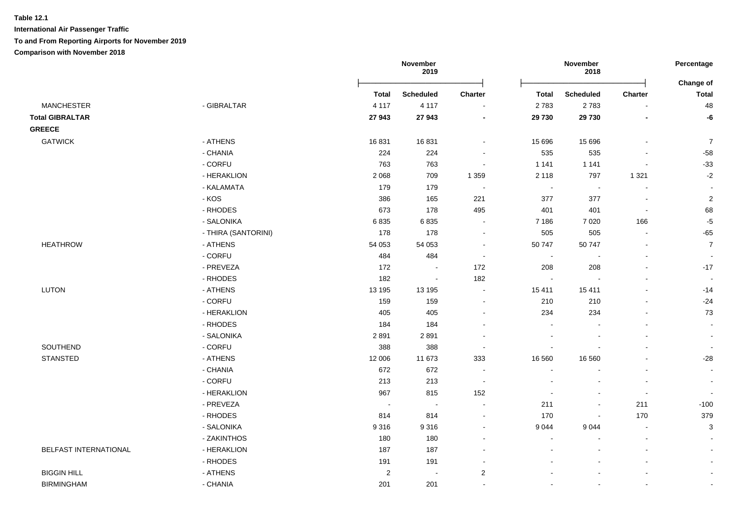**Table 12.1**

**International Air Passenger Traffic**

**To and From Reporting Airports for November 2019**

**Comparison with November 2018**

| | | November 2019 | | | November 2018 | | | Percentage |
|---|---|---|---|---|---|---|---|---|
| | | **Total** | **Scheduled** | **Charter** | **Total** | **Scheduled** | **Charter** | **Change of Total** |
| MANCHESTER | - GIBRALTAR | 4 117 | 4 117 | - | 2 783 | 2 783 | - | 48 |
| **Total GIBRALTAR** | | **27 943** | **27 943** | **-** | **29 730** | **29 730** | **-** | **-6** |
| **GREECE** | | | | | | | | |
| GATWICK | - ATHENS | 16 831 | 16 831 | - | 15 696 | 15 696 | - | 7 |
| | - CHANIA | 224 | 224 | - | 535 | 535 | - | -58 |
| | - CORFU | 763 | 763 | - | 1 141 | 1 141 | - | -33 |
| | - HERAKLION | 2 068 | 709 | 1 359 | 2 118 | 797 | 1 321 | -2 |
| | - KALAMATA | 179 | 179 | - | - | - | - | - |
| | - KOS | 386 | 165 | 221 | 377 | 377 | - | 2 |
| | - RHODES | 673 | 178 | 495 | 401 | 401 | - | 68 |
| | - SALONIKA | 6 835 | 6 835 | - | 7 186 | 7 020 | 166 | -5 |
| | - THIRA (SANTORINI) | 178 | 178 | - | 505 | 505 | - | -65 |
| HEATHROW | - ATHENS | 54 053 | 54 053 | - | 50 747 | 50 747 | - | 7 |
| | - CORFU | 484 | 484 | - | - | - | - | - |
| | - PREVEZA | 172 | - | 172 | 208 | 208 | - | -17 |
| | - RHODES | 182 | - | 182 | - | - | - | - |
| LUTON | - ATHENS | 13 195 | 13 195 | - | 15 411 | 15 411 | - | -14 |
| | - CORFU | 159 | 159 | - | 210 | 210 | - | -24 |
| | - HERAKLION | 405 | 405 | - | 234 | 234 | - | 73 |
| | - RHODES | 184 | 184 | - | - | - | - | - |
| | - SALONIKA | 2 891 | 2 891 | - | - | - | - | - |
| SOUTHEND | - CORFU | 388 | 388 | - | - | - | - | - |
| STANSTED | - ATHENS | 12 006 | 11 673 | 333 | 16 560 | 16 560 | - | -28 |
| | - CHANIA | 672 | 672 | - | - | - | - | - |
| | - CORFU | 213 | 213 | - | - | - | - | - |
| | - HERAKLION | 967 | 815 | 152 | - | - | - | - |
| | - PREVEZA | - | - | - | 211 | - | 211 | -100 |
| | - RHODES | 814 | 814 | - | 170 | - | 170 | 379 |
| | - SALONIKA | 9 316 | 9 316 | - | 9 044 | 9 044 | - | 3 |
| | - ZAKINTHOS | 180 | 180 | - | - | - | - | - |
| BELFAST INTERNATIONAL | - HERAKLION | 187 | 187 | - | - | - | - | - |
| | - RHODES | 191 | 191 | - | - | - | - | - |
| BIGGIN HILL | - ATHENS | 2 | - | 2 | - | - | - | - |
| BIRMINGHAM | - CHANIA | 201 | 201 | - | - | - | - | - |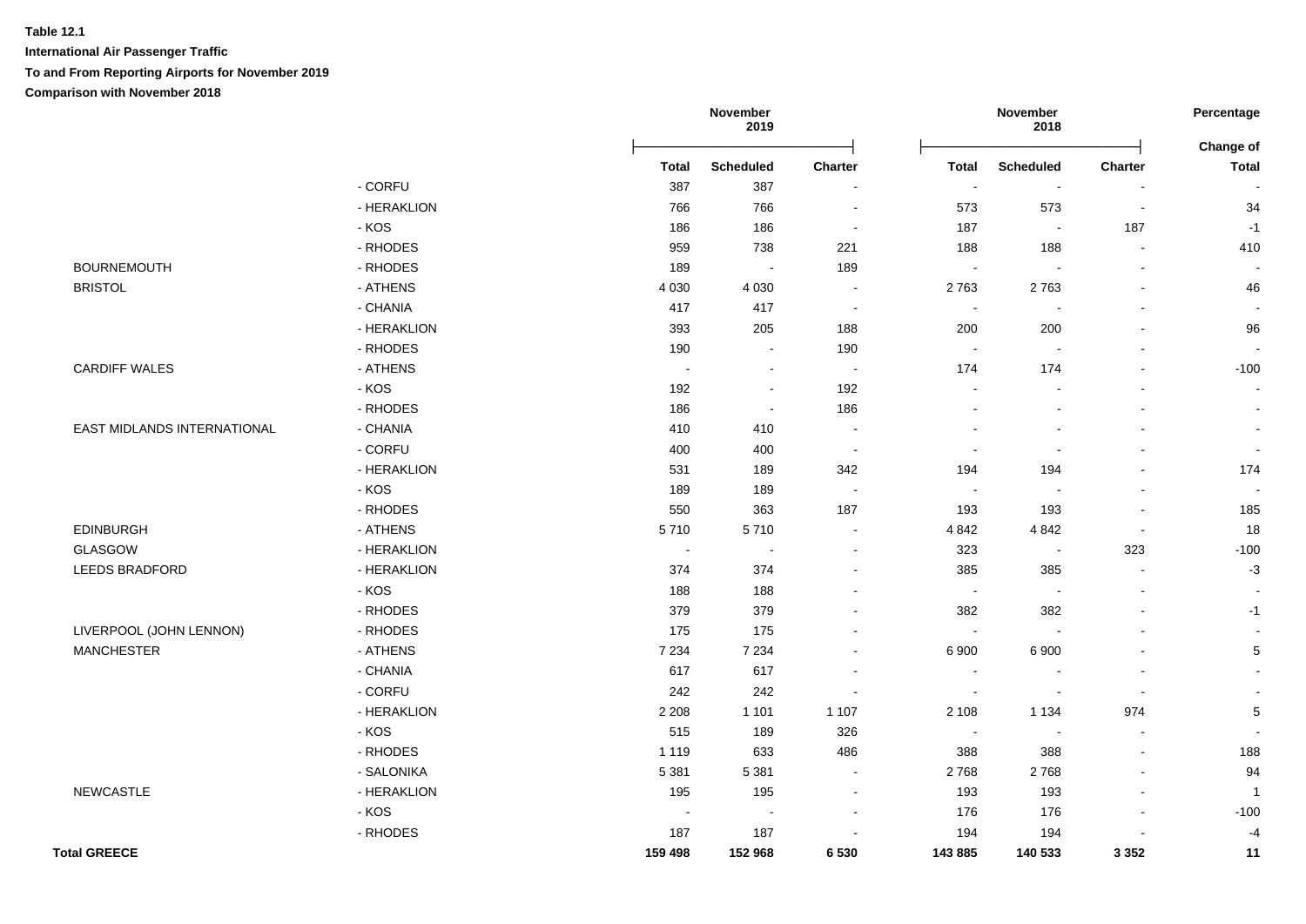**Table 12.1**

**International Air Passenger Traffic**

**To and From Reporting Airports for November 2019**

**Comparison with November 2018**

| | | November 2019 | | | November 2018 | | | Percentage |
|---|---|---|---|---|---|---|---|---|
| | | **Total** | **Scheduled** | **Charter** | **Total** | **Scheduled** | **Charter** | **Change of Total** |
| | - CORFU | 387 | 387 | - | - | - | - | - |
| | - HERAKLION | 766 | 766 | - | 573 | 573 | - | 34 |
| | - KOS | 186 | 186 | - | 187 | - | 187 | -1 |
| | - RHODES | 959 | 738 | 221 | 188 | 188 | - | 410 |
| BOURNEMOUTH | - RHODES | 189 | - | 189 | - | - | - | - |
| BRISTOL | - ATHENS | 4 030 | 4 030 | - | 2 763 | 2 763 | - | 46 |
| | - CHANIA | 417 | 417 | - | - | - | - | - |
| | - HERAKLION | 393 | 205 | 188 | 200 | 200 | - | 96 |
| | - RHODES | 190 | - | 190 | - | - | - | - |
| CARDIFF WALES | - ATHENS | - | - | - | 174 | 174 | - | -100 |
| | - KOS | 192 | - | 192 | - | - | - | - |
| | - RHODES | 186 | - | 186 | - | - | - | - |
| EAST MIDLANDS INTERNATIONAL | - CHANIA | 410 | 410 | - | - | - | - | - |
| | - CORFU | 400 | 400 | - | - | - | - | - |
| | - HERAKLION | 531 | 189 | 342 | 194 | 194 | - | 174 |
| | - KOS | 189 | 189 | - | - | - | - | - |
| | - RHODES | 550 | 363 | 187 | 193 | 193 | - | 185 |
| EDINBURGH | - ATHENS | 5 710 | 5 710 | - | 4 842 | 4 842 | - | 18 |
| GLASGOW | - HERAKLION | - | - | - | 323 | - | 323 | -100 |
| LEEDS BRADFORD | - HERAKLION | 374 | 374 | - | 385 | 385 | - | -3 |
| | - KOS | 188 | 188 | - | - | - | - | - |
| | - RHODES | 379 | 379 | - | 382 | 382 | - | -1 |
| LIVERPOOL (JOHN LENNON) | - RHODES | 175 | 175 | - | - | - | - | - |
| MANCHESTER | - ATHENS | 7 234 | 7 234 | - | 6 900 | 6 900 | - | 5 |
| | - CHANIA | 617 | 617 | - | - | - | - | - |
| | - CORFU | 242 | 242 | - | - | - | - | - |
| | - HERAKLION | 2 208 | 1 101 | 1 107 | 2 108 | 1 134 | 974 | 5 |
| | - KOS | 515 | 189 | 326 | - | - | - | - |
| | - RHODES | 1 119 | 633 | 486 | 388 | 388 | - | 188 |
| | - SALONIKA | 5 381 | 5 381 | - | 2 768 | 2 768 | - | 94 |
| NEWCASTLE | - HERAKLION | 195 | 195 | - | 193 | 193 | - | 1 |
| | - KOS | - | - | - | 176 | 176 | - | -100 |
| | - RHODES | 187 | 187 | - | 194 | 194 | - | -4 |
| **Total GREECE** | | **159 498** | **152 968** | **6 530** | **143 885** | **140 533** | **3 352** | **11** |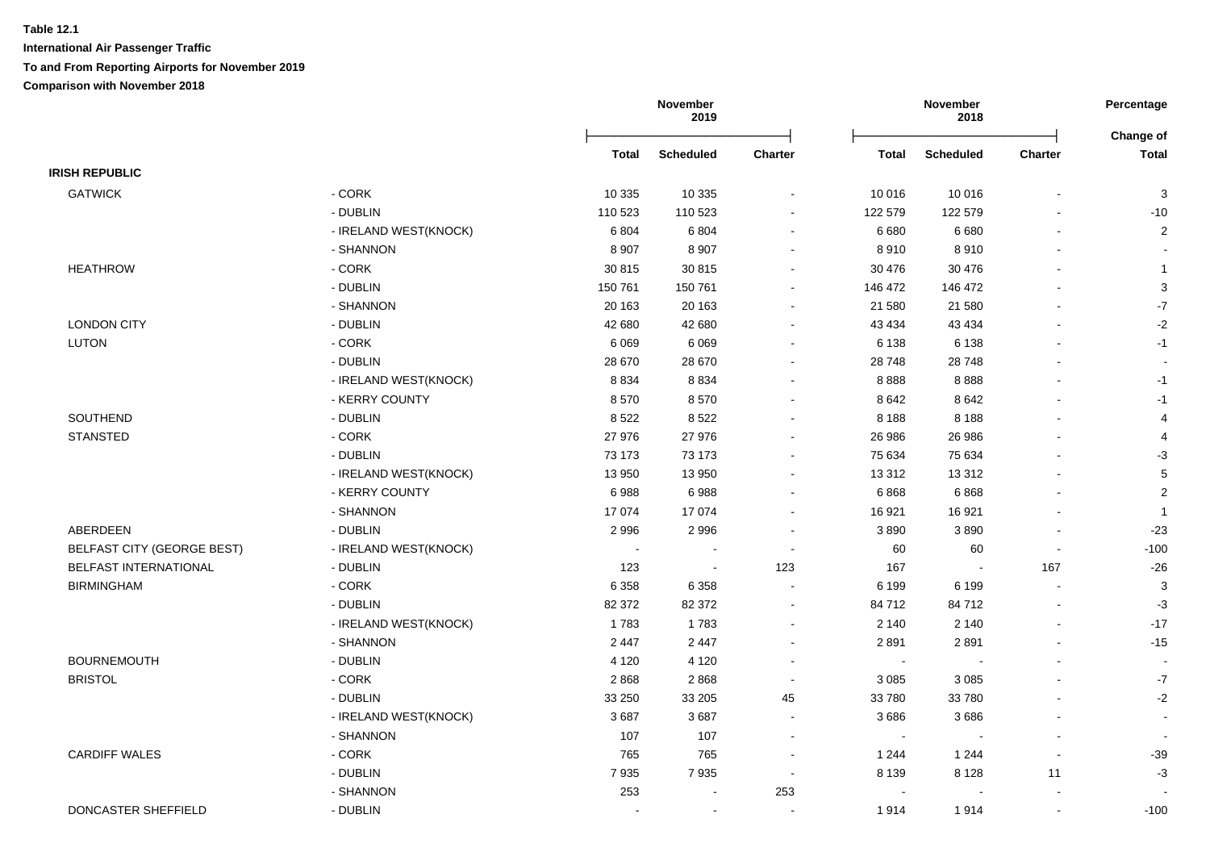**Table 12.1**

**International Air Passenger Traffic**

**To and From Reporting Airports for November 2019**

**Comparison with November 2018**

| | | November 2019 | | | November 2018 | | | Percentage |
|---|---|---|---|---|---|---|---|---|
| | | Total | Scheduled | Charter | Total | Scheduled | Charter | Change of Total |
| **IRISH REPUBLIC** | | | | | | | | |
| GATWICK | - CORK | 10 335 | 10 335 | - | 10 016 | 10 016 | - | 3 |
| | - DUBLIN | 110 523 | 110 523 | - | 122 579 | 122 579 | - | -10 |
| | - IRELAND WEST(KNOCK) | 6 804 | 6 804 | - | 6 680 | 6 680 | - | 2 |
| | - SHANNON | 8 907 | 8 907 | - | 8 910 | 8 910 | - | - |
| HEATHROW | - CORK | 30 815 | 30 815 | - | 30 476 | 30 476 | - | 1 |
| | - DUBLIN | 150 761 | 150 761 | - | 146 472 | 146 472 | - | 3 |
| | - SHANNON | 20 163 | 20 163 | - | 21 580 | 21 580 | - | -7 |
| LONDON CITY | - DUBLIN | 42 680 | 42 680 | - | 43 434 | 43 434 | - | -2 |
| LUTON | - CORK | 6 069 | 6 069 | - | 6 138 | 6 138 | - | -1 |
| | - DUBLIN | 28 670 | 28 670 | - | 28 748 | 28 748 | - | - |
| | - IRELAND WEST(KNOCK) | 8 834 | 8 834 | - | 8 888 | 8 888 | - | -1 |
| | - KERRY COUNTY | 8 570 | 8 570 | - | 8 642 | 8 642 | - | -1 |
| SOUTHEND | - DUBLIN | 8 522 | 8 522 | - | 8 188 | 8 188 | - | 4 |
| STANSTED | - CORK | 27 976 | 27 976 | - | 26 986 | 26 986 | - | 4 |
| | - DUBLIN | 73 173 | 73 173 | - | 75 634 | 75 634 | - | -3 |
| | - IRELAND WEST(KNOCK) | 13 950 | 13 950 | - | 13 312 | 13 312 | - | 5 |
| | - KERRY COUNTY | 6 988 | 6 988 | - | 6 868 | 6 868 | - | 2 |
| | - SHANNON | 17 074 | 17 074 | - | 16 921 | 16 921 | - | 1 |
| ABERDEEN | - DUBLIN | 2 996 | 2 996 | - | 3 890 | 3 890 | - | -23 |
| BELFAST CITY (GEORGE BEST) | - IRELAND WEST(KNOCK) | - | - | - | 60 | 60 | - | -100 |
| BELFAST INTERNATIONAL | - DUBLIN | 123 | - | 123 | 167 | - | 167 | -26 |
| BIRMINGHAM | - CORK | 6 358 | 6 358 | - | 6 199 | 6 199 | - | 3 |
| | - DUBLIN | 82 372 | 82 372 | - | 84 712 | 84 712 | - | -3 |
| | - IRELAND WEST(KNOCK) | 1 783 | 1 783 | - | 2 140 | 2 140 | - | -17 |
| | - SHANNON | 2 447 | 2 447 | - | 2 891 | 2 891 | - | -15 |
| BOURNEMOUTH | - DUBLIN | 4 120 | 4 120 | - | - | - | - | - |
| BRISTOL | - CORK | 2 868 | 2 868 | - | 3 085 | 3 085 | - | -7 |
| | - DUBLIN | 33 250 | 33 205 | 45 | 33 780 | 33 780 | - | -2 |
| | - IRELAND WEST(KNOCK) | 3 687 | 3 687 | - | 3 686 | 3 686 | - | - |
| | - SHANNON | 107 | 107 | - | - | - | - | - |
| CARDIFF WALES | - CORK | 765 | 765 | - | 1 244 | 1 244 | - | -39 |
| | - DUBLIN | 7 935 | 7 935 | - | 8 139 | 8 128 | 11 | -3 |
| | - SHANNON | 253 | - | 253 | - | - | - | - |
| DONCASTER SHEFFIELD | - DUBLIN | - | - | - | 1 914 | 1 914 | - | -100 |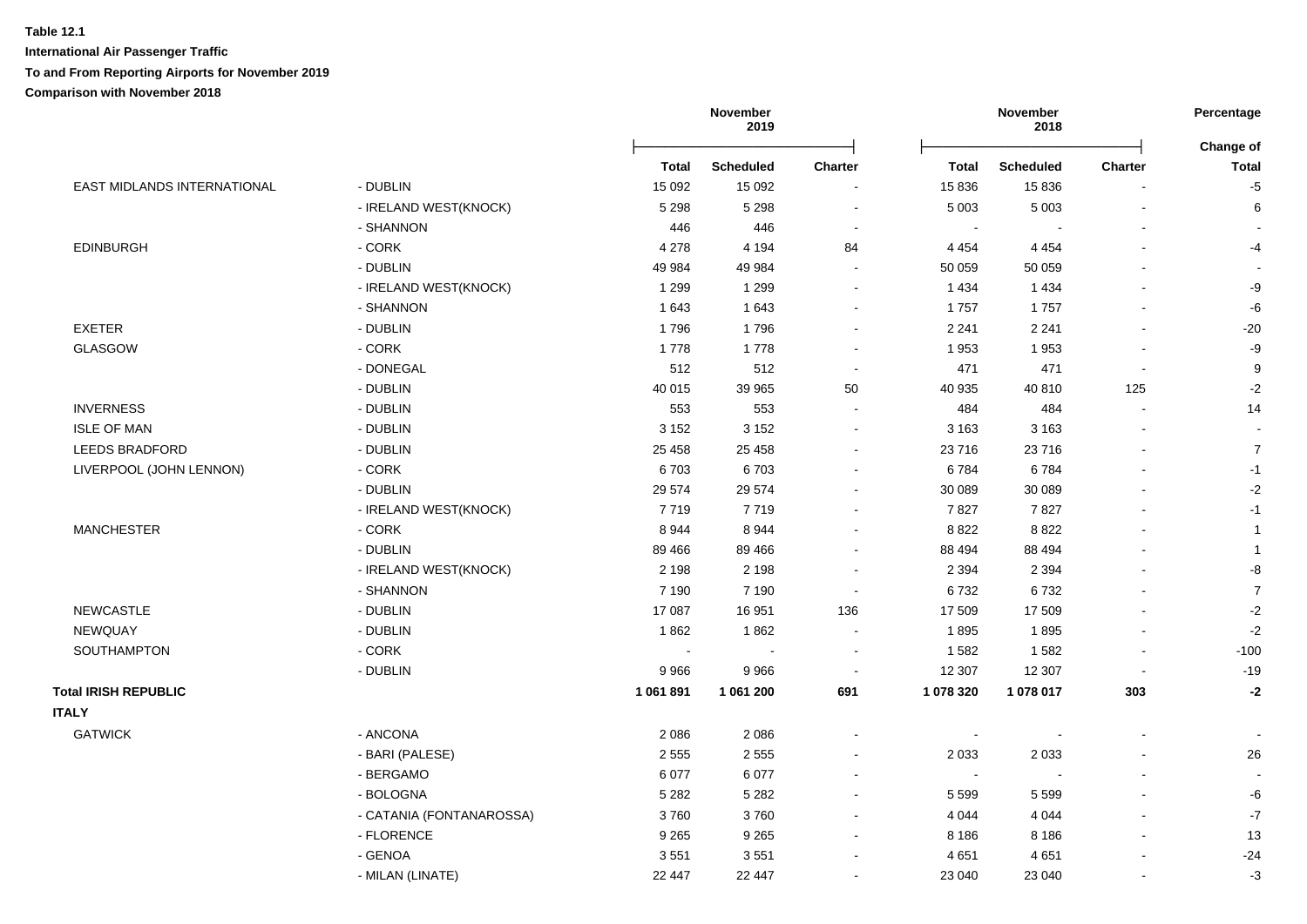**Table 12.1**

**International Air Passenger Traffic**

**To and From Reporting Airports for November 2019**

**Comparison with November 2018**

| | | November 2019 | | | November 2018 | | | Percentage |
|---|---|---|---|---|---|---|---|---|
| | | **Total** | **Scheduled** | **Charter** | **Total** | **Scheduled** | **Charter** | **Change of Total** |
| EAST MIDLANDS INTERNATIONAL | - DUBLIN | 15 092 | 15 092 | - | 15 836 | 15 836 | - | -5 |
| | - IRELAND WEST(KNOCK) | 5 298 | 5 298 | - | 5 003 | 5 003 | - | 6 |
| | - SHANNON | 446 | 446 | - | - | - | - | - |
| EDINBURGH | - CORK | 4 278 | 4 194 | 84 | 4 454 | 4 454 | - | -4 |
| | - DUBLIN | 49 984 | 49 984 | - | 50 059 | 50 059 | - | - |
| | - IRELAND WEST(KNOCK) | 1 299 | 1 299 | - | 1 434 | 1 434 | - | -9 |
| | - SHANNON | 1 643 | 1 643 | - | 1 757 | 1 757 | - | -6 |
| EXETER | - DUBLIN | 1 796 | 1 796 | - | 2 241 | 2 241 | - | -20 |
| GLASGOW | - CORK | 1 778 | 1 778 | - | 1 953 | 1 953 | - | -9 |
| | - DONEGAL | 512 | 512 | - | 471 | 471 | - | 9 |
| | - DUBLIN | 40 015 | 39 965 | 50 | 40 935 | 40 810 | 125 | -2 |
| INVERNESS | - DUBLIN | 553 | 553 | - | 484 | 484 | - | 14 |
| ISLE OF MAN | - DUBLIN | 3 152 | 3 152 | - | 3 163 | 3 163 | - | - |
| LEEDS BRADFORD | - DUBLIN | 25 458 | 25 458 | - | 23 716 | 23 716 | - | 7 |
| LIVERPOOL (JOHN LENNON) | - CORK | 6 703 | 6 703 | - | 6 784 | 6 784 | - | -1 |
| | - DUBLIN | 29 574 | 29 574 | - | 30 089 | 30 089 | - | -2 |
| | - IRELAND WEST(KNOCK) | 7 719 | 7 719 | - | 7 827 | 7 827 | - | -1 |
| MANCHESTER | - CORK | 8 944 | 8 944 | - | 8 822 | 8 822 | - | 1 |
| | - DUBLIN | 89 466 | 89 466 | - | 88 494 | 88 494 | - | 1 |
| | - IRELAND WEST(KNOCK) | 2 198 | 2 198 | - | 2 394 | 2 394 | - | -8 |
| | - SHANNON | 7 190 | 7 190 | - | 6 732 | 6 732 | - | 7 |
| NEWCASTLE | - DUBLIN | 17 087 | 16 951 | 136 | 17 509 | 17 509 | - | -2 |
| NEWQUAY | - DUBLIN | 1 862 | 1 862 | - | 1 895 | 1 895 | - | -2 |
| SOUTHAMPTON | - CORK | - | - | - | 1 582 | 1 582 | - | -100 |
| | - DUBLIN | 9 966 | 9 966 | - | 12 307 | 12 307 | - | -19 |
| **Total IRISH REPUBLIC** | | **1 061 891** | **1 061 200** | **691** | **1 078 320** | **1 078 017** | **303** | **-2** |
| **ITALY** | | | | | | | | |
| GATWICK | - ANCONA | 2 086 | 2 086 | - | - | - | - | - |
| | - BARI (PALESE) | 2 555 | 2 555 | - | 2 033 | 2 033 | - | 26 |
| | - BERGAMO | 6 077 | 6 077 | - | - | - | - | - |
| | - BOLOGNA | 5 282 | 5 282 | - | 5 599 | 5 599 | - | -6 |
| | - CATANIA (FONTANAROSSA) | 3 760 | 3 760 | - | 4 044 | 4 044 | - | -7 |
| | - FLORENCE | 9 265 | 9 265 | - | 8 186 | 8 186 | - | 13 |
| | - GENOA | 3 551 | 3 551 | - | 4 651 | 4 651 | - | -24 |
| | - MILAN (LINATE) | 22 447 | 22 447 | - | 23 040 | 23 040 | - | -3 |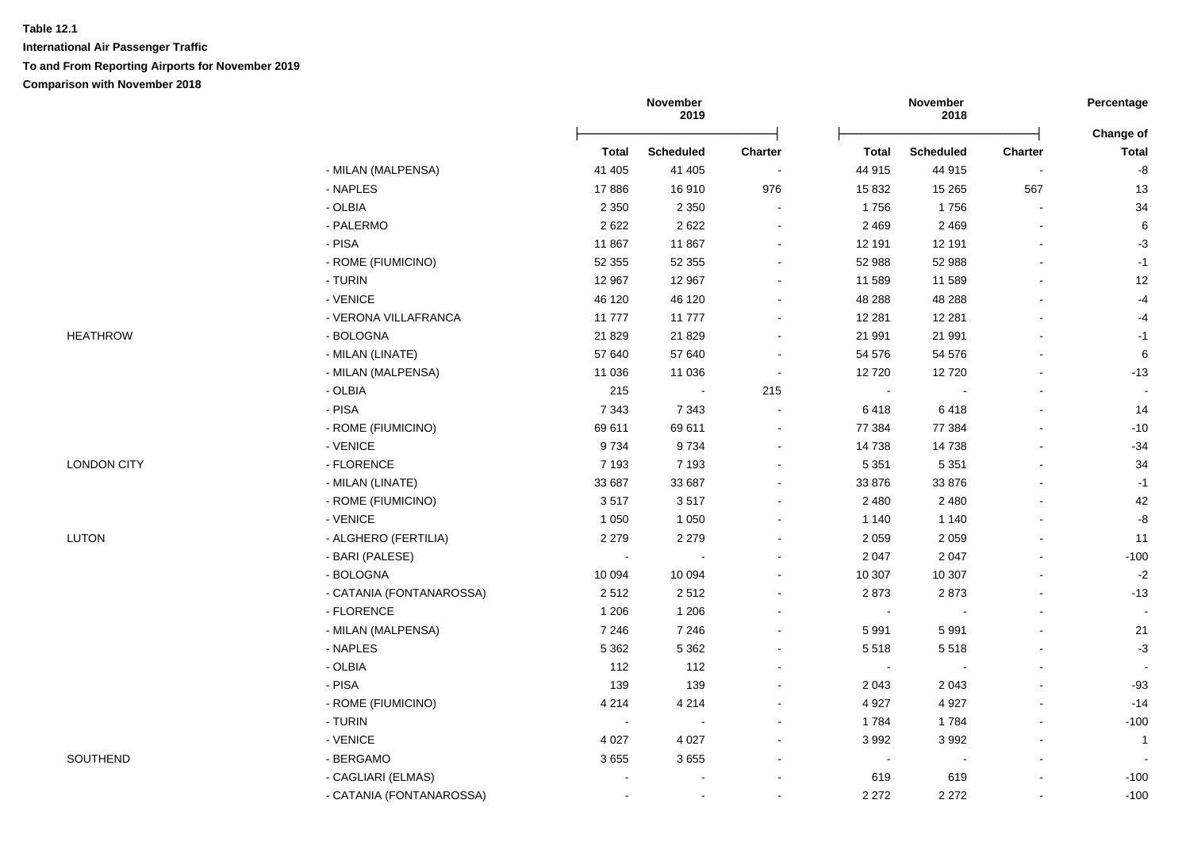**Table 12.1**

**International Air Passenger Traffic**

**To and From Reporting Airports for November 2019**

**Comparison with November 2018**

| | | November 2019 | | | November 2018 | | | Percentage |
|---|---|---|---|---|---|---|---|---|
| | | **Total** | **Scheduled** | **Charter** | **Total** | **Scheduled** | **Charter** | **Change of Total** |
| | - MILAN (MALPENSA) | 41 405 | 41 405 | - | 44 915 | 44 915 | - | -8 |
| | - NAPLES | 17 886 | 16 910 | 976 | 15 832 | 15 265 | 567 | 13 |
| | - OLBIA | 2 350 | 2 350 | - | 1 756 | 1 756 | - | 34 |
| | - PALERMO | 2 622 | 2 622 | - | 2 469 | 2 469 | - | 6 |
| | - PISA | 11 867 | 11 867 | - | 12 191 | 12 191 | - | -3 |
| | - ROME (FIUMICINO) | 52 355 | 52 355 | - | 52 988 | 52 988 | - | -1 |
| | - TURIN | 12 967 | 12 967 | - | 11 589 | 11 589 | - | 12 |
| | - VENICE | 46 120 | 46 120 | - | 48 288 | 48 288 | - | -4 |
| | - VERONA VILLAFRANCA | 11 777 | 11 777 | - | 12 281 | 12 281 | - | -4 |
| HEATHROW | - BOLOGNA | 21 829 | 21 829 | - | 21 991 | 21 991 | - | -1 |
| | - MILAN (LINATE) | 57 640 | 57 640 | - | 54 576 | 54 576 | - | 6 |
| | - MILAN (MALPENSA) | 11 036 | 11 036 | - | 12 720 | 12 720 | - | -13 |
| | - OLBIA | 215 | - | 215 | - | - | - | - |
| | - PISA | 7 343 | 7 343 | - | 6 418 | 6 418 | - | 14 |
| | - ROME (FIUMICINO) | 69 611 | 69 611 | - | 77 384 | 77 384 | - | -10 |
| | - VENICE | 9 734 | 9 734 | - | 14 738 | 14 738 | - | -34 |
| LONDON CITY | - FLORENCE | 7 193 | 7 193 | - | 5 351 | 5 351 | - | 34 |
| | - MILAN (LINATE) | 33 687 | 33 687 | - | 33 876 | 33 876 | - | -1 |
| | - ROME (FIUMICINO) | 3 517 | 3 517 | - | 2 480 | 2 480 | - | 42 |
| | - VENICE | 1 050 | 1 050 | - | 1 140 | 1 140 | - | -8 |
| LUTON | - ALGHERO (FERTILIA) | 2 279 | 2 279 | - | 2 059 | 2 059 | - | 11 |
| | - BARI (PALESE) | - | - | - | 2 047 | 2 047 | - | -100 |
| | - BOLOGNA | 10 094 | 10 094 | - | 10 307 | 10 307 | - | -2 |
| | - CATANIA (FONTANAROSSA) | 2 512 | 2 512 | - | 2 873 | 2 873 | - | -13 |
| | - FLORENCE | 1 206 | 1 206 | - | - | - | - | - |
| | - MILAN (MALPENSA) | 7 246 | 7 246 | - | 5 991 | 5 991 | - | 21 |
| | - NAPLES | 5 362 | 5 362 | - | 5 518 | 5 518 | - | -3 |
| | - OLBIA | 112 | 112 | - | - | - | - | - |
| | - PISA | 139 | 139 | - | 2 043 | 2 043 | - | -93 |
| | - ROME (FIUMICINO) | 4 214 | 4 214 | - | 4 927 | 4 927 | - | -14 |
| | - TURIN | - | - | - | 1 784 | 1 784 | - | -100 |
| | - VENICE | 4 027 | 4 027 | - | 3 992 | 3 992 | - | 1 |
| SOUTHEND | - BERGAMO | 3 655 | 3 655 | - | - | - | - | - |
| | - CAGLIARI (ELMAS) | - | - | - | 619 | 619 | - | -100 |
| | - CATANIA (FONTANAROSSA) | - | - | - | 2 272 | 2 272 | - | -100 |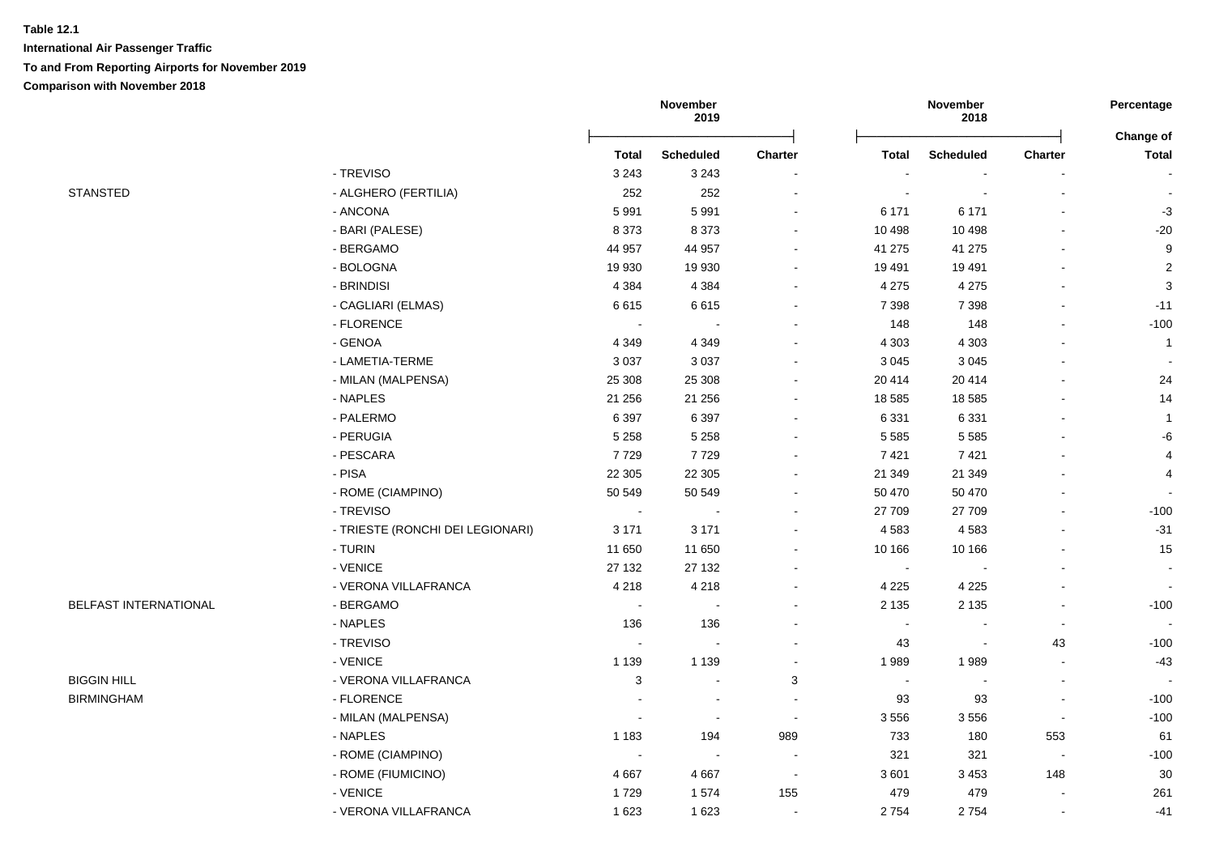**Table 12.1**

**International Air Passenger Traffic**

**To and From Reporting Airports for November 2019**

**Comparison with November 2018**

| | | November 2019 | | | November 2018 | | | Percentage Change of |
|---|---|---|---|---|---|---|---|---|
| | | Total | Scheduled | Charter | Total | Scheduled | Charter | Total |
| | - TREVISO | 3 243 | 3 243 | - | - | - | - | - |
| STANSTED | - ALGHERO (FERTILIA) | 252 | 252 | - | - | - | - | - |
| | - ANCONA | 5 991 | 5 991 | - | 6 171 | 6 171 | - | -3 |
| | - BARI (PALESE) | 8 373 | 8 373 | - | 10 498 | 10 498 | - | -20 |
| | - BERGAMO | 44 957 | 44 957 | - | 41 275 | 41 275 | - | 9 |
| | - BOLOGNA | 19 930 | 19 930 | - | 19 491 | 19 491 | - | 2 |
| | - BRINDISI | 4 384 | 4 384 | - | 4 275 | 4 275 | - | 3 |
| | - CAGLIARI (ELMAS) | 6 615 | 6 615 | - | 7 398 | 7 398 | - | -11 |
| | - FLORENCE | - | - | - | 148 | 148 | - | -100 |
| | - GENOA | 4 349 | 4 349 | - | 4 303 | 4 303 | - | 1 |
| | - LAMETIA-TERME | 3 037 | 3 037 | - | 3 045 | 3 045 | - | - |
| | - MILAN (MALPENSA) | 25 308 | 25 308 | - | 20 414 | 20 414 | - | 24 |
| | - NAPLES | 21 256 | 21 256 | - | 18 585 | 18 585 | - | 14 |
| | - PALERMO | 6 397 | 6 397 | - | 6 331 | 6 331 | - | 1 |
| | - PERUGIA | 5 258 | 5 258 | - | 5 585 | 5 585 | - | -6 |
| | - PESCARA | 7 729 | 7 729 | - | 7 421 | 7 421 | - | 4 |
| | - PISA | 22 305 | 22 305 | - | 21 349 | 21 349 | - | 4 |
| | - ROME (CIAMPINO) | 50 549 | 50 549 | - | 50 470 | 50 470 | - | - |
| | - TREVISO | - | - | - | 27 709 | 27 709 | - | -100 |
| | - TRIESTE (RONCHI DEI LEGIONARI) | 3 171 | 3 171 | - | 4 583 | 4 583 | - | -31 |
| | - TURIN | 11 650 | 11 650 | - | 10 166 | 10 166 | - | 15 |
| | - VENICE | 27 132 | 27 132 | - | - | - | - | - |
| | - VERONA VILLAFRANCA | 4 218 | 4 218 | - | 4 225 | 4 225 | - | - |
| BELFAST INTERNATIONAL | - BERGAMO | - | - | - | 2 135 | 2 135 | - | -100 |
| | - NAPLES | 136 | 136 | - | - | - | - | - |
| | - TREVISO | - | - | - | 43 | - | 43 | -100 |
| | - VENICE | 1 139 | 1 139 | - | 1 989 | 1 989 | - | -43 |
| BIGGIN HILL | - VERONA VILLAFRANCA | 3 | - | 3 | - | - | - | - |
| BIRMINGHAM | - FLORENCE | - | - | - | 93 | 93 | - | -100 |
| | - MILAN (MALPENSA) | - | - | - | 3 556 | 3 556 | - | -100 |
| | - NAPLES | 1 183 | 194 | 989 | 733 | 180 | 553 | 61 |
| | - ROME (CIAMPINO) | - | - | - | 321 | 321 | - | -100 |
| | - ROME (FIUMICINO) | 4 667 | 4 667 | - | 3 601 | 3 453 | 148 | 30 |
| | - VENICE | 1 729 | 1 574 | 155 | 479 | 479 | - | 261 |
| | - VERONA VILLAFRANCA | 1 623 | 1 623 | - | 2 754 | 2 754 | - | -41 |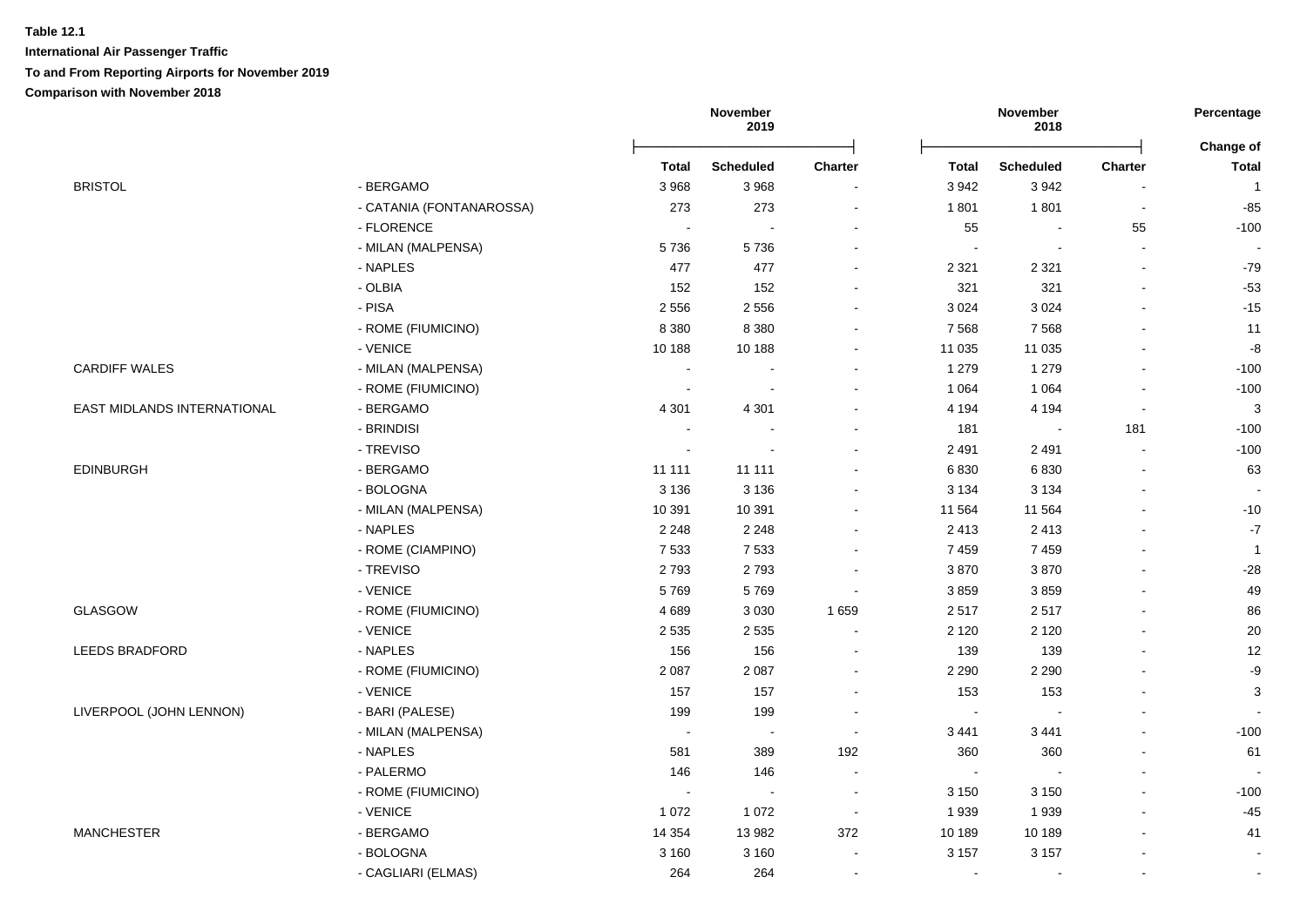**Table 12.1**

**International Air Passenger Traffic**

**To and From Reporting Airports for November 2019**

**Comparison with November 2018**

| | | November 2019 | | | November 2018 | | | Percentage |
|---|---|---|---|---|---|---|---|---|
| | | Total | Scheduled | Charter | Total | Scheduled | Charter | Change of Total |
| BRISTOL | - BERGAMO | 3 968 | 3 968 | - | 3 942 | 3 942 | - | 1 |
| | - CATANIA (FONTANAROSSA) | 273 | 273 | - | 1 801 | 1 801 | - | -85 |
| | - FLORENCE | - | - | - | 55 | - | 55 | -100 |
| | - MILAN (MALPENSA) | 5 736 | 5 736 | - | - | - | - | - |
| | - NAPLES | 477 | 477 | - | 2 321 | 2 321 | - | -79 |
| | - OLBIA | 152 | 152 | - | 321 | 321 | - | -53 |
| | - PISA | 2 556 | 2 556 | - | 3 024 | 3 024 | - | -15 |
| | - ROME (FIUMICINO) | 8 380 | 8 380 | - | 7 568 | 7 568 | - | 11 |
| | - VENICE | 10 188 | 10 188 | - | 11 035 | 11 035 | - | -8 |
| CARDIFF WALES | - MILAN (MALPENSA) | - | - | - | 1 279 | 1 279 | - | -100 |
| | - ROME (FIUMICINO) | - | - | - | 1 064 | 1 064 | - | -100 |
| EAST MIDLANDS INTERNATIONAL | - BERGAMO | 4 301 | 4 301 | - | 4 194 | 4 194 | - | 3 |
| | - BRINDISI | - | - | - | 181 | - | 181 | -100 |
| | - TREVISO | - | - | - | 2 491 | 2 491 | - | -100 |
| EDINBURGH | - BERGAMO | 11 111 | 11 111 | - | 6 830 | 6 830 | - | 63 |
| | - BOLOGNA | 3 136 | 3 136 | - | 3 134 | 3 134 | - | - |
| | - MILAN (MALPENSA) | 10 391 | 10 391 | - | 11 564 | 11 564 | - | -10 |
| | - NAPLES | 2 248 | 2 248 | - | 2 413 | 2 413 | - | -7 |
| | - ROME (CIAMPINO) | 7 533 | 7 533 | - | 7 459 | 7 459 | - | 1 |
| | - TREVISO | 2 793 | 2 793 | - | 3 870 | 3 870 | - | -28 |
| | - VENICE | 5 769 | 5 769 | - | 3 859 | 3 859 | - | 49 |
| GLASGOW | - ROME (FIUMICINO) | 4 689 | 3 030 | 1 659 | 2 517 | 2 517 | - | 86 |
| | - VENICE | 2 535 | 2 535 | - | 2 120 | 2 120 | - | 20 |
| LEEDS BRADFORD | - NAPLES | 156 | 156 | - | 139 | 139 | - | 12 |
| | - ROME (FIUMICINO) | 2 087 | 2 087 | - | 2 290 | 2 290 | - | -9 |
| | - VENICE | 157 | 157 | - | 153 | 153 | - | 3 |
| LIVERPOOL (JOHN LENNON) | - BARI (PALESE) | 199 | 199 | - | - | - | - | - |
| | - MILAN (MALPENSA) | - | - | - | 3 441 | 3 441 | - | -100 |
| | - NAPLES | 581 | 389 | 192 | 360 | 360 | - | 61 |
| | - PALERMO | 146 | 146 | - | - | - | - | - |
| | - ROME (FIUMICINO) | - | - | - | 3 150 | 3 150 | - | -100 |
| | - VENICE | 1 072 | 1 072 | - | 1 939 | 1 939 | - | -45 |
| MANCHESTER | - BERGAMO | 14 354 | 13 982 | 372 | 10 189 | 10 189 | - | 41 |
| | - BOLOGNA | 3 160 | 3 160 | - | 3 157 | 3 157 | - | - |
| | - CAGLIARI (ELMAS) | 264 | 264 | - | - | - | - | - |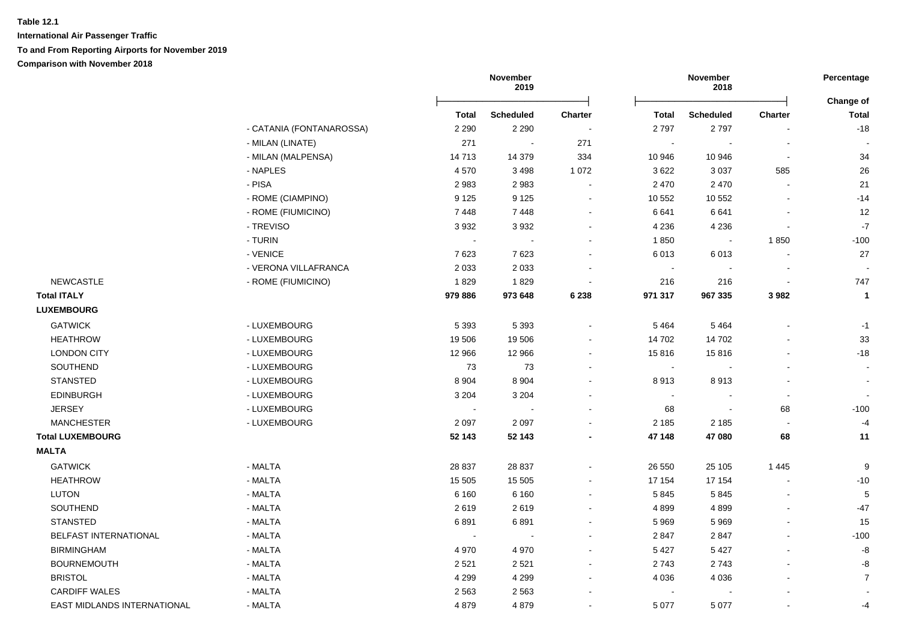**Table 12.1**

**International Air Passenger Traffic**

**To and From Reporting Airports for November 2019**

**Comparison with November 2018**

| | | November 2019 | | | November 2018 | | | Percentage |
|---|---|---|---|---|---|---|---|---|
| | | **Total** | **Scheduled** | **Charter** | **Total** | **Scheduled** | **Charter** | **Change of Total** |
| | - CATANIA (FONTANAROSSA) | 2 290 | 2 290 | - | 2 797 | 2 797 | - | -18 |
| | - MILAN (LINATE) | 271 | - | 271 | - | - | - | - |
| | - MILAN (MALPENSA) | 14 713 | 14 379 | 334 | 10 946 | 10 946 | - | 34 |
| | - NAPLES | 4 570 | 3 498 | 1 072 | 3 622 | 3 037 | 585 | 26 |
| | - PISA | 2 983 | 2 983 | - | 2 470 | 2 470 | - | 21 |
| | - ROME (CIAMPINO) | 9 125 | 9 125 | - | 10 552 | 10 552 | - | -14 |
| | - ROME (FIUMICINO) | 7 448 | 7 448 | - | 6 641 | 6 641 | - | 12 |
| | - TREVISO | 3 932 | 3 932 | - | 4 236 | 4 236 | - | -7 |
| | - TURIN | - | - | - | 1 850 | - | 1 850 | -100 |
| | - VENICE | 7 623 | 7 623 | - | 6 013 | 6 013 | - | 27 |
| | - VERONA VILLAFRANCA | 2 033 | 2 033 | - | - | - | - | - |
| NEWCASTLE | - ROME (FIUMICINO) | 1 829 | 1 829 | - | 216 | 216 | - | 747 |
| **Total ITALY** | | **979 886** | **973 648** | **6 238** | **971 317** | **967 335** | **3 982** | **1** |
| **LUXEMBOURG** | | | | | | | | |
| GATWICK | - LUXEMBOURG | 5 393 | 5 393 | - | 5 464 | 5 464 | - | -1 |
| HEATHROW | - LUXEMBOURG | 19 506 | 19 506 | - | 14 702 | 14 702 | - | 33 |
| LONDON CITY | - LUXEMBOURG | 12 966 | 12 966 | - | 15 816 | 15 816 | - | -18 |
| SOUTHEND | - LUXEMBOURG | 73 | 73 | - | - | - | - | - |
| STANSTED | - LUXEMBOURG | 8 904 | 8 904 | - | 8 913 | 8 913 | - | - |
| EDINBURGH | - LUXEMBOURG | 3 204 | 3 204 | - | - | - | - | - |
| JERSEY | - LUXEMBOURG | - | - | - | 68 | - | 68 | -100 |
| MANCHESTER | - LUXEMBOURG | 2 097 | 2 097 | - | 2 185 | 2 185 | - | -4 |
| **Total LUXEMBOURG** | | **52 143** | **52 143** | **-** | **47 148** | **47 080** | **68** | **11** |
| **MALTA** | | | | | | | | |
| GATWICK | - MALTA | 28 837 | 28 837 | - | 26 550 | 25 105 | 1 445 | 9 |
| HEATHROW | - MALTA | 15 505 | 15 505 | - | 17 154 | 17 154 | - | -10 |
| LUTON | - MALTA | 6 160 | 6 160 | - | 5 845 | 5 845 | - | 5 |
| SOUTHEND | - MALTA | 2 619 | 2 619 | - | 4 899 | 4 899 | - | -47 |
| STANSTED | - MALTA | 6 891 | 6 891 | - | 5 969 | 5 969 | - | 15 |
| BELFAST INTERNATIONAL | - MALTA | - | - | - | 2 847 | 2 847 | - | -100 |
| BIRMINGHAM | - MALTA | 4 970 | 4 970 | - | 5 427 | 5 427 | - | -8 |
| BOURNEMOUTH | - MALTA | 2 521 | 2 521 | - | 2 743 | 2 743 | - | -8 |
| BRISTOL | - MALTA | 4 299 | 4 299 | - | 4 036 | 4 036 | - | 7 |
| CARDIFF WALES | - MALTA | 2 563 | 2 563 | - | - | - | - | - |
| EAST MIDLANDS INTERNATIONAL | - MALTA | 4 879 | 4 879 | - | 5 077 | 5 077 | - | -4 |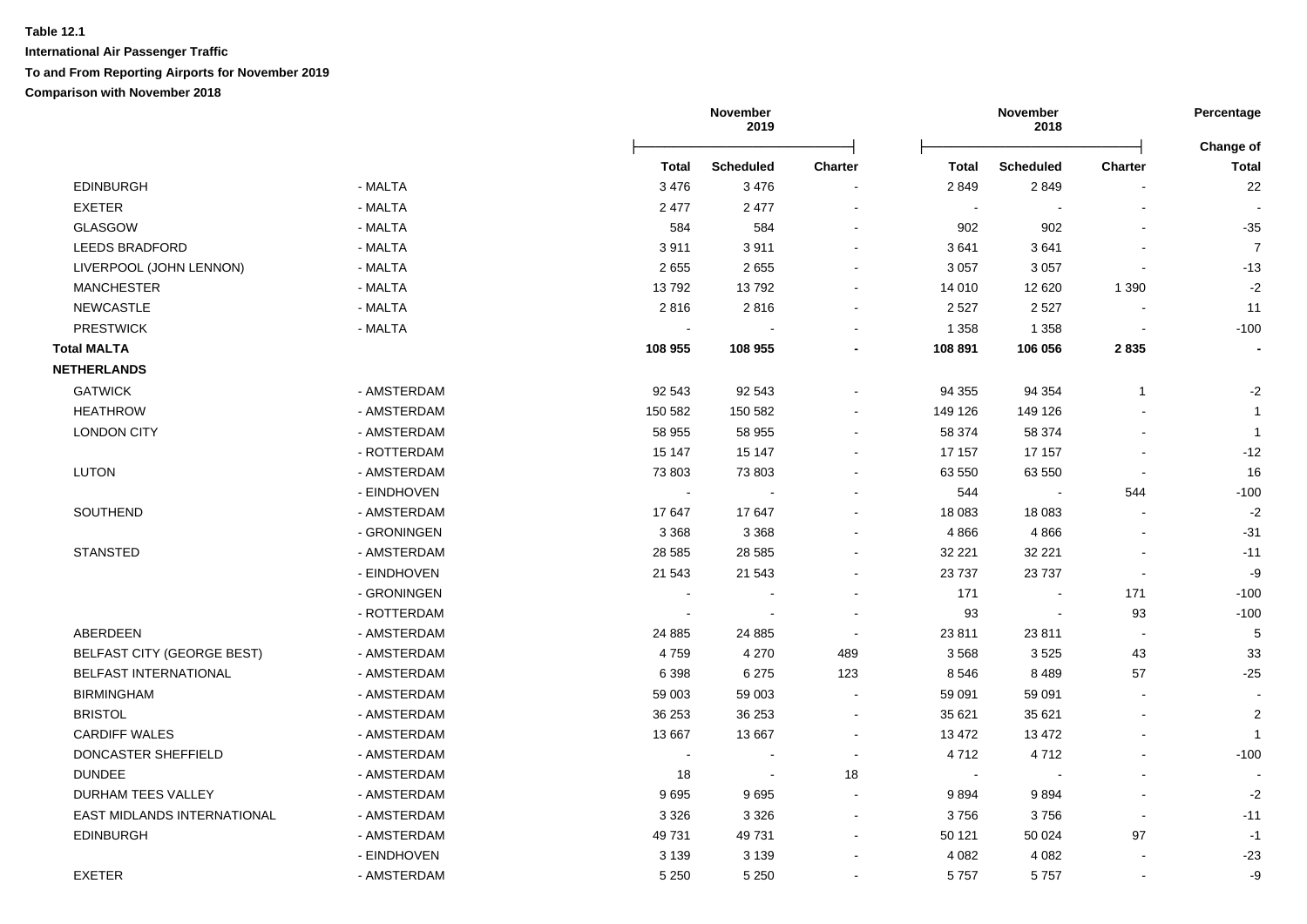**Table 12.1**

**International Air Passenger Traffic**

**To and From Reporting Airports for November 2019**

**Comparison with November 2018**

| | | November 2019 | | | November 2018 | | | Percentage |
|---|---|---|---|---|---|---|---|---|
| | | **Total** | **Scheduled** | **Charter** | **Total** | **Scheduled** | **Charter** | **Change of Total** |
| EDINBURGH | - MALTA | 3 476 | 3 476 | - | 2 849 | 2 849 | - | 22 |
| EXETER | - MALTA | 2 477 | 2 477 | - | - | - | - | - |
| GLASGOW | - MALTA | 584 | 584 | - | 902 | 902 | - | -35 |
| LEEDS BRADFORD | - MALTA | 3 911 | 3 911 | - | 3 641 | 3 641 | - | 7 |
| LIVERPOOL (JOHN LENNON) | - MALTA | 2 655 | 2 655 | - | 3 057 | 3 057 | - | -13 |
| MANCHESTER | - MALTA | 13 792 | 13 792 | - | 14 010 | 12 620 | 1 390 | -2 |
| NEWCASTLE | - MALTA | 2 816 | 2 816 | - | 2 527 | 2 527 | - | 11 |
| PRESTWICK | - MALTA | - | - | - | 1 358 | 1 358 | - | -100 |
| **Total MALTA** | | **108 955** | **108 955** | **-** | **108 891** | **106 056** | **2 835** | **-** |
| **NETHERLANDS** | | | | | | | | |
| GATWICK | - AMSTERDAM | 92 543 | 92 543 | - | 94 355 | 94 354 | 1 | -2 |
| HEATHROW | - AMSTERDAM | 150 582 | 150 582 | - | 149 126 | 149 126 | - | 1 |
| LONDON CITY | - AMSTERDAM | 58 955 | 58 955 | - | 58 374 | 58 374 | - | 1 |
| | - ROTTERDAM | 15 147 | 15 147 | - | 17 157 | 17 157 | - | -12 |
| LUTON | - AMSTERDAM | 73 803 | 73 803 | - | 63 550 | 63 550 | - | 16 |
| | - EINDHOVEN | - | - | - | 544 | - | 544 | -100 |
| SOUTHEND | - AMSTERDAM | 17 647 | 17 647 | - | 18 083 | 18 083 | - | -2 |
| | - GRONINGEN | 3 368 | 3 368 | - | 4 866 | 4 866 | - | -31 |
| STANSTED | - AMSTERDAM | 28 585 | 28 585 | - | 32 221 | 32 221 | - | -11 |
| | - EINDHOVEN | 21 543 | 21 543 | - | 23 737 | 23 737 | - | -9 |
| | - GRONINGEN | - | - | - | 171 | - | 171 | -100 |
| | - ROTTERDAM | - | - | - | 93 | - | 93 | -100 |
| ABERDEEN | - AMSTERDAM | 24 885 | 24 885 | - | 23 811 | 23 811 | - | 5 |
| BELFAST CITY (GEORGE BEST) | - AMSTERDAM | 4 759 | 4 270 | 489 | 3 568 | 3 525 | 43 | 33 |
| BELFAST INTERNATIONAL | - AMSTERDAM | 6 398 | 6 275 | 123 | 8 546 | 8 489 | 57 | -25 |
| BIRMINGHAM | - AMSTERDAM | 59 003 | 59 003 | - | 59 091 | 59 091 | - | - |
| BRISTOL | - AMSTERDAM | 36 253 | 36 253 | - | 35 621 | 35 621 | - | 2 |
| CARDIFF WALES | - AMSTERDAM | 13 667 | 13 667 | - | 13 472 | 13 472 | - | 1 |
| DONCASTER SHEFFIELD | - AMSTERDAM | - | - | - | 4 712 | 4 712 | - | -100 |
| DUNDEE | - AMSTERDAM | 18 | - | 18 | - | - | - | - |
| DURHAM TEES VALLEY | - AMSTERDAM | 9 695 | 9 695 | - | 9 894 | 9 894 | - | -2 |
| EAST MIDLANDS INTERNATIONAL | - AMSTERDAM | 3 326 | 3 326 | - | 3 756 | 3 756 | - | -11 |
| EDINBURGH | - AMSTERDAM | 49 731 | 49 731 | - | 50 121 | 50 024 | 97 | -1 |
| | - EINDHOVEN | 3 139 | 3 139 | - | 4 082 | 4 082 | - | -23 |
| EXETER | - AMSTERDAM | 5 250 | 5 250 | - | 5 757 | 5 757 | - | -9 |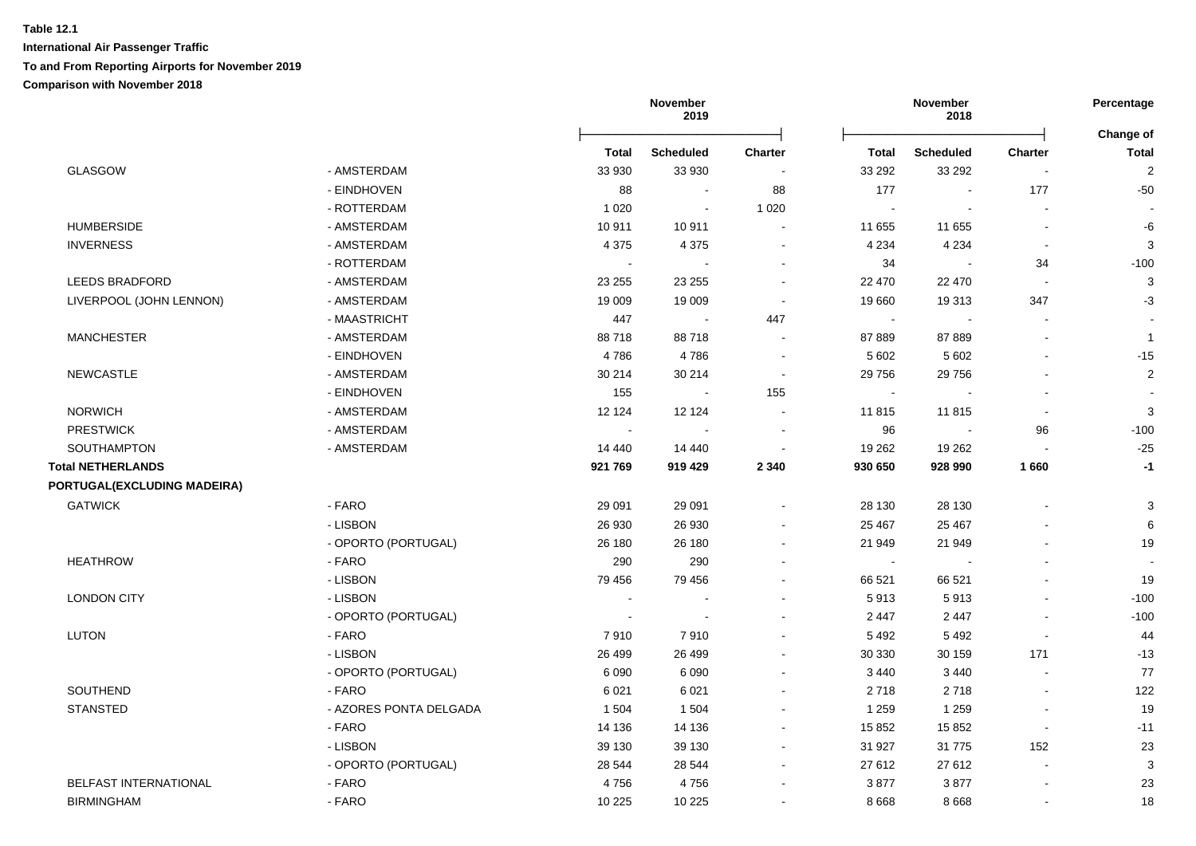**Table 12.1**

**International Air Passenger Traffic**

**To and From Reporting Airports for November 2019**

**Comparison with November 2018**

| | | November 2019 | | | November 2018 | | | Percentage |
|---|---|---|---|---|---|---|---|---|
| | | **Total** | **Scheduled** | **Charter** | **Total** | **Scheduled** | **Charter** | **Change of Total** |
| GLASGOW | - AMSTERDAM | 33 930 | 33 930 | - | 33 292 | 33 292 | - | 2 |
| | - EINDHOVEN | 88 | - | 88 | 177 | - | 177 | -50 |
| | - ROTTERDAM | 1 020 | - | 1 020 | - | - | - | - |
| HUMBERSIDE | - AMSTERDAM | 10 911 | 10 911 | - | 11 655 | 11 655 | - | -6 |
| INVERNESS | - AMSTERDAM | 4 375 | 4 375 | - | 4 234 | 4 234 | - | 3 |
| | - ROTTERDAM | - | - | - | 34 | - | 34 | -100 |
| LEEDS BRADFORD | - AMSTERDAM | 23 255 | 23 255 | - | 22 470 | 22 470 | - | 3 |
| LIVERPOOL (JOHN LENNON) | - AMSTERDAM | 19 009 | 19 009 | - | 19 660 | 19 313 | 347 | -3 |
| | - MAASTRICHT | 447 | - | 447 | - | - | - | - |
| MANCHESTER | - AMSTERDAM | 88 718 | 88 718 | - | 87 889 | 87 889 | - | 1 |
| | - EINDHOVEN | 4 786 | 4 786 | - | 5 602 | 5 602 | - | -15 |
| NEWCASTLE | - AMSTERDAM | 30 214 | 30 214 | - | 29 756 | 29 756 | - | 2 |
| | - EINDHOVEN | 155 | - | 155 | - | - | - | - |
| NORWICH | - AMSTERDAM | 12 124 | 12 124 | - | 11 815 | 11 815 | - | 3 |
| PRESTWICK | - AMSTERDAM | - | - | - | 96 | - | 96 | -100 |
| SOUTHAMPTON | - AMSTERDAM | 14 440 | 14 440 | - | 19 262 | 19 262 | - | -25 |
| **Total NETHERLANDS** | | **921 769** | **919 429** | **2 340** | **930 650** | **928 990** | **1 660** | **-1** |
| **PORTUGAL(EXCLUDING MADEIRA)** | | | | | | | | |
| GATWICK | - FARO | 29 091 | 29 091 | - | 28 130 | 28 130 | - | 3 |
| | - LISBON | 26 930 | 26 930 | - | 25 467 | 25 467 | - | 6 |
| | - OPORTO (PORTUGAL) | 26 180 | 26 180 | - | 21 949 | 21 949 | - | 19 |
| HEATHROW | - FARO | 290 | 290 | - | - | - | - | - |
| | - LISBON | 79 456 | 79 456 | - | 66 521 | 66 521 | - | 19 |
| LONDON CITY | - LISBON | - | - | - | 5 913 | 5 913 | - | -100 |
| | - OPORTO (PORTUGAL) | - | - | - | 2 447 | 2 447 | - | -100 |
| LUTON | - FARO | 7 910 | 7 910 | - | 5 492 | 5 492 | - | 44 |
| | - LISBON | 26 499 | 26 499 | - | 30 330 | 30 159 | 171 | -13 |
| | - OPORTO (PORTUGAL) | 6 090 | 6 090 | - | 3 440 | 3 440 | - | 77 |
| SOUTHEND | - FARO | 6 021 | 6 021 | - | 2 718 | 2 718 | - | 122 |
| STANSTED | - AZORES PONTA DELGADA | 1 504 | 1 504 | - | 1 259 | 1 259 | - | 19 |
| | - FARO | 14 136 | 14 136 | - | 15 852 | 15 852 | - | -11 |
| | - LISBON | 39 130 | 39 130 | - | 31 927 | 31 775 | 152 | 23 |
| | - OPORTO (PORTUGAL) | 28 544 | 28 544 | - | 27 612 | 27 612 | - | 3 |
| BELFAST INTERNATIONAL | - FARO | 4 756 | 4 756 | - | 3 877 | 3 877 | - | 23 |
| BIRMINGHAM | - FARO | 10 225 | 10 225 | - | 8 668 | 8 668 | - | 18 |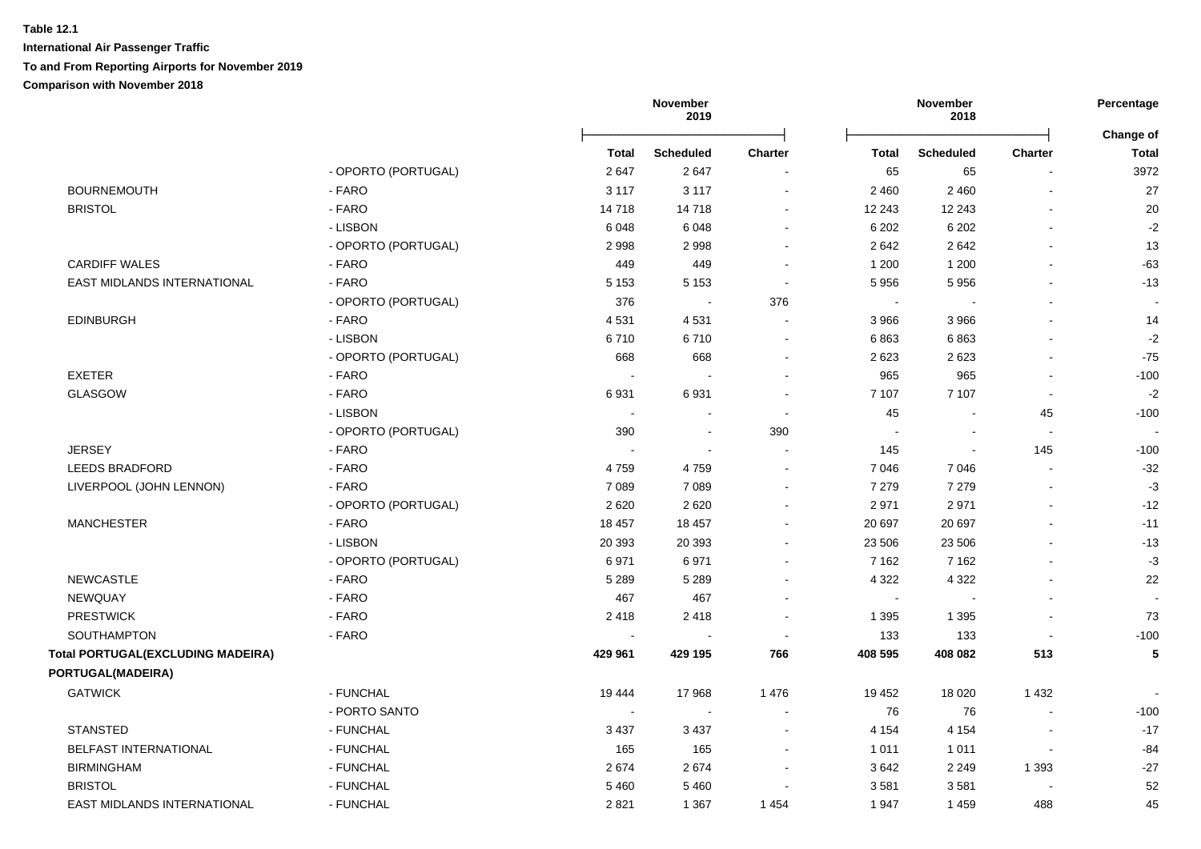**Table 12.1**

**International Air Passenger Traffic**

**To and From Reporting Airports for November 2019**

**Comparison with November 2018**

| | | November 2019 | | | November 2018 | | | Percentage |
|---|---|---|---|---|---|---|---|---|
| | | **Total** | **Scheduled** | **Charter** | **Total** | **Scheduled** | **Charter** | **Change of Total** |
| | - OPORTO (PORTUGAL) | 2 647 | 2 647 | - | 65 | 65 | - | 3972 |
| BOURNEMOUTH | - FARO | 3 117 | 3 117 | - | 2 460 | 2 460 | - | 27 |
| BRISTOL | - FARO | 14 718 | 14 718 | - | 12 243 | 12 243 | - | 20 |
| | - LISBON | 6 048 | 6 048 | - | 6 202 | 6 202 | - | -2 |
| | - OPORTO (PORTUGAL) | 2 998 | 2 998 | - | 2 642 | 2 642 | - | 13 |
| CARDIFF WALES | - FARO | 449 | 449 | - | 1 200 | 1 200 | - | -63 |
| EAST MIDLANDS INTERNATIONAL | - FARO | 5 153 | 5 153 | - | 5 956 | 5 956 | - | -13 |
| | - OPORTO (PORTUGAL) | 376 | - | 376 | - | - | - | - |
| EDINBURGH | - FARO | 4 531 | 4 531 | - | 3 966 | 3 966 | - | 14 |
| | - LISBON | 6 710 | 6 710 | - | 6 863 | 6 863 | - | -2 |
| | - OPORTO (PORTUGAL) | 668 | 668 | - | 2 623 | 2 623 | - | -75 |
| EXETER | - FARO | - | - | - | 965 | 965 | - | -100 |
| GLASGOW | - FARO | 6 931 | 6 931 | - | 7 107 | 7 107 | - | -2 |
| | - LISBON | - | - | - | 45 | - | 45 | -100 |
| | - OPORTO (PORTUGAL) | 390 | - | 390 | - | - | - | - |
| JERSEY | - FARO | - | - | - | 145 | - | 145 | -100 |
| LEEDS BRADFORD | - FARO | 4 759 | 4 759 | - | 7 046 | 7 046 | - | -32 |
| LIVERPOOL (JOHN LENNON) | - FARO | 7 089 | 7 089 | - | 7 279 | 7 279 | - | -3 |
| | - OPORTO (PORTUGAL) | 2 620 | 2 620 | - | 2 971 | 2 971 | - | -12 |
| MANCHESTER | - FARO | 18 457 | 18 457 | - | 20 697 | 20 697 | - | -11 |
| | - LISBON | 20 393 | 20 393 | - | 23 506 | 23 506 | - | -13 |
| | - OPORTO (PORTUGAL) | 6 971 | 6 971 | - | 7 162 | 7 162 | - | -3 |
| NEWCASTLE | - FARO | 5 289 | 5 289 | - | 4 322 | 4 322 | - | 22 |
| NEWQUAY | - FARO | 467 | 467 | - | - | - | - | - |
| PRESTWICK | - FARO | 2 418 | 2 418 | - | 1 395 | 1 395 | - | 73 |
| SOUTHAMPTON | - FARO | - | - | - | 133 | 133 | - | -100 |
| **Total PORTUGAL(EXCLUDING MADEIRA)** | | **429 961** | **429 195** | **766** | **408 595** | **408 082** | **513** | **5** |
| **PORTUGAL(MADEIRA)** | | | | | | | | |
| GATWICK | - FUNCHAL | 19 444 | 17 968 | 1 476 | 19 452 | 18 020 | 1 432 | - |
| | - PORTO SANTO | - | - | - | 76 | 76 | - | -100 |
| STANSTED | - FUNCHAL | 3 437 | 3 437 | - | 4 154 | 4 154 | - | -17 |
| BELFAST INTERNATIONAL | - FUNCHAL | 165 | 165 | - | 1 011 | 1 011 | - | -84 |
| BIRMINGHAM | - FUNCHAL | 2 674 | 2 674 | - | 3 642 | 2 249 | 1 393 | -27 |
| BRISTOL | - FUNCHAL | 5 460 | 5 460 | - | 3 581 | 3 581 | - | 52 |
| EAST MIDLANDS INTERNATIONAL | - FUNCHAL | 2 821 | 1 367 | 1 454 | 1 947 | 1 459 | 488 | 45 |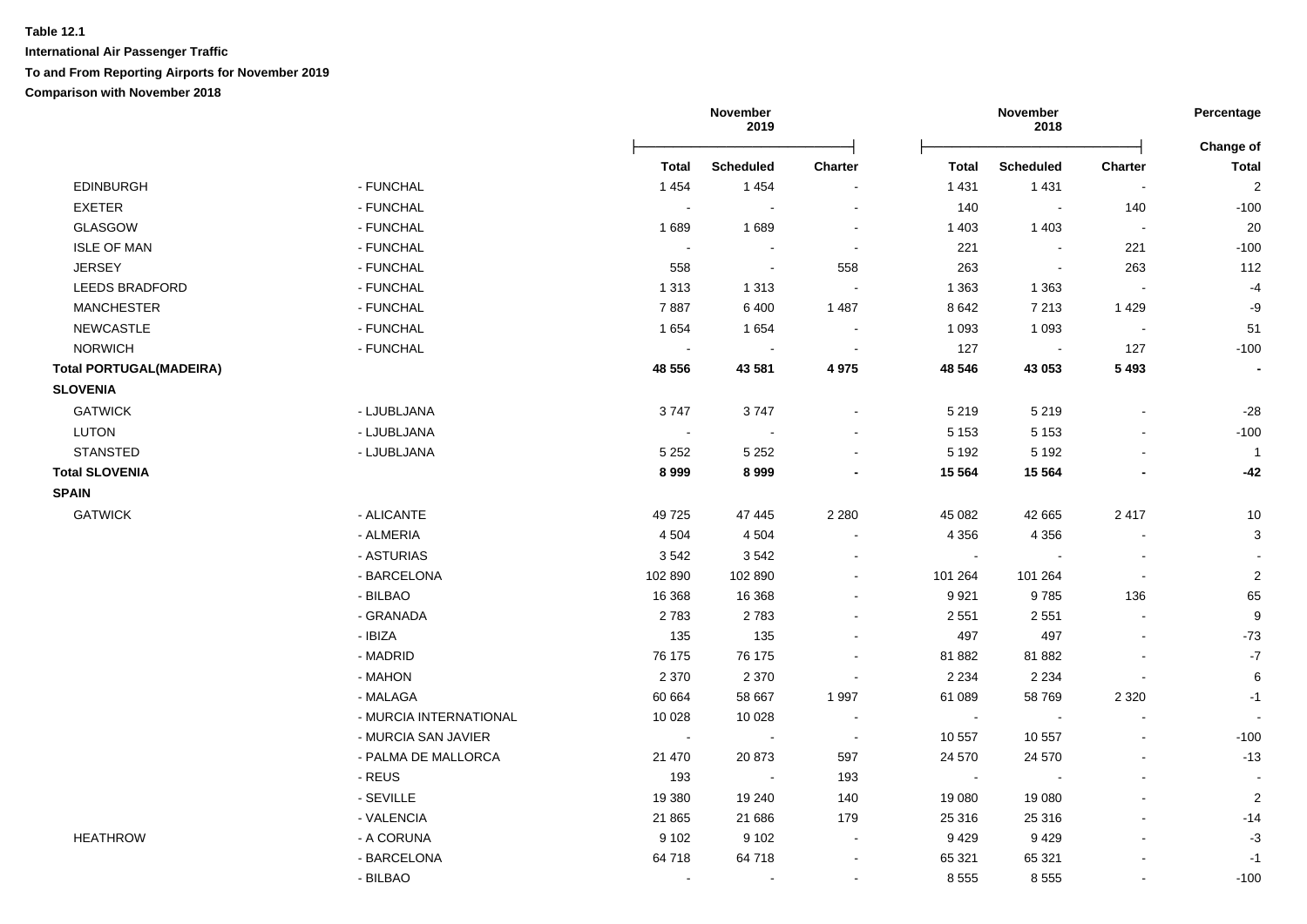**Table 12.1**

**International Air Passenger Traffic**

**To and From Reporting Airports for November 2019**

**Comparison with November 2018**

| | | November 2019 | | | November 2018 | | | Percentage |
|---|---|---|---|---|---|---|---|---|
| | | **Total** | **Scheduled** | **Charter** | **Total** | **Scheduled** | **Charter** | **Change of Total** |
| EDINBURGH | - FUNCHAL | 1 454 | 1 454 | - | 1 431 | 1 431 | - | 2 |
| EXETER | - FUNCHAL | - | - | - | 140 | - | 140 | -100 |
| GLASGOW | - FUNCHAL | 1 689 | 1 689 | - | 1 403 | 1 403 | - | 20 |
| ISLE OF MAN | - FUNCHAL | - | - | - | 221 | - | 221 | -100 |
| JERSEY | - FUNCHAL | 558 | - | 558 | 263 | - | 263 | 112 |
| LEEDS BRADFORD | - FUNCHAL | 1 313 | 1 313 | - | 1 363 | 1 363 | - | -4 |
| MANCHESTER | - FUNCHAL | 7 887 | 6 400 | 1 487 | 8 642 | 7 213 | 1 429 | -9 |
| NEWCASTLE | - FUNCHAL | 1 654 | 1 654 | - | 1 093 | 1 093 | - | 51 |
| NORWICH | - FUNCHAL | - | - | - | 127 | - | 127 | -100 |
| **Total PORTUGAL(MADEIRA)** | | **48 556** | **43 581** | **4 975** | **48 546** | **43 053** | **5 493** | **-** |
| **SLOVENIA** | | | | | | | | |
| GATWICK | - LJUBLJANA | 3 747 | 3 747 | - | 5 219 | 5 219 | - | -28 |
| LUTON | - LJUBLJANA | - | - | - | 5 153 | 5 153 | - | -100 |
| STANSTED | - LJUBLJANA | 5 252 | 5 252 | - | 5 192 | 5 192 | - | 1 |
| **Total SLOVENIA** | | **8 999** | **8 999** | **-** | **15 564** | **15 564** | **-** | **-42** |
| **SPAIN** | | | | | | | | |
| GATWICK | - ALICANTE | 49 725 | 47 445 | 2 280 | 45 082 | 42 665 | 2 417 | 10 |
| | - ALMERIA | 4 504 | 4 504 | - | 4 356 | 4 356 | - | 3 |
| | - ASTURIAS | 3 542 | 3 542 | - | - | - | - | - |
| | - BARCELONA | 102 890 | 102 890 | - | 101 264 | 101 264 | - | 2 |
| | - BILBAO | 16 368 | 16 368 | - | 9 921 | 9 785 | 136 | 65 |
| | - GRANADA | 2 783 | 2 783 | - | 2 551 | 2 551 | - | 9 |
| | - IBIZA | 135 | 135 | - | 497 | 497 | - | -73 |
| | - MADRID | 76 175 | 76 175 | - | 81 882 | 81 882 | - | -7 |
| | - MAHON | 2 370 | 2 370 | - | 2 234 | 2 234 | - | 6 |
| | - MALAGA | 60 664 | 58 667 | 1 997 | 61 089 | 58 769 | 2 320 | -1 |
| | - MURCIA INTERNATIONAL | 10 028 | 10 028 | - | - | - | - | - |
| | - MURCIA SAN JAVIER | - | - | - | 10 557 | 10 557 | - | -100 |
| | - PALMA DE MALLORCA | 21 470 | 20 873 | 597 | 24 570 | 24 570 | - | -13 |
| | - REUS | 193 | - | 193 | - | - | - | - |
| | - SEVILLE | 19 380 | 19 240 | 140 | 19 080 | 19 080 | - | 2 |
| | - VALENCIA | 21 865 | 21 686 | 179 | 25 316 | 25 316 | - | -14 |
| HEATHROW | - A CORUNA | 9 102 | 9 102 | - | 9 429 | 9 429 | - | -3 |
| | - BARCELONA | 64 718 | 64 718 | - | 65 321 | 65 321 | - | -1 |
| | - BILBAO | - | - | - | 8 555 | 8 555 | - | -100 |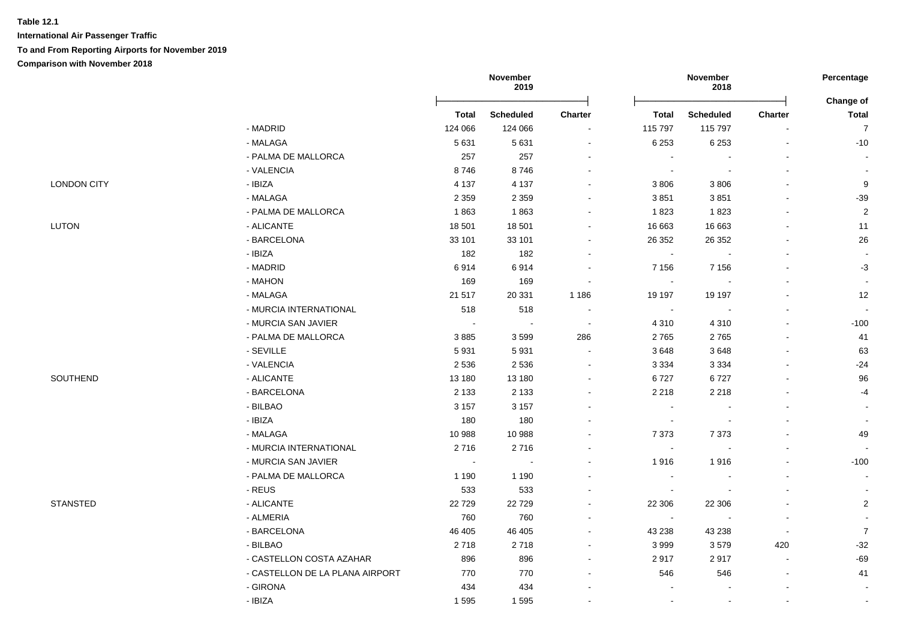**Table 12.1**

**International Air Passenger Traffic**

**To and From Reporting Airports for November 2019**

**Comparison with November 2018**

| | | November 2019 | | | November 2018 | | | Percentage |
|---|---|---|---|---|---|---|---|---|
| | | Total | Scheduled | Charter | Total | Scheduled | Charter | Change of Total |
| | - MADRID | 124 066 | 124 066 | - | 115 797 | 115 797 | - | 7 |
| | - MALAGA | 5 631 | 5 631 | - | 6 253 | 6 253 | - | -10 |
| | - PALMA DE MALLORCA | 257 | 257 | - | - | - | - | - |
| | - VALENCIA | 8 746 | 8 746 | - | - | - | - | - |
| LONDON CITY | - IBIZA | 4 137 | 4 137 | - | 3 806 | 3 806 | - | 9 |
| | - MALAGA | 2 359 | 2 359 | - | 3 851 | 3 851 | - | -39 |
| | - PALMA DE MALLORCA | 1 863 | 1 863 | - | 1 823 | 1 823 | - | 2 |
| LUTON | - ALICANTE | 18 501 | 18 501 | - | 16 663 | 16 663 | - | 11 |
| | - BARCELONA | 33 101 | 33 101 | - | 26 352 | 26 352 | - | 26 |
| | - IBIZA | 182 | 182 | - | - | - | - | - |
| | - MADRID | 6 914 | 6 914 | - | 7 156 | 7 156 | - | -3 |
| | - MAHON | 169 | 169 | - | - | - | - | - |
| | - MALAGA | 21 517 | 20 331 | 1 186 | 19 197 | 19 197 | - | 12 |
| | - MURCIA INTERNATIONAL | 518 | 518 | - | - | - | - | - |
| | - MURCIA SAN JAVIER | - | - | - | 4 310 | 4 310 | - | -100 |
| | - PALMA DE MALLORCA | 3 885 | 3 599 | 286 | 2 765 | 2 765 | - | 41 |
| | - SEVILLE | 5 931 | 5 931 | - | 3 648 | 3 648 | - | 63 |
| | - VALENCIA | 2 536 | 2 536 | - | 3 334 | 3 334 | - | -24 |
| SOUTHEND | - ALICANTE | 13 180 | 13 180 | - | 6 727 | 6 727 | - | 96 |
| | - BARCELONA | 2 133 | 2 133 | - | 2 218 | 2 218 | - | -4 |
| | - BILBAO | 3 157 | 3 157 | - | - | - | - | - |
| | - IBIZA | 180 | 180 | - | - | - | - | - |
| | - MALAGA | 10 988 | 10 988 | - | 7 373 | 7 373 | - | 49 |
| | - MURCIA INTERNATIONAL | 2 716 | 2 716 | - | - | - | - | - |
| | - MURCIA SAN JAVIER | - | - | - | 1 916 | 1 916 | - | -100 |
| | - PALMA DE MALLORCA | 1 190 | 1 190 | - | - | - | - | - |
| | - REUS | 533 | 533 | - | - | - | - | - |
| STANSTED | - ALICANTE | 22 729 | 22 729 | - | 22 306 | 22 306 | - | 2 |
| | - ALMERIA | 760 | 760 | - | - | - | - | - |
| | - BARCELONA | 46 405 | 46 405 | - | 43 238 | 43 238 | - | 7 |
| | - BILBAO | 2 718 | 2 718 | - | 3 999 | 3 579 | 420 | -32 |
| | - CASTELLON COSTA AZAHAR | 896 | 896 | - | 2 917 | 2 917 | - | -69 |
| | - CASTELLON DE LA PLANA AIRPORT | 770 | 770 | - | 546 | 546 | - | 41 |
| | - GIRONA | 434 | 434 | - | - | - | - | - |
| | - IBIZA | 1 595 | 1 595 | - | - | - | - | - |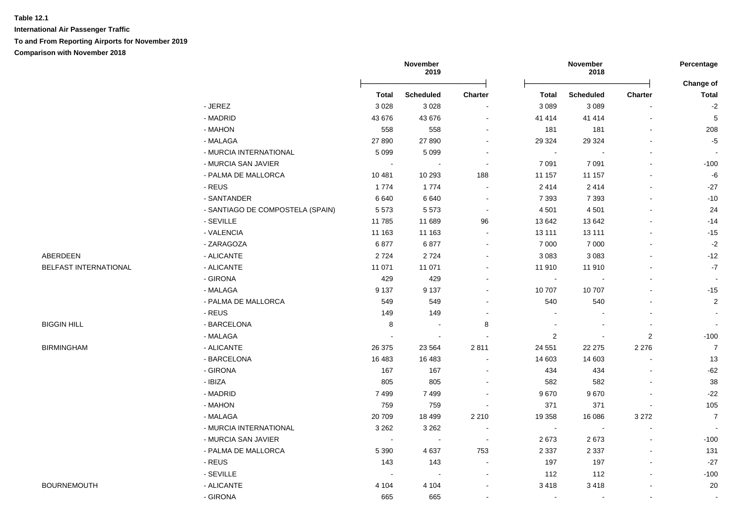**Table 12.1**

**International Air Passenger Traffic**

**To and From Reporting Airports for November 2019**

**Comparison with November 2018**

| | | November 2019 | | | November 2018 | | | Percentage |
|---|---|---|---|---|---|---|---|---|
| | | **Total** | **Scheduled** | **Charter** | **Total** | **Scheduled** | **Charter** | **Change of Total** |
| | - JEREZ | 3 028 | 3 028 | - | 3 089 | 3 089 | - | -2 |
| | - MADRID | 43 676 | 43 676 | - | 41 414 | 41 414 | - | 5 |
| | - MAHON | 558 | 558 | - | 181 | 181 | - | 208 |
| | - MALAGA | 27 890 | 27 890 | - | 29 324 | 29 324 | - | -5 |
| | - MURCIA INTERNATIONAL | 5 099 | 5 099 | - | - | - | - | - |
| | - MURCIA SAN JAVIER | - | - | - | 7 091 | 7 091 | - | -100 |
| | - PALMA DE MALLORCA | 10 481 | 10 293 | 188 | 11 157 | 11 157 | - | -6 |
| | - REUS | 1 774 | 1 774 | - | 2 414 | 2 414 | - | -27 |
| | - SANTANDER | 6 640 | 6 640 | - | 7 393 | 7 393 | - | -10 |
| | - SANTIAGO DE COMPOSTELA (SPAIN) | 5 573 | 5 573 | - | 4 501 | 4 501 | - | 24 |
| | - SEVILLE | 11 785 | 11 689 | 96 | 13 642 | 13 642 | - | -14 |
| | - VALENCIA | 11 163 | 11 163 | - | 13 111 | 13 111 | - | -15 |
| | - ZARAGOZA | 6 877 | 6 877 | - | 7 000 | 7 000 | - | -2 |
| ABERDEEN | - ALICANTE | 2 724 | 2 724 | - | 3 083 | 3 083 | - | -12 |
| BELFAST INTERNATIONAL | - ALICANTE | 11 071 | 11 071 | - | 11 910 | 11 910 | - | -7 |
| | - GIRONA | 429 | 429 | - | - | - | - | - |
| | - MALAGA | 9 137 | 9 137 | - | 10 707 | 10 707 | - | -15 |
| | - PALMA DE MALLORCA | 549 | 549 | - | 540 | 540 | - | 2 |
| | - REUS | 149 | 149 | - | - | - | - | - |
| BIGGIN HILL | - BARCELONA | 8 | - | 8 | - | - | - | - |
| | - MALAGA | - | - | - | 2 | - | 2 | -100 |
| BIRMINGHAM | - ALICANTE | 26 375 | 23 564 | 2 811 | 24 551 | 22 275 | 2 276 | 7 |
| | - BARCELONA | 16 483 | 16 483 | - | 14 603 | 14 603 | - | 13 |
| | - GIRONA | 167 | 167 | - | 434 | 434 | - | -62 |
| | - IBIZA | 805 | 805 | - | 582 | 582 | - | 38 |
| | - MADRID | 7 499 | 7 499 | - | 9 670 | 9 670 | - | -22 |
| | - MAHON | 759 | 759 | - | 371 | 371 | - | 105 |
| | - MALAGA | 20 709 | 18 499 | 2 210 | 19 358 | 16 086 | 3 272 | 7 |
| | - MURCIA INTERNATIONAL | 3 262 | 3 262 | - | - | - | - | - |
| | - MURCIA SAN JAVIER | - | - | - | 2 673 | 2 673 | - | -100 |
| | - PALMA DE MALLORCA | 5 390 | 4 637 | 753 | 2 337 | 2 337 | - | 131 |
| | - REUS | 143 | 143 | - | 197 | 197 | - | -27 |
| | - SEVILLE | - | - | - | 112 | 112 | - | -100 |
| BOURNEMOUTH | - ALICANTE | 4 104 | 4 104 | - | 3 418 | 3 418 | - | 20 |
| | - GIRONA | 665 | 665 | - | - | - | - | - |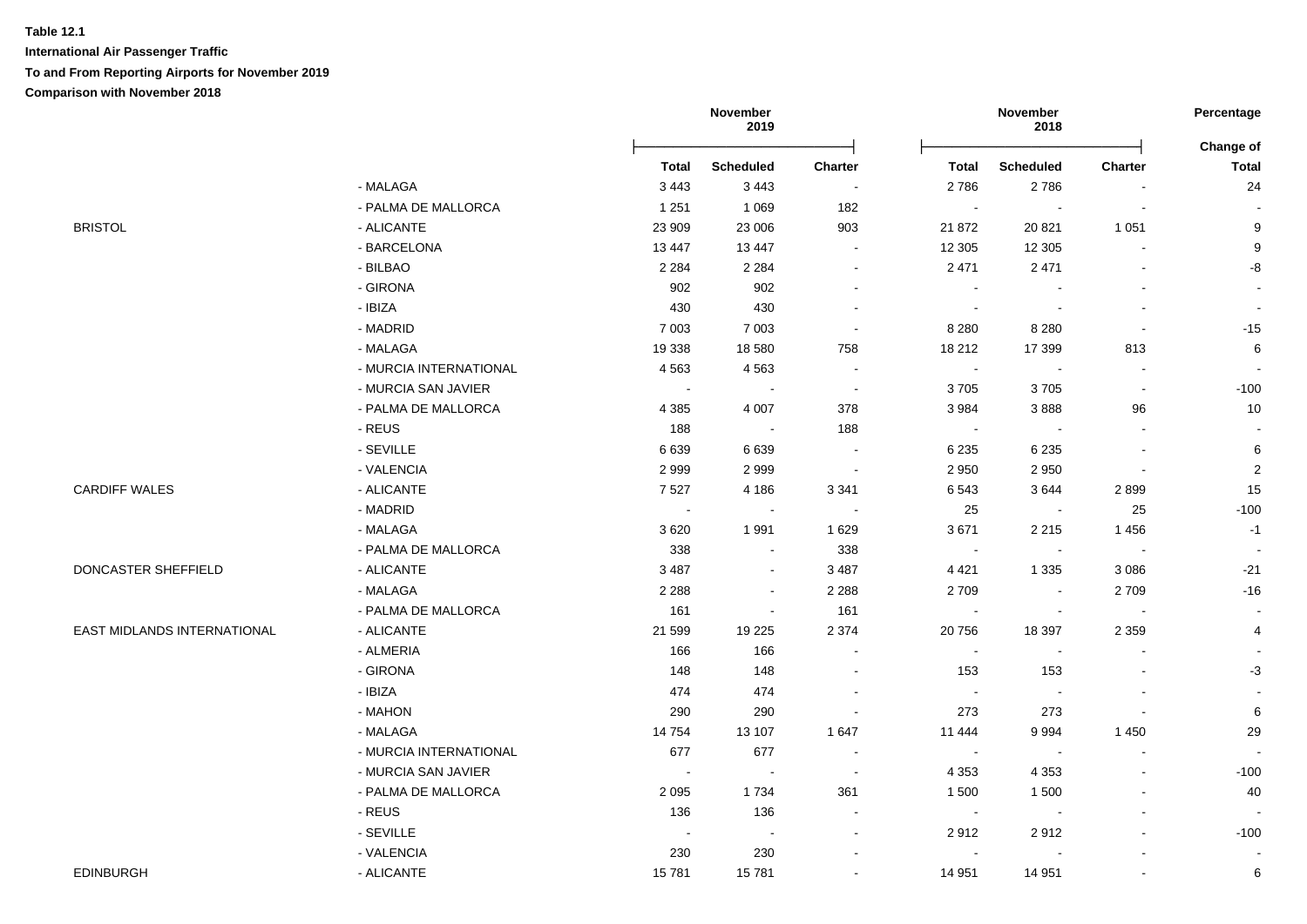**Table 12.1**

**International Air Passenger Traffic**

**To and From Reporting Airports for November 2019**

**Comparison with November 2018**

| | | November 2019 | | | November 2018 | | | Percentage |
|---|---|---|---|---|---|---|---|---|
| | | **Total** | **Scheduled** | **Charter** | **Total** | **Scheduled** | **Charter** | **Change of Total** |
| | - MALAGA | 3 443 | 3 443 | - | 2 786 | 2 786 | - | 24 |
| | - PALMA DE MALLORCA | 1 251 | 1 069 | 182 | - | - | - | - |
| BRISTOL | - ALICANTE | 23 909 | 23 006 | 903 | 21 872 | 20 821 | 1 051 | 9 |
| | - BARCELONA | 13 447 | 13 447 | - | 12 305 | 12 305 | - | 9 |
| | - BILBAO | 2 284 | 2 284 | - | 2 471 | 2 471 | - | -8 |
| | - GIRONA | 902 | 902 | - | - | - | - | - |
| | - IBIZA | 430 | 430 | - | - | - | - | - |
| | - MADRID | 7 003 | 7 003 | - | 8 280 | 8 280 | - | -15 |
| | - MALAGA | 19 338 | 18 580 | 758 | 18 212 | 17 399 | 813 | 6 |
| | - MURCIA INTERNATIONAL | 4 563 | 4 563 | - | - | - | - | - |
| | - MURCIA SAN JAVIER | - | - | - | 3 705 | 3 705 | - | -100 |
| | - PALMA DE MALLORCA | 4 385 | 4 007 | 378 | 3 984 | 3 888 | 96 | 10 |
| | - REUS | 188 | - | 188 | - | - | - | - |
| | - SEVILLE | 6 639 | 6 639 | - | 6 235 | 6 235 | - | 6 |
| | - VALENCIA | 2 999 | 2 999 | - | 2 950 | 2 950 | - | 2 |
| CARDIFF WALES | - ALICANTE | 7 527 | 4 186 | 3 341 | 6 543 | 3 644 | 2 899 | 15 |
| | - MADRID | - | - | - | 25 | - | 25 | -100 |
| | - MALAGA | 3 620 | 1 991 | 1 629 | 3 671 | 2 215 | 1 456 | -1 |
| | - PALMA DE MALLORCA | 338 | - | 338 | - | - | - | - |
| DONCASTER SHEFFIELD | - ALICANTE | 3 487 | - | 3 487 | 4 421 | 1 335 | 3 086 | -21 |
| | - MALAGA | 2 288 | - | 2 288 | 2 709 | - | 2 709 | -16 |
| | - PALMA DE MALLORCA | 161 | - | 161 | - | - | - | - |
| EAST MIDLANDS INTERNATIONAL | - ALICANTE | 21 599 | 19 225 | 2 374 | 20 756 | 18 397 | 2 359 | 4 |
| | - ALMERIA | 166 | 166 | - | - | - | - | - |
| | - GIRONA | 148 | 148 | - | 153 | 153 | - | -3 |
| | - IBIZA | 474 | 474 | - | - | - | - | - |
| | - MAHON | 290 | 290 | - | 273 | 273 | - | 6 |
| | - MALAGA | 14 754 | 13 107 | 1 647 | 11 444 | 9 994 | 1 450 | 29 |
| | - MURCIA INTERNATIONAL | 677 | 677 | - | - | - | - | - |
| | - MURCIA SAN JAVIER | - | - | - | 4 353 | 4 353 | - | -100 |
| | - PALMA DE MALLORCA | 2 095 | 1 734 | 361 | 1 500 | 1 500 | - | 40 |
| | - REUS | 136 | 136 | - | - | - | - | - |
| | - SEVILLE | - | - | - | 2 912 | 2 912 | - | -100 |
| | - VALENCIA | 230 | 230 | - | - | - | - | - |
| EDINBURGH | - ALICANTE | 15 781 | 15 781 | - | 14 951 | 14 951 | - | 6 |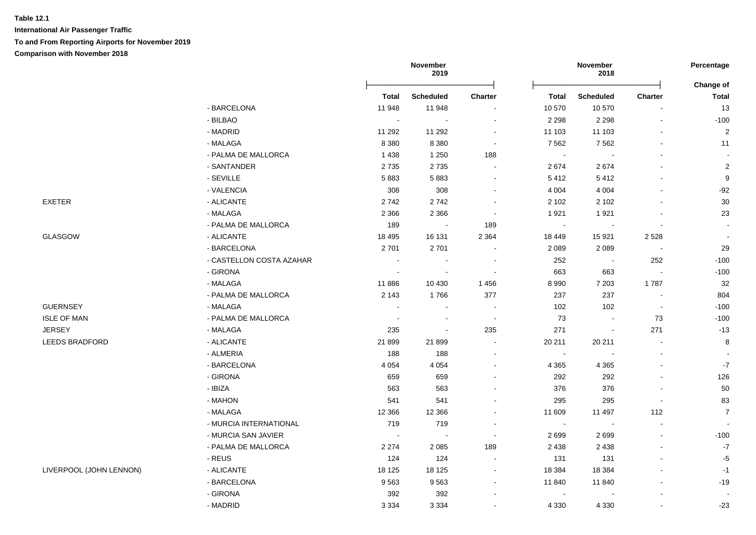**Table 12.1**

**International Air Passenger Traffic**

**To and From Reporting Airports for November 2019**

**Comparison with November 2018**

| | | November 2019 | | | November 2018 | | | Percentage |
|---|---|---|---|---|---|---|---|---|
| | | **Total** | **Scheduled** | **Charter** | **Total** | **Scheduled** | **Charter** | **Change of Total** |
| | - BARCELONA | 11 948 | 11 948 | - | 10 570 | 10 570 | - | 13 |
| | - BILBAO | - | - | - | 2 298 | 2 298 | - | -100 |
| | - MADRID | 11 292 | 11 292 | - | 11 103 | 11 103 | - | 2 |
| | - MALAGA | 8 380 | 8 380 | - | 7 562 | 7 562 | - | 11 |
| | - PALMA DE MALLORCA | 1 438 | 1 250 | 188 | - | - | - | - |
| | - SANTANDER | 2 735 | 2 735 | - | 2 674 | 2 674 | - | 2 |
| | - SEVILLE | 5 883 | 5 883 | - | 5 412 | 5 412 | - | 9 |
| | - VALENCIA | 308 | 308 | - | 4 004 | 4 004 | - | -92 |
| EXETER | - ALICANTE | 2 742 | 2 742 | - | 2 102 | 2 102 | - | 30 |
| | - MALAGA | 2 366 | 2 366 | - | 1 921 | 1 921 | - | 23 |
| | - PALMA DE MALLORCA | 189 | - | 189 | - | - | - | - |
| GLASGOW | - ALICANTE | 18 495 | 16 131 | 2 364 | 18 449 | 15 921 | 2 528 | - |
| | - BARCELONA | 2 701 | 2 701 | - | 2 089 | 2 089 | - | 29 |
| | - CASTELLON COSTA AZAHAR | - | - | - | 252 | - | 252 | -100 |
| | - GIRONA | - | - | - | 663 | 663 | - | -100 |
| | - MALAGA | 11 886 | 10 430 | 1 456 | 8 990 | 7 203 | 1 787 | 32 |
| | - PALMA DE MALLORCA | 2 143 | 1 766 | 377 | 237 | 237 | - | 804 |
| GUERNSEY | - MALAGA | - | - | - | 102 | 102 | - | -100 |
| ISLE OF MAN | - PALMA DE MALLORCA | - | - | - | 73 | - | 73 | -100 |
| JERSEY | - MALAGA | 235 | - | 235 | 271 | - | 271 | -13 |
| LEEDS BRADFORD | - ALICANTE | 21 899 | 21 899 | - | 20 211 | 20 211 | - | 8 |
| | - ALMERIA | 188 | 188 | - | - | - | - | - |
| | - BARCELONA | 4 054 | 4 054 | - | 4 365 | 4 365 | - | -7 |
| | - GIRONA | 659 | 659 | - | 292 | 292 | - | 126 |
| | - IBIZA | 563 | 563 | - | 376 | 376 | - | 50 |
| | - MAHON | 541 | 541 | - | 295 | 295 | - | 83 |
| | - MALAGA | 12 366 | 12 366 | - | 11 609 | 11 497 | 112 | 7 |
| | - MURCIA INTERNATIONAL | 719 | 719 | - | - | - | - | - |
| | - MURCIA SAN JAVIER | - | - | - | 2 699 | 2 699 | - | -100 |
| | - PALMA DE MALLORCA | 2 274 | 2 085 | 189 | 2 438 | 2 438 | - | -7 |
| | - REUS | 124 | 124 | - | 131 | 131 | - | -5 |
| LIVERPOOL (JOHN LENNON) | - ALICANTE | 18 125 | 18 125 | - | 18 384 | 18 384 | - | -1 |
| | - BARCELONA | 9 563 | 9 563 | - | 11 840 | 11 840 | - | -19 |
| | - GIRONA | 392 | 392 | - | - | - | - | - |
| | - MADRID | 3 334 | 3 334 | - | 4 330 | 4 330 | - | -23 |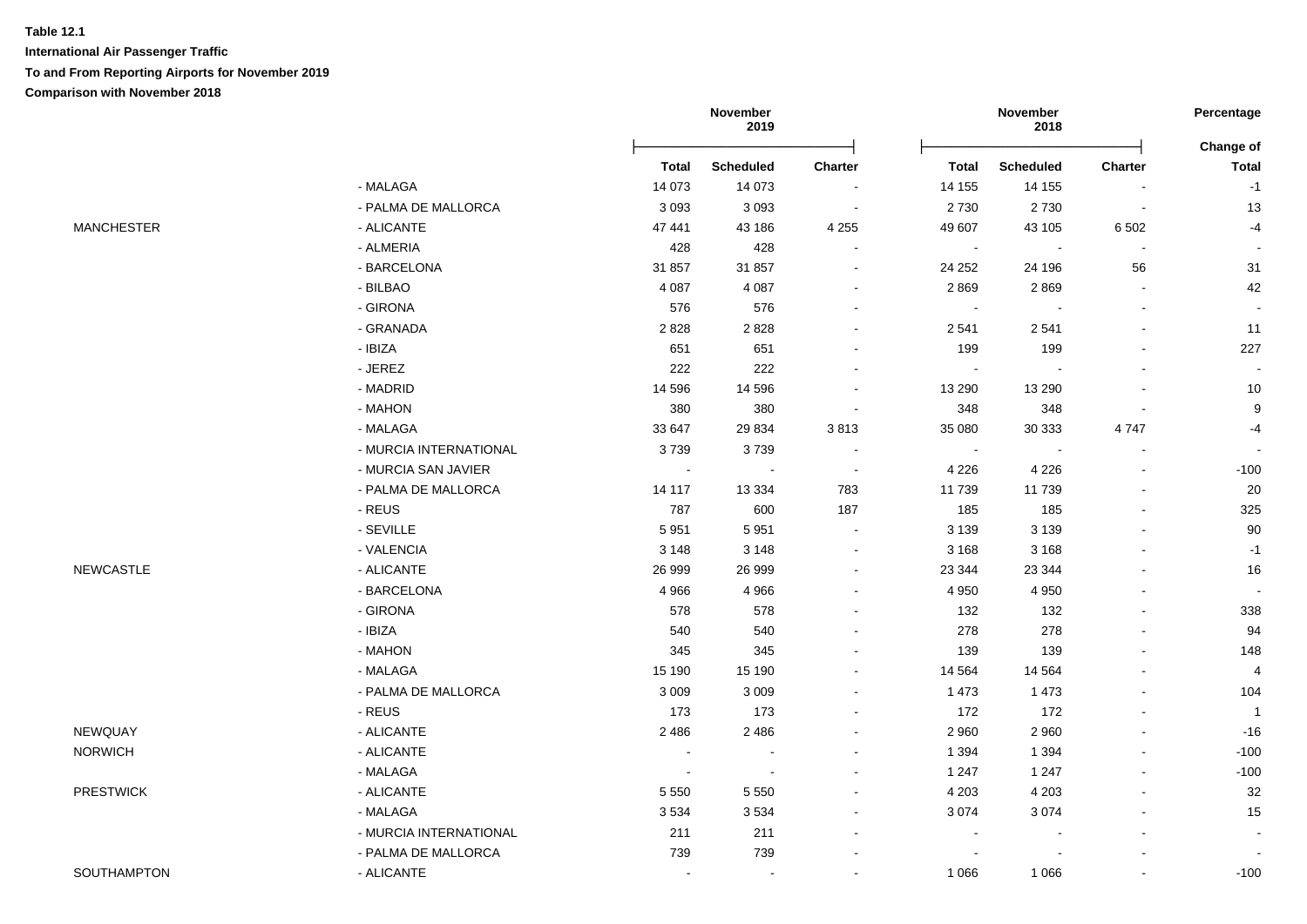**Table 12.1**

**International Air Passenger Traffic**

**To and From Reporting Airports for November 2019**

**Comparison with November 2018**

| | | November 2019 | | | November 2018 | | | Percentage |
|---|---|---|---|---|---|---|---|---|
| | | **Total** | **Scheduled** | **Charter** | **Total** | **Scheduled** | **Charter** | **Change of Total** |
| | - MALAGA | 14 073 | 14 073 | - | 14 155 | 14 155 | - | -1 |
| | - PALMA DE MALLORCA | 3 093 | 3 093 | - | 2 730 | 2 730 | - | 13 |
| MANCHESTER | - ALICANTE | 47 441 | 43 186 | 4 255 | 49 607 | 43 105 | 6 502 | -4 |
| | - ALMERIA | 428 | 428 | - | - | - | - | - |
| | - BARCELONA | 31 857 | 31 857 | - | 24 252 | 24 196 | 56 | 31 |
| | - BILBAO | 4 087 | 4 087 | - | 2 869 | 2 869 | - | 42 |
| | - GIRONA | 576 | 576 | - | - | - | - | - |
| | - GRANADA | 2 828 | 2 828 | - | 2 541 | 2 541 | - | 11 |
| | - IBIZA | 651 | 651 | - | 199 | 199 | - | 227 |
| | - JEREZ | 222 | 222 | - | - | - | - | - |
| | - MADRID | 14 596 | 14 596 | - | 13 290 | 13 290 | - | 10 |
| | - MAHON | 380 | 380 | - | 348 | 348 | - | 9 |
| | - MALAGA | 33 647 | 29 834 | 3 813 | 35 080 | 30 333 | 4 747 | -4 |
| | - MURCIA INTERNATIONAL | 3 739 | 3 739 | - | - | - | - | - |
| | - MURCIA SAN JAVIER | - | - | - | 4 226 | 4 226 | - | -100 |
| | - PALMA DE MALLORCA | 14 117 | 13 334 | 783 | 11 739 | 11 739 | - | 20 |
| | - REUS | 787 | 600 | 187 | 185 | 185 | - | 325 |
| | - SEVILLE | 5 951 | 5 951 | - | 3 139 | 3 139 | - | 90 |
| | - VALENCIA | 3 148 | 3 148 | - | 3 168 | 3 168 | - | -1 |
| NEWCASTLE | - ALICANTE | 26 999 | 26 999 | - | 23 344 | 23 344 | - | 16 |
| | - BARCELONA | 4 966 | 4 966 | - | 4 950 | 4 950 | - | - |
| | - GIRONA | 578 | 578 | - | 132 | 132 | - | 338 |
| | - IBIZA | 540 | 540 | - | 278 | 278 | - | 94 |
| | - MAHON | 345 | 345 | - | 139 | 139 | - | 148 |
| | - MALAGA | 15 190 | 15 190 | - | 14 564 | 14 564 | - | 4 |
| | - PALMA DE MALLORCA | 3 009 | 3 009 | - | 1 473 | 1 473 | - | 104 |
| | - REUS | 173 | 173 | - | 172 | 172 | - | 1 |
| NEWQUAY | - ALICANTE | 2 486 | 2 486 | - | 2 960 | 2 960 | - | -16 |
| NORWICH | - ALICANTE | - | - | - | 1 394 | 1 394 | - | -100 |
| | - MALAGA | - | - | - | 1 247 | 1 247 | - | -100 |
| PRESTWICK | - ALICANTE | 5 550 | 5 550 | - | 4 203 | 4 203 | - | 32 |
| | - MALAGA | 3 534 | 3 534 | - | 3 074 | 3 074 | - | 15 |
| | - MURCIA INTERNATIONAL | 211 | 211 | - | - | - | - | - |
| | - PALMA DE MALLORCA | 739 | 739 | - | - | - | - | - |
| SOUTHAMPTON | - ALICANTE | - | - | - | 1 066 | 1 066 | - | -100 |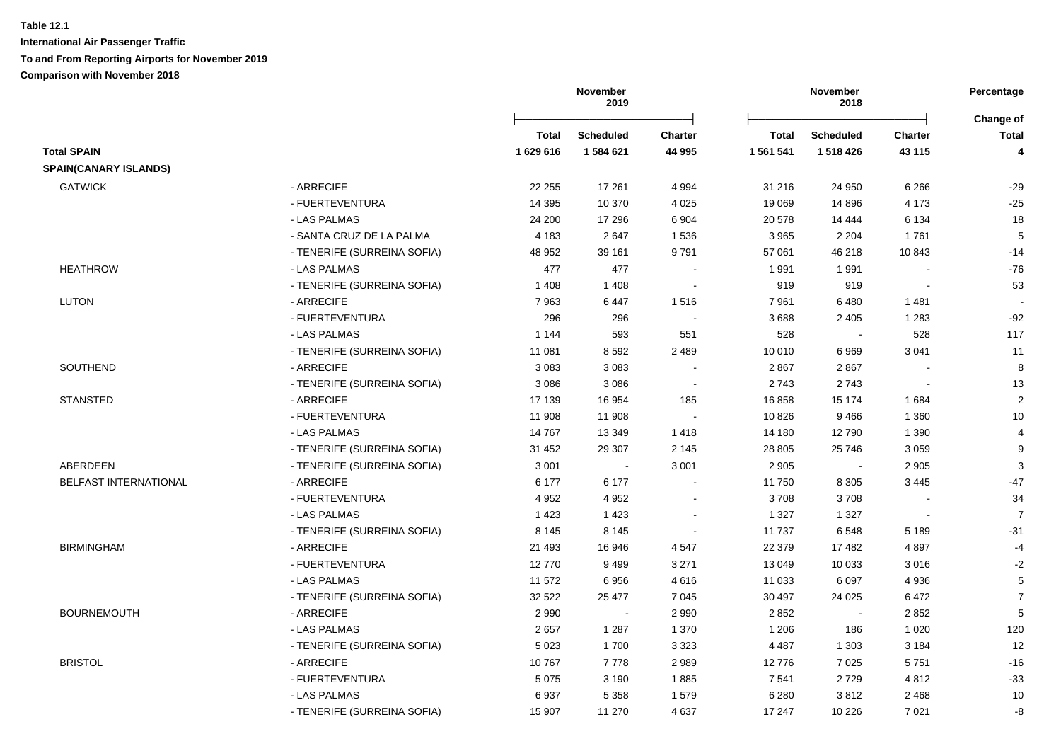**Table 12.1**

**International Air Passenger Traffic**

**To and From Reporting Airports for November 2019**

**Comparison with November 2018**

| | | November 2019 | | | November 2018 | | | Percentage |
|---|---|---|---|---|---|---|---|---|
| | | **Total** | **Scheduled** | **Charter** | **Total** | **Scheduled** | **Charter** | **Change of Total** |
| **Total SPAIN** | | **1 629 616** | **1 584 621** | **44 995** | **1 561 541** | **1 518 426** | **43 115** | **4** |
| **SPAIN(CANARY ISLANDS)** | | | | | | | | |
| GATWICK | - ARRECIFE | 22 255 | 17 261 | 4 994 | 31 216 | 24 950 | 6 266 | -29 |
| | - FUERTEVENTURA | 14 395 | 10 370 | 4 025 | 19 069 | 14 896 | 4 173 | -25 |
| | - LAS PALMAS | 24 200 | 17 296 | 6 904 | 20 578 | 14 444 | 6 134 | 18 |
| | - SANTA CRUZ DE LA PALMA | 4 183 | 2 647 | 1 536 | 3 965 | 2 204 | 1 761 | 5 |
| | - TENERIFE (SURREINA SOFIA) | 48 952 | 39 161 | 9 791 | 57 061 | 46 218 | 10 843 | -14 |
| HEATHROW | - LAS PALMAS | 477 | 477 | - | 1 991 | 1 991 | - | -76 |
| | - TENERIFE (SURREINA SOFIA) | 1 408 | 1 408 | - | 919 | 919 | - | 53 |
| LUTON | - ARRECIFE | 7 963 | 6 447 | 1 516 | 7 961 | 6 480 | 1 481 | - |
| | - FUERTEVENTURA | 296 | 296 | - | 3 688 | 2 405 | 1 283 | -92 |
| | - LAS PALMAS | 1 144 | 593 | 551 | 528 | - | 528 | 117 |
| | - TENERIFE (SURREINA SOFIA) | 11 081 | 8 592 | 2 489 | 10 010 | 6 969 | 3 041 | 11 |
| SOUTHEND | - ARRECIFE | 3 083 | 3 083 | - | 2 867 | 2 867 | - | 8 |
| | - TENERIFE (SURREINA SOFIA) | 3 086 | 3 086 | - | 2 743 | 2 743 | - | 13 |
| STANSTED | - ARRECIFE | 17 139 | 16 954 | 185 | 16 858 | 15 174 | 1 684 | 2 |
| | - FUERTEVENTURA | 11 908 | 11 908 | - | 10 826 | 9 466 | 1 360 | 10 |
| | - LAS PALMAS | 14 767 | 13 349 | 1 418 | 14 180 | 12 790 | 1 390 | 4 |
| | - TENERIFE (SURREINA SOFIA) | 31 452 | 29 307 | 2 145 | 28 805 | 25 746 | 3 059 | 9 |
| ABERDEEN | - TENERIFE (SURREINA SOFIA) | 3 001 | - | 3 001 | 2 905 | - | 2 905 | 3 |
| BELFAST INTERNATIONAL | - ARRECIFE | 6 177 | 6 177 | - | 11 750 | 8 305 | 3 445 | -47 |
| | - FUERTEVENTURA | 4 952 | 4 952 | - | 3 708 | 3 708 | - | 34 |
| | - LAS PALMAS | 1 423 | 1 423 | - | 1 327 | 1 327 | - | 7 |
| | - TENERIFE (SURREINA SOFIA) | 8 145 | 8 145 | - | 11 737 | 6 548 | 5 189 | -31 |
| BIRMINGHAM | - ARRECIFE | 21 493 | 16 946 | 4 547 | 22 379 | 17 482 | 4 897 | -4 |
| | - FUERTEVENTURA | 12 770 | 9 499 | 3 271 | 13 049 | 10 033 | 3 016 | -2 |
| | - LAS PALMAS | 11 572 | 6 956 | 4 616 | 11 033 | 6 097 | 4 936 | 5 |
| | - TENERIFE (SURREINA SOFIA) | 32 522 | 25 477 | 7 045 | 30 497 | 24 025 | 6 472 | 7 |
| BOURNEMOUTH | - ARRECIFE | 2 990 | - | 2 990 | 2 852 | - | 2 852 | 5 |
| | - LAS PALMAS | 2 657 | 1 287 | 1 370 | 1 206 | 186 | 1 020 | 120 |
| | - TENERIFE (SURREINA SOFIA) | 5 023 | 1 700 | 3 323 | 4 487 | 1 303 | 3 184 | 12 |
| BRISTOL | - ARRECIFE | 10 767 | 7 778 | 2 989 | 12 776 | 7 025 | 5 751 | -16 |
| | - FUERTEVENTURA | 5 075 | 3 190 | 1 885 | 7 541 | 2 729 | 4 812 | -33 |
| | - LAS PALMAS | 6 937 | 5 358 | 1 579 | 6 280 | 3 812 | 2 468 | 10 |
| | - TENERIFE (SURREINA SOFIA) | 15 907 | 11 270 | 4 637 | 17 247 | 10 226 | 7 021 | -8 |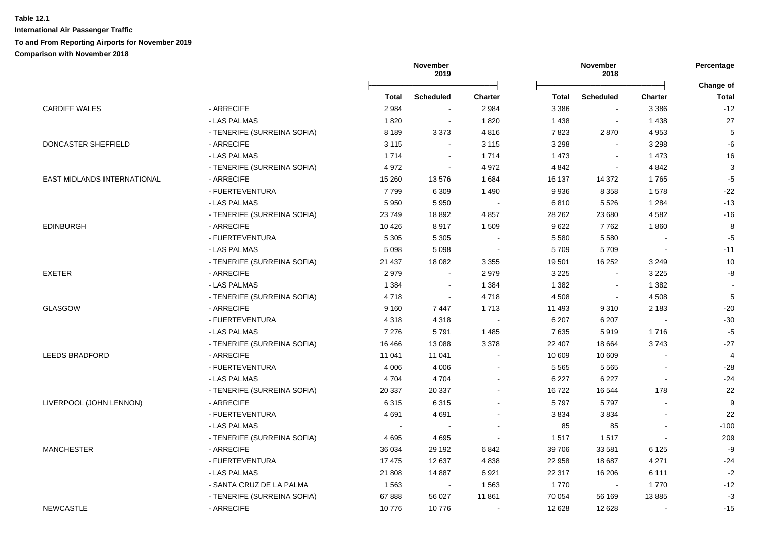**Table 12.1**

**International Air Passenger Traffic**

**To and From Reporting Airports for November 2019**

**Comparison with November 2018**

| | | November 2019 | | | November 2018 | | | Percentage |
|---|---|---|---|---|---|---|---|---|
| | | **Total** | **Scheduled** | **Charter** | **Total** | **Scheduled** | **Charter** | **Change of Total** |
| CARDIFF WALES | - ARRECIFE | 2 984 | - | 2 984 | 3 386 | - | 3 386 | -12 |
| | - LAS PALMAS | 1 820 | - | 1 820 | 1 438 | - | 1 438 | 27 |
| | - TENERIFE (SURREINA SOFIA) | 8 189 | 3 373 | 4 816 | 7 823 | 2 870 | 4 953 | 5 |
| DONCASTER SHEFFIELD | - ARRECIFE | 3 115 | - | 3 115 | 3 298 | - | 3 298 | -6 |
| | - LAS PALMAS | 1 714 | - | 1 714 | 1 473 | - | 1 473 | 16 |
| | - TENERIFE (SURREINA SOFIA) | 4 972 | - | 4 972 | 4 842 | - | 4 842 | 3 |
| EAST MIDLANDS INTERNATIONAL | - ARRECIFE | 15 260 | 13 576 | 1 684 | 16 137 | 14 372 | 1 765 | -5 |
| | - FUERTEVENTURA | 7 799 | 6 309 | 1 490 | 9 936 | 8 358 | 1 578 | -22 |
| | - LAS PALMAS | 5 950 | 5 950 | - | 6 810 | 5 526 | 1 284 | -13 |
| | - TENERIFE (SURREINA SOFIA) | 23 749 | 18 892 | 4 857 | 28 262 | 23 680 | 4 582 | -16 |
| EDINBURGH | - ARRECIFE | 10 426 | 8 917 | 1 509 | 9 622 | 7 762 | 1 860 | 8 |
| | - FUERTEVENTURA | 5 305 | 5 305 | - | 5 580 | 5 580 | - | -5 |
| | - LAS PALMAS | 5 098 | 5 098 | - | 5 709 | 5 709 | - | -11 |
| | - TENERIFE (SURREINA SOFIA) | 21 437 | 18 082 | 3 355 | 19 501 | 16 252 | 3 249 | 10 |
| EXETER | - ARRECIFE | 2 979 | - | 2 979 | 3 225 | - | 3 225 | -8 |
| | - LAS PALMAS | 1 384 | - | 1 384 | 1 382 | - | 1 382 | - |
| | - TENERIFE (SURREINA SOFIA) | 4 718 | - | 4 718 | 4 508 | - | 4 508 | 5 |
| GLASGOW | - ARRECIFE | 9 160 | 7 447 | 1 713 | 11 493 | 9 310 | 2 183 | -20 |
| | - FUERTEVENTURA | 4 318 | 4 318 | - | 6 207 | 6 207 | - | -30 |
| | - LAS PALMAS | 7 276 | 5 791 | 1 485 | 7 635 | 5 919 | 1 716 | -5 |
| | - TENERIFE (SURREINA SOFIA) | 16 466 | 13 088 | 3 378 | 22 407 | 18 664 | 3 743 | -27 |
| LEEDS BRADFORD | - ARRECIFE | 11 041 | 11 041 | - | 10 609 | 10 609 | - | 4 |
| | - FUERTEVENTURA | 4 006 | 4 006 | - | 5 565 | 5 565 | - | -28 |
| | - LAS PALMAS | 4 704 | 4 704 | - | 6 227 | 6 227 | - | -24 |
| | - TENERIFE (SURREINA SOFIA) | 20 337 | 20 337 | - | 16 722 | 16 544 | 178 | 22 |
| LIVERPOOL (JOHN LENNON) | - ARRECIFE | 6 315 | 6 315 | - | 5 797 | 5 797 | - | 9 |
| | - FUERTEVENTURA | 4 691 | 4 691 | - | 3 834 | 3 834 | - | 22 |
| | - LAS PALMAS | - | - | - | 85 | 85 | - | -100 |
| | - TENERIFE (SURREINA SOFIA) | 4 695 | 4 695 | - | 1 517 | 1 517 | - | 209 |
| MANCHESTER | - ARRECIFE | 36 034 | 29 192 | 6 842 | 39 706 | 33 581 | 6 125 | -9 |
| | - FUERTEVENTURA | 17 475 | 12 637 | 4 838 | 22 958 | 18 687 | 4 271 | -24 |
| | - LAS PALMAS | 21 808 | 14 887 | 6 921 | 22 317 | 16 206 | 6 111 | -2 |
| | - SANTA CRUZ DE LA PALMA | 1 563 | - | 1 563 | 1 770 | - | 1 770 | -12 |
| | - TENERIFE (SURREINA SOFIA) | 67 888 | 56 027 | 11 861 | 70 054 | 56 169 | 13 885 | -3 |
| NEWCASTLE | - ARRECIFE | 10 776 | 10 776 | - | 12 628 | 12 628 | - | -15 |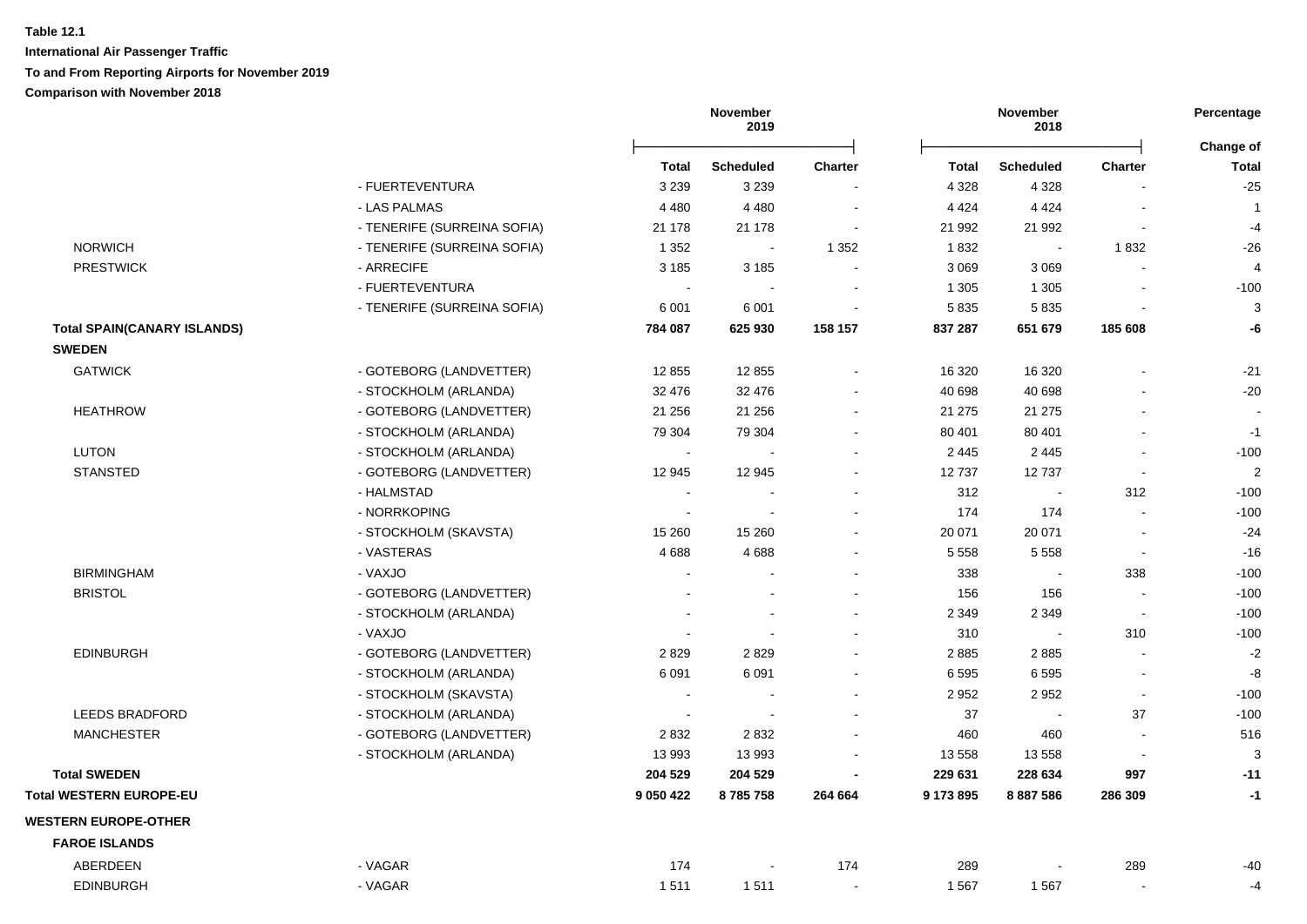**Table 12.1**

**International Air Passenger Traffic**

**To and From Reporting Airports for November 2019**

**Comparison with November 2018**

| | | November 2019 | | | November 2018 | | | Percentage |
|---|---|---|---|---|---|---|---|---|
| | | **Total** | **Scheduled** | **Charter** | **Total** | **Scheduled** | **Charter** | **Change of Total** |
| | - FUERTEVENTURA | 3 239 | 3 239 | - | 4 328 | 4 328 | - | -25 |
| | - LAS PALMAS | 4 480 | 4 480 | - | 4 424 | 4 424 | - | 1 |
| | - TENERIFE (SURREINA SOFIA) | 21 178 | 21 178 | - | 21 992 | 21 992 | - | -4 |
| NORWICH | - TENERIFE (SURREINA SOFIA) | 1 352 | - | 1 352 | 1 832 | - | 1 832 | -26 |
| PRESTWICK | - ARRECIFE | 3 185 | 3 185 | - | 3 069 | 3 069 | - | 4 |
| | - FUERTEVENTURA | - | - | - | 1 305 | 1 305 | - | -100 |
| | - TENERIFE (SURREINA SOFIA) | 6 001 | 6 001 | - | 5 835 | 5 835 | - | 3 |
| **Total SPAIN(CANARY ISLANDS)** | | **784 087** | **625 930** | **158 157** | **837 287** | **651 679** | **185 608** | **-6** |
| **SWEDEN** | | | | | | | | |
| GATWICK | - GOTEBORG (LANDVETTER) | 12 855 | 12 855 | - | 16 320 | 16 320 | - | -21 |
| | - STOCKHOLM (ARLANDA) | 32 476 | 32 476 | - | 40 698 | 40 698 | - | -20 |
| HEATHROW | - GOTEBORG (LANDVETTER) | 21 256 | 21 256 | - | 21 275 | 21 275 | - | - |
| | - STOCKHOLM (ARLANDA) | 79 304 | 79 304 | - | 80 401 | 80 401 | - | -1 |
| LUTON | - STOCKHOLM (ARLANDA) | - | - | - | 2 445 | 2 445 | - | -100 |
| STANSTED | - GOTEBORG (LANDVETTER) | 12 945 | 12 945 | - | 12 737 | 12 737 | - | 2 |
| | - HALMSTAD | - | - | - | 312 | - | 312 | -100 |
| | - NORRKOPING | - | - | - | 174 | 174 | - | -100 |
| | - STOCKHOLM (SKAVSTA) | 15 260 | 15 260 | - | 20 071 | 20 071 | - | -24 |
| | - VASTERAS | 4 688 | 4 688 | - | 5 558 | 5 558 | - | -16 |
| BIRMINGHAM | - VAXJO | - | - | - | 338 | - | 338 | -100 |
| BRISTOL | - GOTEBORG (LANDVETTER) | - | - | - | 156 | 156 | - | -100 |
| | - STOCKHOLM (ARLANDA) | - | - | - | 2 349 | 2 349 | - | -100 |
| | - VAXJO | - | - | - | 310 | - | 310 | -100 |
| EDINBURGH | - GOTEBORG (LANDVETTER) | 2 829 | 2 829 | - | 2 885 | 2 885 | - | -2 |
| | - STOCKHOLM (ARLANDA) | 6 091 | 6 091 | - | 6 595 | 6 595 | - | -8 |
| | - STOCKHOLM (SKAVSTA) | - | - | - | 2 952 | 2 952 | - | -100 |
| LEEDS BRADFORD | - STOCKHOLM (ARLANDA) | - | - | - | 37 | - | 37 | -100 |
| MANCHESTER | - GOTEBORG (LANDVETTER) | 2 832 | 2 832 | - | 460 | 460 | - | 516 |
| | - STOCKHOLM (ARLANDA) | 13 993 | 13 993 | - | 13 558 | 13 558 | - | 3 |
| **Total SWEDEN** | | **204 529** | **204 529** | **-** | **229 631** | **228 634** | **997** | **-11** |
| **Total WESTERN EUROPE-EU** | | **9 050 422** | **8 785 758** | **264 664** | **9 173 895** | **8 887 586** | **286 309** | **-1** |
| **WESTERN EUROPE-OTHER** | | | | | | | | |
| **FAROE ISLANDS** | | | | | | | | |
| ABERDEEN | - VAGAR | 174 | - | 174 | 289 | - | 289 | -40 |
| EDINBURGH | - VAGAR | 1 511 | 1 511 | - | 1 567 | 1 567 | - | -4 |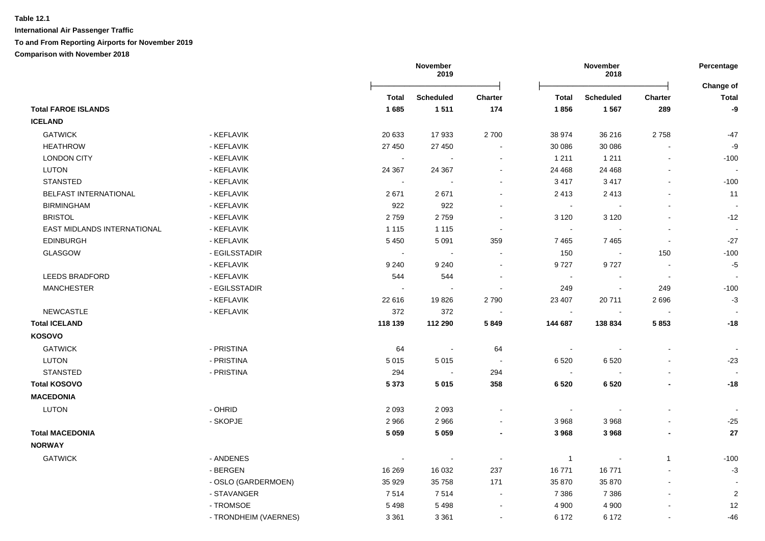**Table 12.1**

**International Air Passenger Traffic**

**To and From Reporting Airports for November 2019**

**Comparison with November 2018**

| | | November 2019 | | | November 2018 | | | Percentage |
|---|---|---|---|---|---|---|---|---|
| | | **Total** | **Scheduled** | **Charter** | **Total** | **Scheduled** | **Charter** | **Change of Total** |
| **Total FAROE ISLANDS** | | **1 685** | **1 511** | **174** | **1 856** | **1 567** | **289** | **-9** |
| **ICELAND** | | | | | | | | |
| GATWICK | - KEFLAVIK | 20 633 | 17 933 | 2 700 | 38 974 | 36 216 | 2 758 | -47 |
| HEATHROW | - KEFLAVIK | 27 450 | 27 450 | - | 30 086 | 30 086 | - | -9 |
| LONDON CITY | - KEFLAVIK | - | - | - | 1 211 | 1 211 | - | -100 |
| LUTON | - KEFLAVIK | 24 367 | 24 367 | - | 24 468 | 24 468 | - | - |
| STANSTED | - KEFLAVIK | - | - | - | 3 417 | 3 417 | - | -100 |
| BELFAST INTERNATIONAL | - KEFLAVIK | 2 671 | 2 671 | - | 2 413 | 2 413 | - | 11 |
| BIRMINGHAM | - KEFLAVIK | 922 | 922 | - | - | - | - | - |
| BRISTOL | - KEFLAVIK | 2 759 | 2 759 | - | 3 120 | 3 120 | - | -12 |
| EAST MIDLANDS INTERNATIONAL | - KEFLAVIK | 1 115 | 1 115 | - | - | - | - | - |
| EDINBURGH | - KEFLAVIK | 5 450 | 5 091 | 359 | 7 465 | 7 465 | - | -27 |
| GLASGOW | - EGILSSTADIR | - | - | - | 150 | - | 150 | -100 |
| | - KEFLAVIK | 9 240 | 9 240 | - | 9 727 | 9 727 | - | -5 |
| LEEDS BRADFORD | - KEFLAVIK | 544 | 544 | - | - | - | - | - |
| MANCHESTER | - EGILSSTADIR | - | - | - | 249 | - | 249 | -100 |
| | - KEFLAVIK | 22 616 | 19 826 | 2 790 | 23 407 | 20 711 | 2 696 | -3 |
| NEWCASTLE | - KEFLAVIK | 372 | 372 | - | - | - | - | - |
| **Total ICELAND** | | **118 139** | **112 290** | **5 849** | **144 687** | **138 834** | **5 853** | **-18** |
| **KOSOVO** | | | | | | | | |
| GATWICK | - PRISTINA | 64 | - | 64 | - | - | - | - |
| LUTON | - PRISTINA | 5 015 | 5 015 | - | 6 520 | 6 520 | - | -23 |
| STANSTED | - PRISTINA | 294 | - | 294 | - | - | - | - |
| **Total KOSOVO** | | **5 373** | **5 015** | **358** | **6 520** | **6 520** | **-** | **-18** |
| **MACEDONIA** | | | | | | | | |
| LUTON | - OHRID | 2 093 | 2 093 | - | - | - | - | - |
| | - SKOPJE | 2 966 | 2 966 | - | 3 968 | 3 968 | - | -25 |
| **Total MACEDONIA** | | **5 059** | **5 059** | **-** | **3 968** | **3 968** | **-** | **27** |
| **NORWAY** | | | | | | | | |
| GATWICK | - ANDENES | - | - | - | 1 | - | 1 | -100 |
| | - BERGEN | 16 269 | 16 032 | 237 | 16 771 | 16 771 | - | -3 |
| | - OSLO (GARDERMOEN) | 35 929 | 35 758 | 171 | 35 870 | 35 870 | - | - |
| | - STAVANGER | 7 514 | 7 514 | - | 7 386 | 7 386 | - | 2 |
| | - TROMSOE | 5 498 | 5 498 | - | 4 900 | 4 900 | - | 12 |
| | - TRONDHEIM (VAERNES) | 3 361 | 3 361 | - | 6 172 | 6 172 | - | -46 |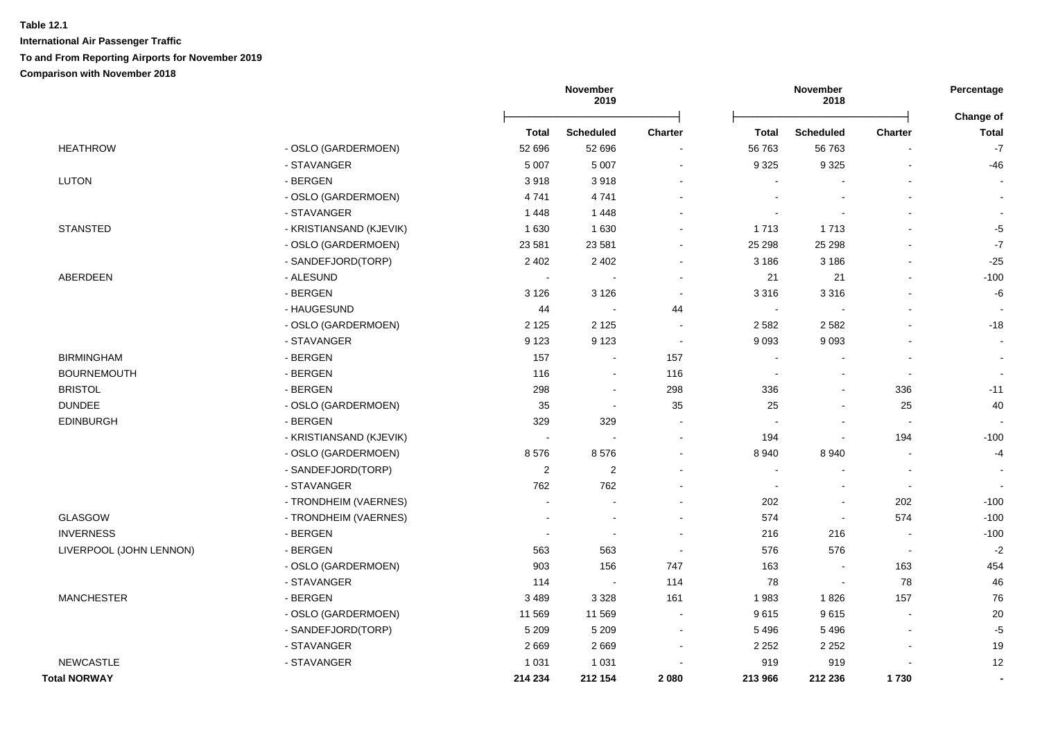**Table 12.1**

**International Air Passenger Traffic**

**To and From Reporting Airports for November 2019**

**Comparison with November 2018**

| | | November 2019 | | | November 2018 | | | Percentage |
|---|---|---|---|---|---|---|---|---|
| | | **Total** | **Scheduled** | **Charter** | **Total** | **Scheduled** | **Charter** | **Change of Total** |
| HEATHROW | - OSLO (GARDERMOEN) | 52 696 | 52 696 | - | 56 763 | 56 763 | - | -7 |
| | - STAVANGER | 5 007 | 5 007 | - | 9 325 | 9 325 | - | -46 |
| LUTON | - BERGEN | 3 918 | 3 918 | - | - | - | - | - |
| | - OSLO (GARDERMOEN) | 4 741 | 4 741 | - | - | - | - | - |
| | - STAVANGER | 1 448 | 1 448 | - | - | - | - | - |
| STANSTED | - KRISTIANSAND (KJEVIK) | 1 630 | 1 630 | - | 1 713 | 1 713 | - | -5 |
| | - OSLO (GARDERMOEN) | 23 581 | 23 581 | - | 25 298 | 25 298 | - | -7 |
| | - SANDEFJORD(TORP) | 2 402 | 2 402 | - | 3 186 | 3 186 | - | -25 |
| ABERDEEN | - ALESUND | - | - | - | 21 | 21 | - | -100 |
| | - BERGEN | 3 126 | 3 126 | - | 3 316 | 3 316 | - | -6 |
| | - HAUGESUND | 44 | - | 44 | - | - | - | - |
| | - OSLO (GARDERMOEN) | 2 125 | 2 125 | - | 2 582 | 2 582 | - | -18 |
| | - STAVANGER | 9 123 | 9 123 | - | 9 093 | 9 093 | - | - |
| BIRMINGHAM | - BERGEN | 157 | - | 157 | - | - | - | - |
| BOURNEMOUTH | - BERGEN | 116 | - | 116 | - | - | - | - |
| BRISTOL | - BERGEN | 298 | - | 298 | 336 | - | 336 | -11 |
| DUNDEE | - OSLO (GARDERMOEN) | 35 | - | 35 | 25 | - | 25 | 40 |
| EDINBURGH | - BERGEN | 329 | 329 | - | - | - | - | - |
| | - KRISTIANSAND (KJEVIK) | - | - | - | 194 | - | 194 | -100 |
| | - OSLO (GARDERMOEN) | 8 576 | 8 576 | - | 8 940 | 8 940 | - | -4 |
| | - SANDEFJORD(TORP) | 2 | 2 | - | - | - | - | - |
| | - STAVANGER | 762 | 762 | - | - | - | - | - |
| | - TRONDHEIM (VAERNES) | - | - | - | 202 | - | 202 | -100 |
| GLASGOW | - TRONDHEIM (VAERNES) | - | - | - | 574 | - | 574 | -100 |
| INVERNESS | - BERGEN | - | - | - | 216 | 216 | - | -100 |
| LIVERPOOL (JOHN LENNON) | - BERGEN | 563 | 563 | - | 576 | 576 | - | -2 |
| | - OSLO (GARDERMOEN) | 903 | 156 | 747 | 163 | - | 163 | 454 |
| | - STAVANGER | 114 | - | 114 | 78 | - | 78 | 46 |
| MANCHESTER | - BERGEN | 3 489 | 3 328 | 161 | 1 983 | 1 826 | 157 | 76 |
| | - OSLO (GARDERMOEN) | 11 569 | 11 569 | - | 9 615 | 9 615 | - | 20 |
| | - SANDEFJORD(TORP) | 5 209 | 5 209 | - | 5 496 | 5 496 | - | -5 |
| | - STAVANGER | 2 669 | 2 669 | - | 2 252 | 2 252 | - | 19 |
| NEWCASTLE | - STAVANGER | 1 031 | 1 031 | - | 919 | 919 | - | 12 |
| **Total NORWAY** | | **214 234** | **212 154** | **2 080** | **213 966** | **212 236** | **1 730** | **-** |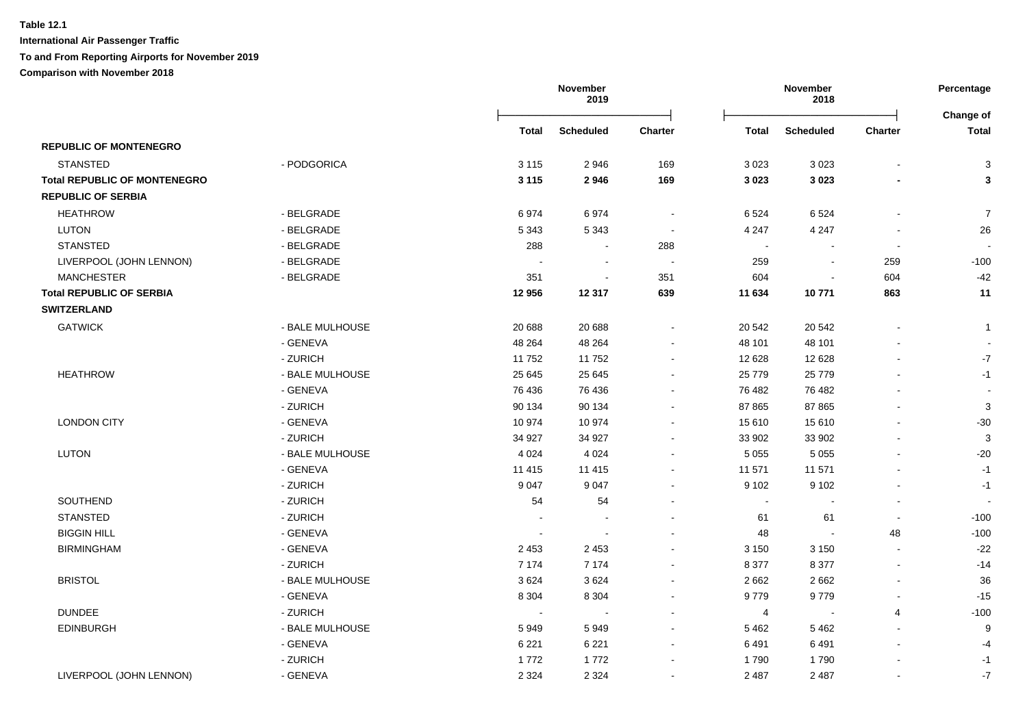**Table 12.1**

**International Air Passenger Traffic**

**To and From Reporting Airports for November 2019**

**Comparison with November 2018**

| | | November 2019 | | | November 2018 | | | Percentage |
|---|---|---|---|---|---|---|---|---|
| | | **Total** | **Scheduled** | **Charter** | **Total** | **Scheduled** | **Charter** | **Change of Total** |
| **REPUBLIC OF MONTENEGRO** | | | | | | | | |
| STANSTED | - PODGORICA | 3 115 | 2 946 | 169 | 3 023 | 3 023 | - | 3 |
| **Total REPUBLIC OF MONTENEGRO** | | **3 115** | **2 946** | **169** | **3 023** | **3 023** | **-** | **3** |
| **REPUBLIC OF SERBIA** | | | | | | | | |
| HEATHROW | - BELGRADE | 6 974 | 6 974 | - | 6 524 | 6 524 | - | 7 |
| LUTON | - BELGRADE | 5 343 | 5 343 | - | 4 247 | 4 247 | - | 26 |
| STANSTED | - BELGRADE | 288 | - | 288 | - | - | - | - |
| LIVERPOOL (JOHN LENNON) | - BELGRADE | - | - | - | 259 | - | 259 | -100 |
| MANCHESTER | - BELGRADE | 351 | - | 351 | 604 | - | 604 | -42 |
| **Total REPUBLIC OF SERBIA** | | **12 956** | **12 317** | **639** | **11 634** | **10 771** | **863** | **11** |
| **SWITZERLAND** | | | | | | | | |
| GATWICK | - BALE MULHOUSE | 20 688 | 20 688 | - | 20 542 | 20 542 | - | 1 |
| | - GENEVA | 48 264 | 48 264 | - | 48 101 | 48 101 | - | - |
| | - ZURICH | 11 752 | 11 752 | - | 12 628 | 12 628 | - | -7 |
| HEATHROW | - BALE MULHOUSE | 25 645 | 25 645 | - | 25 779 | 25 779 | - | -1 |
| | - GENEVA | 76 436 | 76 436 | - | 76 482 | 76 482 | - | - |
| | - ZURICH | 90 134 | 90 134 | - | 87 865 | 87 865 | - | 3 |
| LONDON CITY | - GENEVA | 10 974 | 10 974 | - | 15 610 | 15 610 | - | -30 |
| | - ZURICH | 34 927 | 34 927 | - | 33 902 | 33 902 | - | 3 |
| LUTON | - BALE MULHOUSE | 4 024 | 4 024 | - | 5 055 | 5 055 | - | -20 |
| | - GENEVA | 11 415 | 11 415 | - | 11 571 | 11 571 | - | -1 |
| | - ZURICH | 9 047 | 9 047 | - | 9 102 | 9 102 | - | -1 |
| SOUTHEND | - ZURICH | 54 | 54 | - | - | - | - | - |
| STANSTED | - ZURICH | - | - | - | 61 | 61 | - | -100 |
| BIGGIN HILL | - GENEVA | - | - | - | 48 | - | 48 | -100 |
| BIRMINGHAM | - GENEVA | 2 453 | 2 453 | - | 3 150 | 3 150 | - | -22 |
| | - ZURICH | 7 174 | 7 174 | - | 8 377 | 8 377 | - | -14 |
| BRISTOL | - BALE MULHOUSE | 3 624 | 3 624 | - | 2 662 | 2 662 | - | 36 |
| | - GENEVA | 8 304 | 8 304 | - | 9 779 | 9 779 | - | -15 |
| DUNDEE | - ZURICH | - | - | - | 4 | - | 4 | -100 |
| EDINBURGH | - BALE MULHOUSE | 5 949 | 5 949 | - | 5 462 | 5 462 | - | 9 |
| | - GENEVA | 6 221 | 6 221 | - | 6 491 | 6 491 | - | -4 |
| | - ZURICH | 1 772 | 1 772 | - | 1 790 | 1 790 | - | -1 |
| LIVERPOOL (JOHN LENNON) | - GENEVA | 2 324 | 2 324 | - | 2 487 | 2 487 | - | -7 |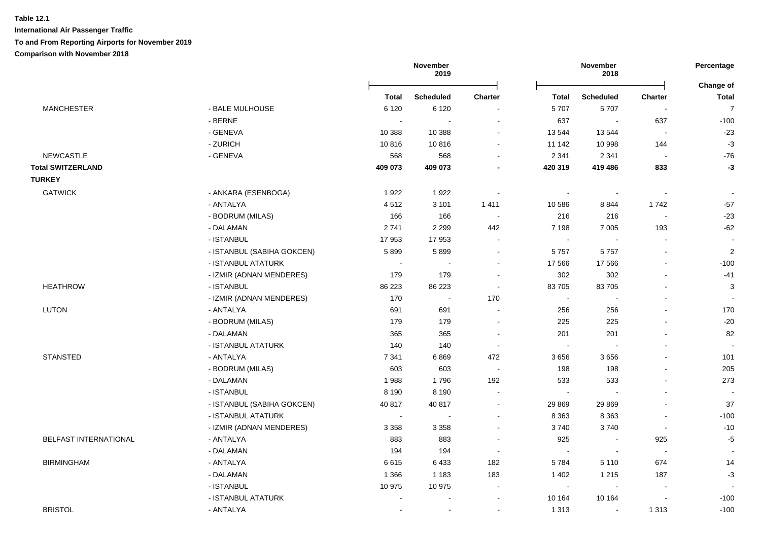**Table 12.1**

**International Air Passenger Traffic**

**To and From Reporting Airports for November 2019**

**Comparison with November 2018**

| | | November 2019 | | | November 2018 | | | Percentage |
|---|---|---|---|---|---|---|---|---|
| | | **Total** | **Scheduled** | **Charter** | **Total** | **Scheduled** | **Charter** | **Change of Total** |
| MANCHESTER | - BALE MULHOUSE | 6 120 | 6 120 | - | 5 707 | 5 707 | - | 7 |
| | - BERNE | - | - | - | 637 | - | 637 | -100 |
| | - GENEVA | 10 388 | 10 388 | - | 13 544 | 13 544 | - | -23 |
| | - ZURICH | 10 816 | 10 816 | - | 11 142 | 10 998 | 144 | -3 |
| NEWCASTLE | - GENEVA | 568 | 568 | - | 2 341 | 2 341 | - | -76 |
| **Total SWITZERLAND** | | **409 073** | **409 073** | **-** | **420 319** | **419 486** | **833** | **-3** |
| **TURKEY** | | | | | | | | |
| GATWICK | - ANKARA (ESENBOGA) | 1 922 | 1 922 | - | - | - | - | - |
| | - ANTALYA | 4 512 | 3 101 | 1 411 | 10 586 | 8 844 | 1 742 | -57 |
| | - BODRUM (MILAS) | 166 | 166 | - | 216 | 216 | - | -23 |
| | - DALAMAN | 2 741 | 2 299 | 442 | 7 198 | 7 005 | 193 | -62 |
| | - ISTANBUL | 17 953 | 17 953 | - | - | - | - | - |
| | - ISTANBUL (SABIHA GOKCEN) | 5 899 | 5 899 | - | 5 757 | 5 757 | - | 2 |
| | - ISTANBUL ATATURK | - | - | - | 17 566 | 17 566 | - | -100 |
| | - IZMIR (ADNAN MENDERES) | 179 | 179 | - | 302 | 302 | - | -41 |
| HEATHROW | - ISTANBUL | 86 223 | 86 223 | - | 83 705 | 83 705 | - | 3 |
| | - IZMIR (ADNAN MENDERES) | 170 | - | 170 | - | - | - | - |
| LUTON | - ANTALYA | 691 | 691 | - | 256 | 256 | - | 170 |
| | - BODRUM (MILAS) | 179 | 179 | - | 225 | 225 | - | -20 |
| | - DALAMAN | 365 | 365 | - | 201 | 201 | - | 82 |
| | - ISTANBUL ATATURK | 140 | 140 | - | - | - | - | - |
| STANSTED | - ANTALYA | 7 341 | 6 869 | 472 | 3 656 | 3 656 | - | 101 |
| | - BODRUM (MILAS) | 603 | 603 | - | 198 | 198 | - | 205 |
| | - DALAMAN | 1 988 | 1 796 | 192 | 533 | 533 | - | 273 |
| | - ISTANBUL | 8 190 | 8 190 | - | - | - | - | - |
| | - ISTANBUL (SABIHA GOKCEN) | 40 817 | 40 817 | - | 29 869 | 29 869 | - | 37 |
| | - ISTANBUL ATATURK | - | - | - | 8 363 | 8 363 | - | -100 |
| | - IZMIR (ADNAN MENDERES) | 3 358 | 3 358 | - | 3 740 | 3 740 | - | -10 |
| BELFAST INTERNATIONAL | - ANTALYA | 883 | 883 | - | 925 | - | 925 | -5 |
| | - DALAMAN | 194 | 194 | - | - | - | - | - |
| BIRMINGHAM | - ANTALYA | 6 615 | 6 433 | 182 | 5 784 | 5 110 | 674 | 14 |
| | - DALAMAN | 1 366 | 1 183 | 183 | 1 402 | 1 215 | 187 | -3 |
| | - ISTANBUL | 10 975 | 10 975 | - | - | - | - | - |
| | - ISTANBUL ATATURK | - | - | - | 10 164 | 10 164 | - | -100 |
| BRISTOL | - ANTALYA | - | - | - | 1 313 | - | 1 313 | -100 |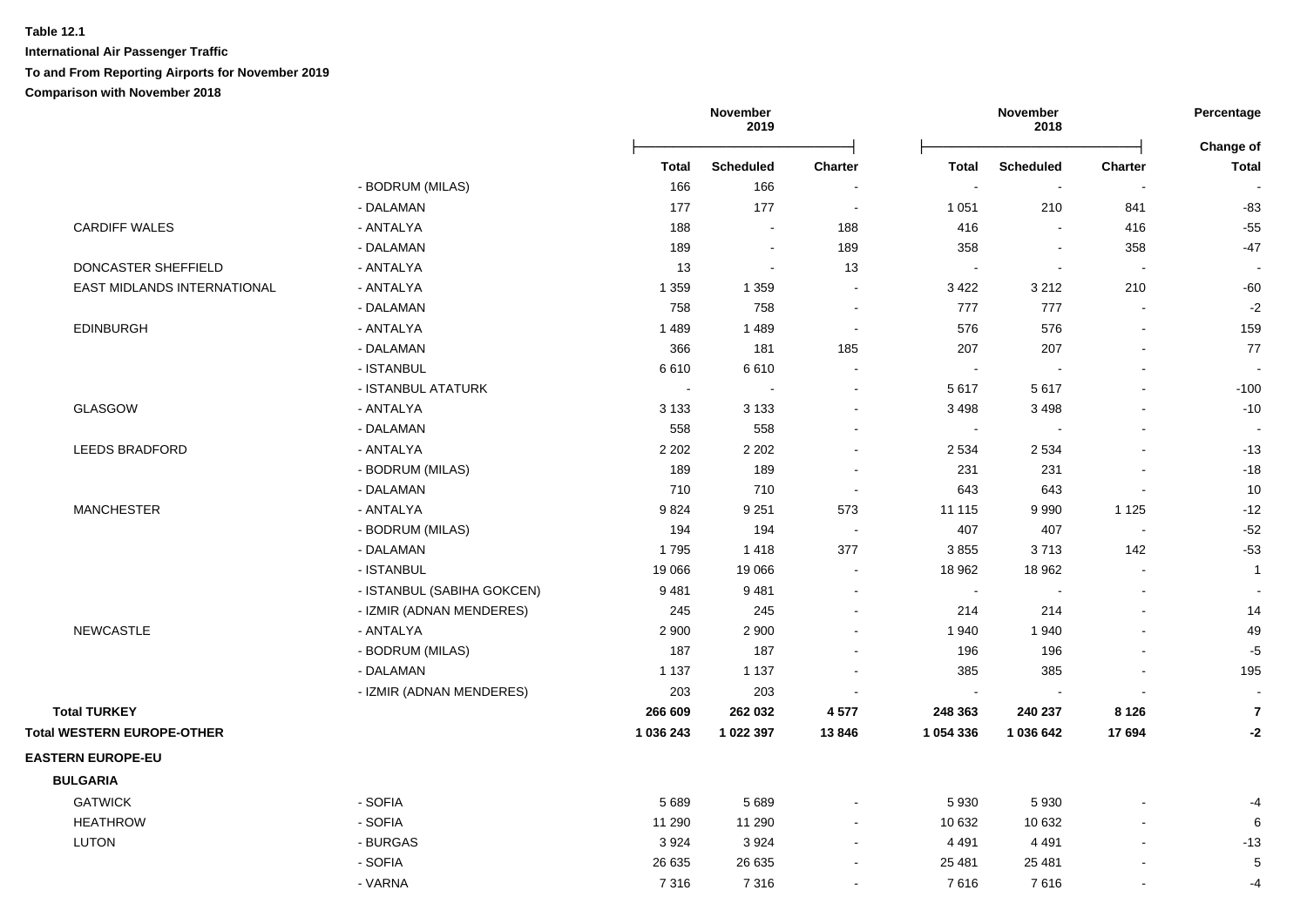**Table 12.1**

**International Air Passenger Traffic**

**To and From Reporting Airports for November 2019**

**Comparison with November 2018**

| | | November 2019 | | | November 2018 | | | Percentage |
|---|---|---|---|---|---|---|---|---|
| | | **Total** | **Scheduled** | **Charter** | **Total** | **Scheduled** | **Charter** | **Change of Total** |
| | - BODRUM (MILAS) | 166 | 166 | - | - | - | - | - |
| | - DALAMAN | 177 | 177 | - | 1 051 | 210 | 841 | -83 |
| CARDIFF WALES | - ANTALYA | 188 | - | 188 | 416 | - | 416 | -55 |
| | - DALAMAN | 189 | - | 189 | 358 | - | 358 | -47 |
| DONCASTER SHEFFIELD | - ANTALYA | 13 | - | 13 | - | - | - | - |
| EAST MIDLANDS INTERNATIONAL | - ANTALYA | 1 359 | 1 359 | - | 3 422 | 3 212 | 210 | -60 |
| | - DALAMAN | 758 | 758 | - | 777 | 777 | - | -2 |
| EDINBURGH | - ANTALYA | 1 489 | 1 489 | - | 576 | 576 | - | 159 |
| | - DALAMAN | 366 | 181 | 185 | 207 | 207 | - | 77 |
| | - ISTANBUL | 6 610 | 6 610 | - | - | - | - | - |
| | - ISTANBUL ATATURK | - | - | - | 5 617 | 5 617 | - | -100 |
| GLASGOW | - ANTALYA | 3 133 | 3 133 | - | 3 498 | 3 498 | - | -10 |
| | - DALAMAN | 558 | 558 | - | - | - | - | - |
| LEEDS BRADFORD | - ANTALYA | 2 202 | 2 202 | - | 2 534 | 2 534 | - | -13 |
| | - BODRUM (MILAS) | 189 | 189 | - | 231 | 231 | - | -18 |
| | - DALAMAN | 710 | 710 | - | 643 | 643 | - | 10 |
| MANCHESTER | - ANTALYA | 9 824 | 9 251 | 573 | 11 115 | 9 990 | 1 125 | -12 |
| | - BODRUM (MILAS) | 194 | 194 | - | 407 | 407 | - | -52 |
| | - DALAMAN | 1 795 | 1 418 | 377 | 3 855 | 3 713 | 142 | -53 |
| | - ISTANBUL | 19 066 | 19 066 | - | 18 962 | 18 962 | - | 1 |
| | - ISTANBUL (SABIHA GOKCEN) | 9 481 | 9 481 | - | - | - | - | - |
| | - IZMIR (ADNAN MENDERES) | 245 | 245 | - | 214 | 214 | - | 14 |
| NEWCASTLE | - ANTALYA | 2 900 | 2 900 | - | 1 940 | 1 940 | - | 49 |
| | - BODRUM (MILAS) | 187 | 187 | - | 196 | 196 | - | -5 |
| | - DALAMAN | 1 137 | 1 137 | - | 385 | 385 | - | 195 |
| | - IZMIR (ADNAN MENDERES) | 203 | 203 | - | - | - | - | - |
| **Total TURKEY** | | **266 609** | **262 032** | **4 577** | **248 363** | **240 237** | **8 126** | **7** |
| **Total WESTERN EUROPE-OTHER** | | **1 036 243** | **1 022 397** | **13 846** | **1 054 336** | **1 036 642** | **17 694** | **-2** |
| **EASTERN EUROPE-EU** | | | | | | | | |
| **BULGARIA** | | | | | | | | |
| GATWICK | - SOFIA | 5 689 | 5 689 | - | 5 930 | 5 930 | - | -4 |
| HEATHROW | - SOFIA | 11 290 | 11 290 | - | 10 632 | 10 632 | - | 6 |
| LUTON | - BURGAS | 3 924 | 3 924 | - | 4 491 | 4 491 | - | -13 |
| | - SOFIA | 26 635 | 26 635 | - | 25 481 | 25 481 | - | 5 |
| | - VARNA | 7 316 | 7 316 | - | 7 616 | 7 616 | - | -4 |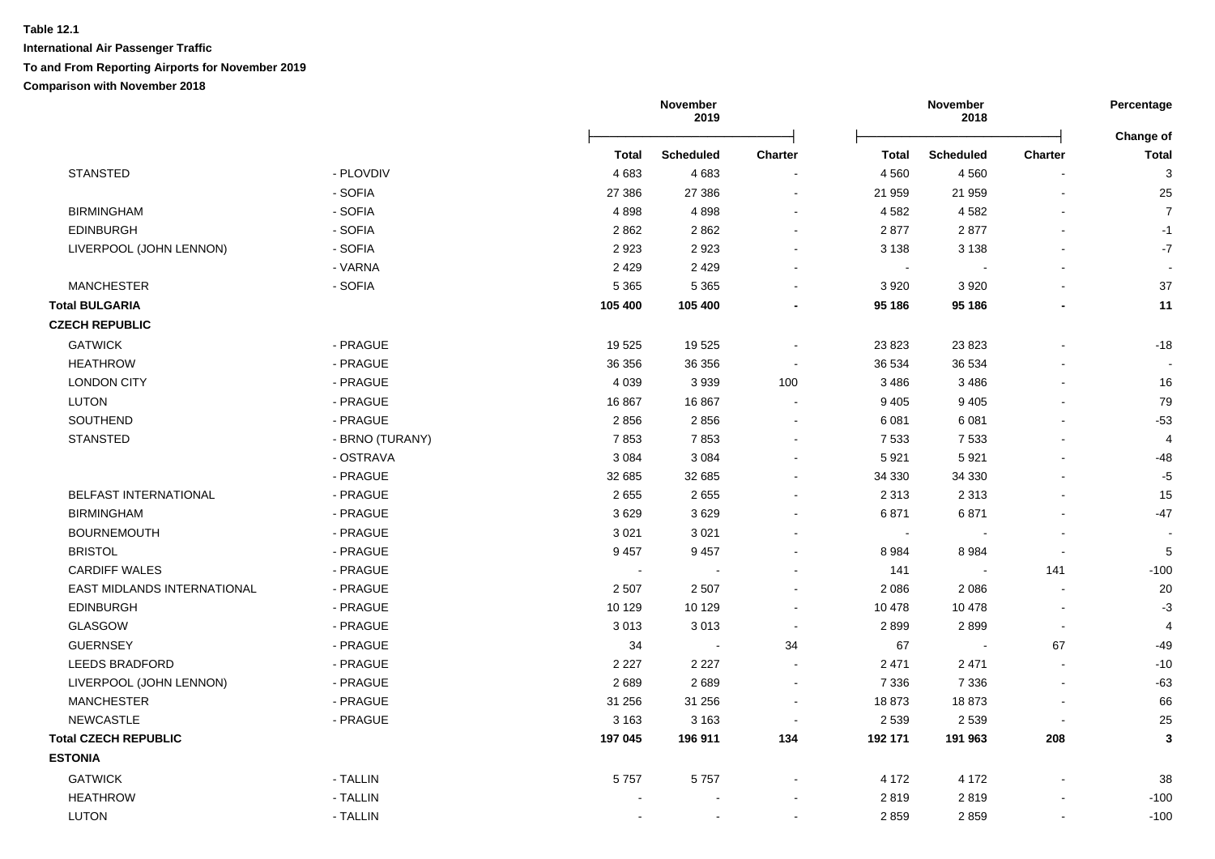**Table 12.1**

**International Air Passenger Traffic**

**To and From Reporting Airports for November 2019**

**Comparison with November 2018**

| | | November 2019 | | | November 2018 | | | Percentage |
|---|---|---|---|---|---|---|---|---|
| | | **Total** | **Scheduled** | **Charter** | **Total** | **Scheduled** | **Charter** | **Change of Total** |
| STANSTED | - PLOVDIV | 4 683 | 4 683 | - | 4 560 | 4 560 | - | 3 |
| | - SOFIA | 27 386 | 27 386 | - | 21 959 | 21 959 | - | 25 |
| BIRMINGHAM | - SOFIA | 4 898 | 4 898 | - | 4 582 | 4 582 | - | 7 |
| EDINBURGH | - SOFIA | 2 862 | 2 862 | - | 2 877 | 2 877 | - | -1 |
| LIVERPOOL (JOHN LENNON) | - SOFIA | 2 923 | 2 923 | - | 3 138 | 3 138 | - | -7 |
| | - VARNA | 2 429 | 2 429 | - | - | - | - | - |
| MANCHESTER | - SOFIA | 5 365 | 5 365 | - | 3 920 | 3 920 | - | 37 |
| **Total BULGARIA** | | **105 400** | **105 400** | **-** | **95 186** | **95 186** | **-** | **11** |
| **CZECH REPUBLIC** | | | | | | | | |
| GATWICK | - PRAGUE | 19 525 | 19 525 | - | 23 823 | 23 823 | - | -18 |
| HEATHROW | - PRAGUE | 36 356 | 36 356 | - | 36 534 | 36 534 | - | - |
| LONDON CITY | - PRAGUE | 4 039 | 3 939 | 100 | 3 486 | 3 486 | - | 16 |
| LUTON | - PRAGUE | 16 867 | 16 867 | - | 9 405 | 9 405 | - | 79 |
| SOUTHEND | - PRAGUE | 2 856 | 2 856 | - | 6 081 | 6 081 | - | -53 |
| STANSTED | - BRNO (TURANY) | 7 853 | 7 853 | - | 7 533 | 7 533 | - | 4 |
| | - OSTRAVA | 3 084 | 3 084 | - | 5 921 | 5 921 | - | -48 |
| | - PRAGUE | 32 685 | 32 685 | - | 34 330 | 34 330 | - | -5 |
| BELFAST INTERNATIONAL | - PRAGUE | 2 655 | 2 655 | - | 2 313 | 2 313 | - | 15 |
| BIRMINGHAM | - PRAGUE | 3 629 | 3 629 | - | 6 871 | 6 871 | - | -47 |
| BOURNEMOUTH | - PRAGUE | 3 021 | 3 021 | - | - | - | - | - |
| BRISTOL | - PRAGUE | 9 457 | 9 457 | - | 8 984 | 8 984 | - | 5 |
| CARDIFF WALES | - PRAGUE | - | - | - | 141 | - | 141 | -100 |
| EAST MIDLANDS INTERNATIONAL | - PRAGUE | 2 507 | 2 507 | - | 2 086 | 2 086 | - | 20 |
| EDINBURGH | - PRAGUE | 10 129 | 10 129 | - | 10 478 | 10 478 | - | -3 |
| GLASGOW | - PRAGUE | 3 013 | 3 013 | - | 2 899 | 2 899 | - | 4 |
| GUERNSEY | - PRAGUE | 34 | - | 34 | 67 | - | 67 | -49 |
| LEEDS BRADFORD | - PRAGUE | 2 227 | 2 227 | - | 2 471 | 2 471 | - | -10 |
| LIVERPOOL (JOHN LENNON) | - PRAGUE | 2 689 | 2 689 | - | 7 336 | 7 336 | - | -63 |
| MANCHESTER | - PRAGUE | 31 256 | 31 256 | - | 18 873 | 18 873 | - | 66 |
| NEWCASTLE | - PRAGUE | 3 163 | 3 163 | - | 2 539 | 2 539 | - | 25 |
| **Total CZECH REPUBLIC** | | **197 045** | **196 911** | **134** | **192 171** | **191 963** | **208** | **3** |
| **ESTONIA** | | | | | | | | |
| GATWICK | - TALLIN | 5 757 | 5 757 | - | 4 172 | 4 172 | - | 38 |
| HEATHROW | - TALLIN | - | - | - | 2 819 | 2 819 | - | -100 |
| LUTON | - TALLIN | - | - | - | 2 859 | 2 859 | - | -100 |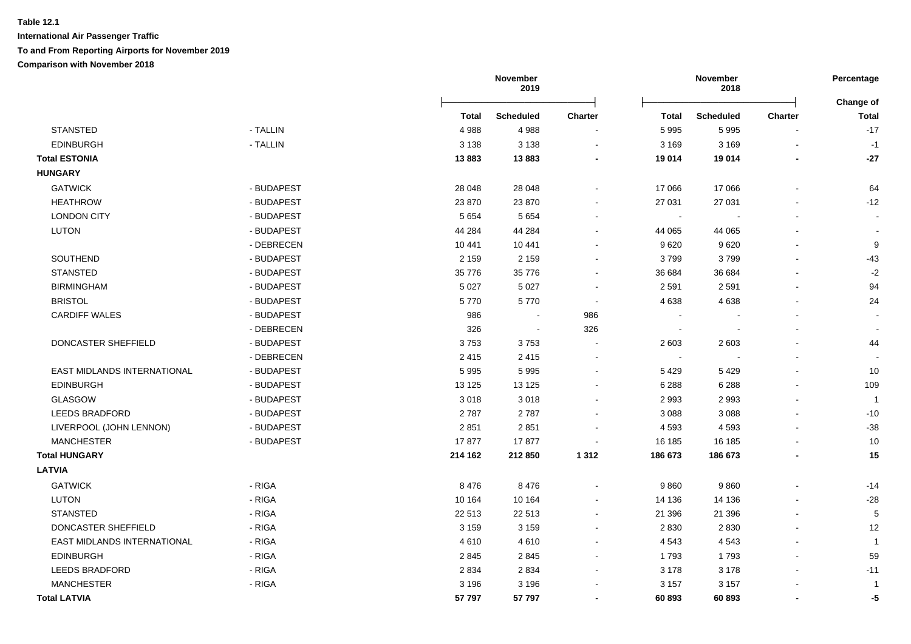**Table 12.1**

**International Air Passenger Traffic**

**To and From Reporting Airports for November 2019**

**Comparison with November 2018**

| | | November 2019 | | | November 2018 | | | Percentage |
|---|---|---|---|---|---|---|---|---|
| | | **Total** | **Scheduled** | **Charter** | **Total** | **Scheduled** | **Charter** | **Change of Total** |
| STANSTED | - TALLIN | 4 988 | 4 988 | - | 5 995 | 5 995 | - | -17 |
| EDINBURGH | - TALLIN | 3 138 | 3 138 | - | 3 169 | 3 169 | - | -1 |
| **Total ESTONIA** | | **13 883** | **13 883** | **-** | **19 014** | **19 014** | **-** | **-27** |
| **HUNGARY** | | | | | | | | |
| GATWICK | - BUDAPEST | 28 048 | 28 048 | - | 17 066 | 17 066 | - | 64 |
| HEATHROW | - BUDAPEST | 23 870 | 23 870 | - | 27 031 | 27 031 | - | -12 |
| LONDON CITY | - BUDAPEST | 5 654 | 5 654 | - | - | - | - | - |
| LUTON | - BUDAPEST | 44 284 | 44 284 | - | 44 065 | 44 065 | - | - |
| | - DEBRECEN | 10 441 | 10 441 | - | 9 620 | 9 620 | - | 9 |
| SOUTHEND | - BUDAPEST | 2 159 | 2 159 | - | 3 799 | 3 799 | - | -43 |
| STANSTED | - BUDAPEST | 35 776 | 35 776 | - | 36 684 | 36 684 | - | -2 |
| BIRMINGHAM | - BUDAPEST | 5 027 | 5 027 | - | 2 591 | 2 591 | - | 94 |
| BRISTOL | - BUDAPEST | 5 770 | 5 770 | - | 4 638 | 4 638 | - | 24 |
| CARDIFF WALES | - BUDAPEST | 986 | - | 986 | - | - | - | - |
| | - DEBRECEN | 326 | - | 326 | - | - | - | - |
| DONCASTER SHEFFIELD | - BUDAPEST | 3 753 | 3 753 | - | 2 603 | 2 603 | - | 44 |
| | - DEBRECEN | 2 415 | 2 415 | - | - | - | - | - |
| EAST MIDLANDS INTERNATIONAL | - BUDAPEST | 5 995 | 5 995 | - | 5 429 | 5 429 | - | 10 |
| EDINBURGH | - BUDAPEST | 13 125 | 13 125 | - | 6 288 | 6 288 | - | 109 |
| GLASGOW | - BUDAPEST | 3 018 | 3 018 | - | 2 993 | 2 993 | - | 1 |
| LEEDS BRADFORD | - BUDAPEST | 2 787 | 2 787 | - | 3 088 | 3 088 | - | -10 |
| LIVERPOOL (JOHN LENNON) | - BUDAPEST | 2 851 | 2 851 | - | 4 593 | 4 593 | - | -38 |
| MANCHESTER | - BUDAPEST | 17 877 | 17 877 | - | 16 185 | 16 185 | - | 10 |
| **Total HUNGARY** | | **214 162** | **212 850** | **1 312** | **186 673** | **186 673** | **-** | **15** |
| **LATVIA** | | | | | | | | |
| GATWICK | - RIGA | 8 476 | 8 476 | - | 9 860 | 9 860 | - | -14 |
| LUTON | - RIGA | 10 164 | 10 164 | - | 14 136 | 14 136 | - | -28 |
| STANSTED | - RIGA | 22 513 | 22 513 | - | 21 396 | 21 396 | - | 5 |
| DONCASTER SHEFFIELD | - RIGA | 3 159 | 3 159 | - | 2 830 | 2 830 | - | 12 |
| EAST MIDLANDS INTERNATIONAL | - RIGA | 4 610 | 4 610 | - | 4 543 | 4 543 | - | 1 |
| EDINBURGH | - RIGA | 2 845 | 2 845 | - | 1 793 | 1 793 | - | 59 |
| LEEDS BRADFORD | - RIGA | 2 834 | 2 834 | - | 3 178 | 3 178 | - | -11 |
| MANCHESTER | - RIGA | 3 196 | 3 196 | - | 3 157 | 3 157 | - | 1 |
| **Total LATVIA** | | **57 797** | **57 797** | **-** | **60 893** | **60 893** | **-** | **-5** |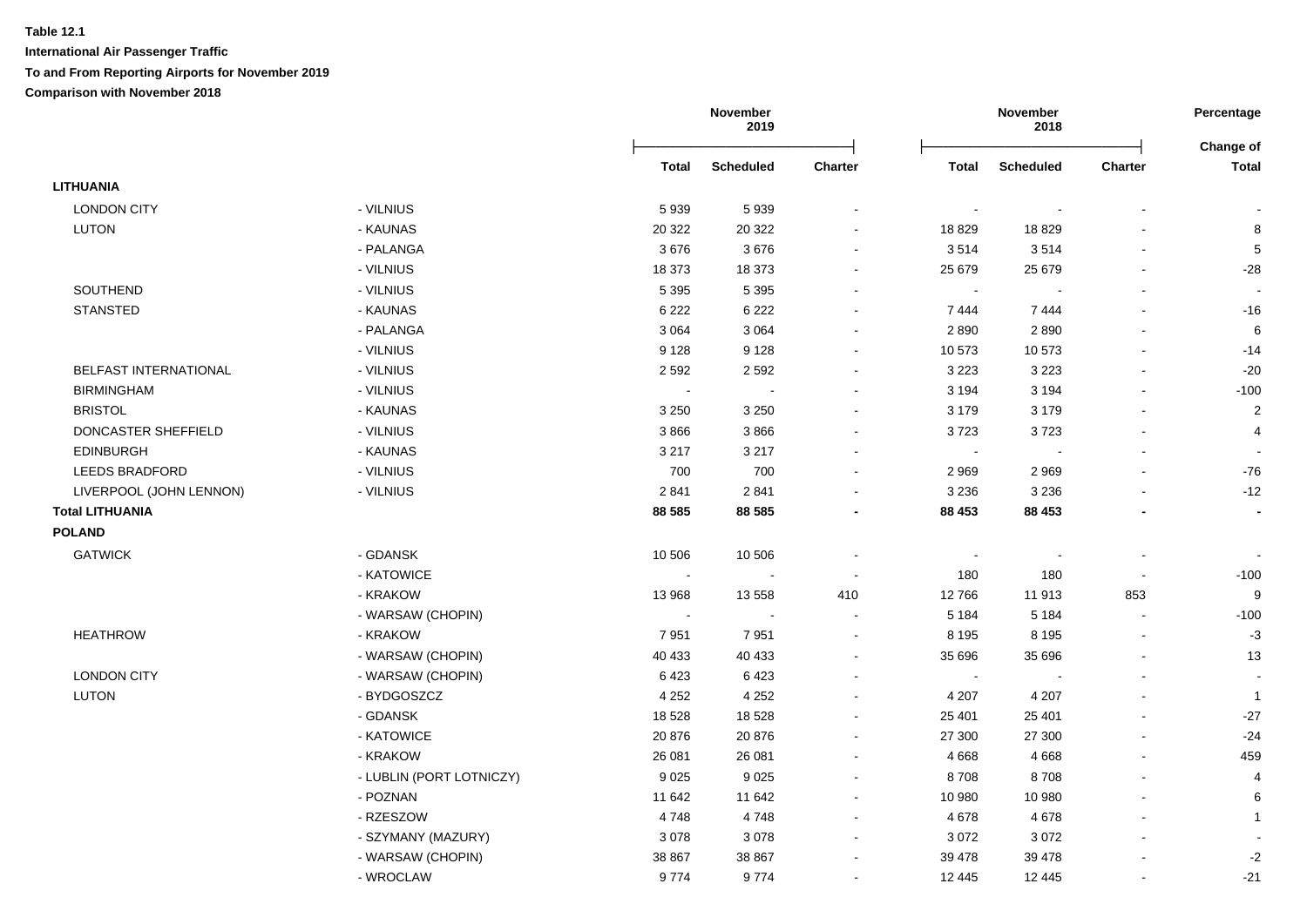**Table 12.1**

**International Air Passenger Traffic**

**To and From Reporting Airports for November 2019**

**Comparison with November 2018**

| | | November 2019 | | | November 2018 | | | Percentage Change of |
|---|---|---|---|---|---|---|---|---|
| | | Total | Scheduled | Charter | Total | Scheduled | Charter | Total |
| **LITHUANIA** | | | | | | | | |
| LONDON CITY | - VILNIUS | 5 939 | 5 939 | - | - | - | - | - |
| LUTON | - KAUNAS | 20 322 | 20 322 | - | 18 829 | 18 829 | - | 8 |
| | - PALANGA | 3 676 | 3 676 | - | 3 514 | 3 514 | - | 5 |
| | - VILNIUS | 18 373 | 18 373 | - | 25 679 | 25 679 | - | -28 |
| SOUTHEND | - VILNIUS | 5 395 | 5 395 | - | - | - | - | - |
| STANSTED | - KAUNAS | 6 222 | 6 222 | - | 7 444 | 7 444 | - | -16 |
| | - PALANGA | 3 064 | 3 064 | - | 2 890 | 2 890 | - | 6 |
| | - VILNIUS | 9 128 | 9 128 | - | 10 573 | 10 573 | - | -14 |
| BELFAST INTERNATIONAL | - VILNIUS | 2 592 | 2 592 | - | 3 223 | 3 223 | - | -20 |
| BIRMINGHAM | - VILNIUS | - | - | - | 3 194 | 3 194 | - | -100 |
| BRISTOL | - KAUNAS | 3 250 | 3 250 | - | 3 179 | 3 179 | - | 2 |
| DONCASTER SHEFFIELD | - VILNIUS | 3 866 | 3 866 | - | 3 723 | 3 723 | - | 4 |
| EDINBURGH | - KAUNAS | 3 217 | 3 217 | - | - | - | - | - |
| LEEDS BRADFORD | - VILNIUS | 700 | 700 | - | 2 969 | 2 969 | - | -76 |
| LIVERPOOL (JOHN LENNON) | - VILNIUS | 2 841 | 2 841 | - | 3 236 | 3 236 | - | -12 |
| **Total LITHUANIA** | | **88 585** | **88 585** | **-** | **88 453** | **88 453** | **-** | **-** |
| **POLAND** | | | | | | | | |
| GATWICK | - GDANSK | 10 506 | 10 506 | - | - | - | - | - |
| | - KATOWICE | - | - | - | 180 | 180 | - | -100 |
| | - KRAKOW | 13 968 | 13 558 | 410 | 12 766 | 11 913 | 853 | 9 |
| | - WARSAW (CHOPIN) | - | - | - | 5 184 | 5 184 | - | -100 |
| HEATHROW | - KRAKOW | 7 951 | 7 951 | - | 8 195 | 8 195 | - | -3 |
| | - WARSAW (CHOPIN) | 40 433 | 40 433 | - | 35 696 | 35 696 | - | 13 |
| LONDON CITY | - WARSAW (CHOPIN) | 6 423 | 6 423 | - | - | - | - | - |
| LUTON | - BYDGOSZCZ | 4 252 | 4 252 | - | 4 207 | 4 207 | - | 1 |
| | - GDANSK | 18 528 | 18 528 | - | 25 401 | 25 401 | - | -27 |
| | - KATOWICE | 20 876 | 20 876 | - | 27 300 | 27 300 | - | -24 |
| | - KRAKOW | 26 081 | 26 081 | - | 4 668 | 4 668 | - | 459 |
| | - LUBLIN (PORT LOTNICZY) | 9 025 | 9 025 | - | 8 708 | 8 708 | - | 4 |
| | - POZNAN | 11 642 | 11 642 | - | 10 980 | 10 980 | - | 6 |
| | - RZESZOW | 4 748 | 4 748 | - | 4 678 | 4 678 | - | 1 |
| | - SZYMANY (MAZURY) | 3 078 | 3 078 | - | 3 072 | 3 072 | - | - |
| | - WARSAW (CHOPIN) | 38 867 | 38 867 | - | 39 478 | 39 478 | - | -2 |
| | - WROCLAW | 9 774 | 9 774 | - | 12 445 | 12 445 | - | -21 |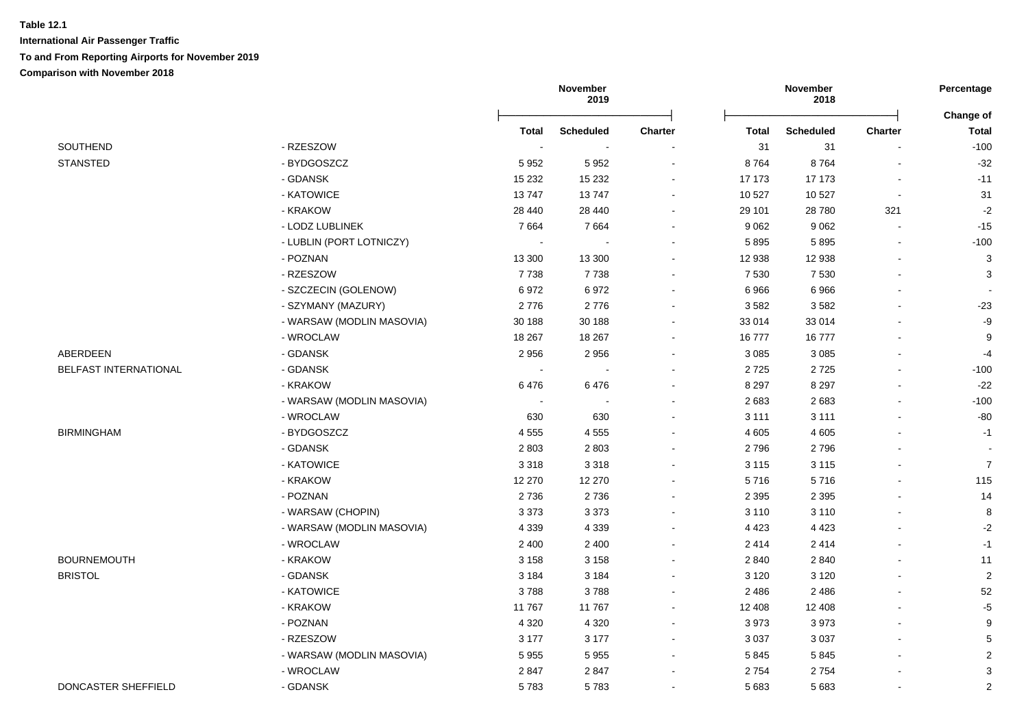**Table 12.1**

**International Air Passenger Traffic**

**To and From Reporting Airports for November 2019**

**Comparison with November 2018**

| | | November 2019 | | | November 2018 | | | Percentage |
|---|---|---|---|---|---|---|---|---|
| | | Total | Scheduled | Charter | Total | Scheduled | Charter | Change of Total |
| SOUTHEND | - RZESZOW | - | - | - | 31 | 31 | - | -100 |
| STANSTED | - BYDGOSZCZ | 5 952 | 5 952 | - | 8 764 | 8 764 | - | -32 |
| | - GDANSK | 15 232 | 15 232 | - | 17 173 | 17 173 | - | -11 |
| | - KATOWICE | 13 747 | 13 747 | - | 10 527 | 10 527 | - | 31 |
| | - KRAKOW | 28 440 | 28 440 | - | 29 101 | 28 780 | 321 | -2 |
| | - LODZ LUBLINEK | 7 664 | 7 664 | - | 9 062 | 9 062 | - | -15 |
| | - LUBLIN (PORT LOTNICZY) | - | - | - | 5 895 | 5 895 | - | -100 |
| | - POZNAN | 13 300 | 13 300 | - | 12 938 | 12 938 | - | 3 |
| | - RZESZOW | 7 738 | 7 738 | - | 7 530 | 7 530 | - | 3 |
| | - SZCZECIN (GOLENOW) | 6 972 | 6 972 | - | 6 966 | 6 966 | - | - |
| | - SZYMANY (MAZURY) | 2 776 | 2 776 | - | 3 582 | 3 582 | - | -23 |
| | - WARSAW (MODLIN MASOVIA) | 30 188 | 30 188 | - | 33 014 | 33 014 | - | -9 |
| | - WROCLAW | 18 267 | 18 267 | - | 16 777 | 16 777 | - | 9 |
| ABERDEEN | - GDANSK | 2 956 | 2 956 | - | 3 085 | 3 085 | - | -4 |
| BELFAST INTERNATIONAL | - GDANSK | - | - | - | 2 725 | 2 725 | - | -100 |
| | - KRAKOW | 6 476 | 6 476 | - | 8 297 | 8 297 | - | -22 |
| | - WARSAW (MODLIN MASOVIA) | - | - | - | 2 683 | 2 683 | - | -100 |
| | - WROCLAW | 630 | 630 | - | 3 111 | 3 111 | - | -80 |
| BIRMINGHAM | - BYDGOSZCZ | 4 555 | 4 555 | - | 4 605 | 4 605 | - | -1 |
| | - GDANSK | 2 803 | 2 803 | - | 2 796 | 2 796 | - | - |
| | - KATOWICE | 3 318 | 3 318 | - | 3 115 | 3 115 | - | 7 |
| | - KRAKOW | 12 270 | 12 270 | - | 5 716 | 5 716 | - | 115 |
| | - POZNAN | 2 736 | 2 736 | - | 2 395 | 2 395 | - | 14 |
| | - WARSAW (CHOPIN) | 3 373 | 3 373 | - | 3 110 | 3 110 | - | 8 |
| | - WARSAW (MODLIN MASOVIA) | 4 339 | 4 339 | - | 4 423 | 4 423 | - | -2 |
| | - WROCLAW | 2 400 | 2 400 | - | 2 414 | 2 414 | - | -1 |
| BOURNEMOUTH | - KRAKOW | 3 158 | 3 158 | - | 2 840 | 2 840 | - | 11 |
| BRISTOL | - GDANSK | 3 184 | 3 184 | - | 3 120 | 3 120 | - | 2 |
| | - KATOWICE | 3 788 | 3 788 | - | 2 486 | 2 486 | - | 52 |
| | - KRAKOW | 11 767 | 11 767 | - | 12 408 | 12 408 | - | -5 |
| | - POZNAN | 4 320 | 4 320 | - | 3 973 | 3 973 | - | 9 |
| | - RZESZOW | 3 177 | 3 177 | - | 3 037 | 3 037 | - | 5 |
| | - WARSAW (MODLIN MASOVIA) | 5 955 | 5 955 | - | 5 845 | 5 845 | - | 2 |
| | - WROCLAW | 2 847 | 2 847 | - | 2 754 | 2 754 | - | 3 |
| DONCASTER SHEFFIELD | - GDANSK | 5 783 | 5 783 | - | 5 683 | 5 683 | - | 2 |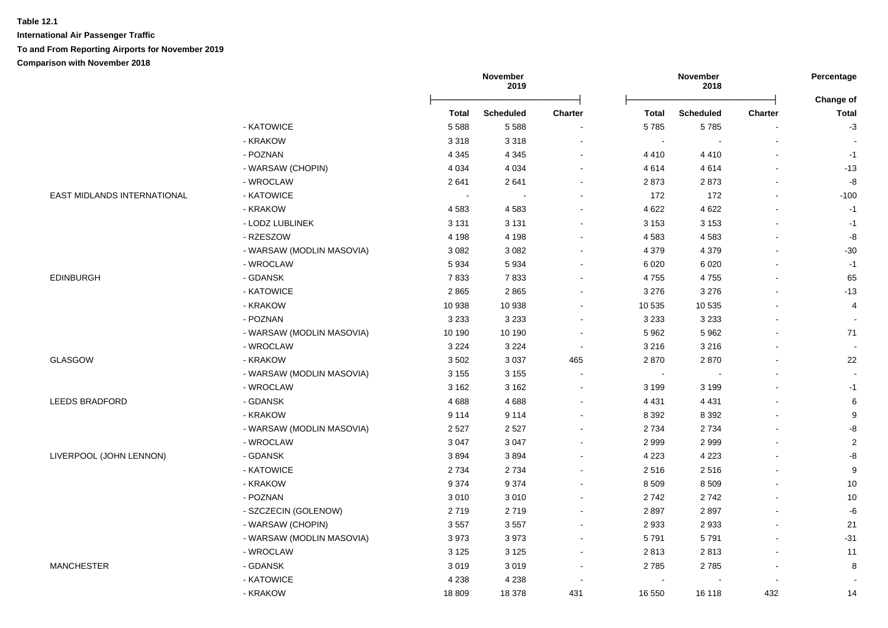**Table 12.1**

**International Air Passenger Traffic**

**To and From Reporting Airports for November 2019**

**Comparison with November 2018**

| | | November 2019 | | | November 2018 | | | Percentage |
|---|---|---|---|---|---|---|---|---|
| | | **Total** | **Scheduled** | **Charter** | **Total** | **Scheduled** | **Charter** | **Change of Total** |
| | - KATOWICE | 5 588 | 5 588 | - | 5 785 | 5 785 | - | -3 |
| | - KRAKOW | 3 318 | 3 318 | - | - | - | - | - |
| | - POZNAN | 4 345 | 4 345 | - | 4 410 | 4 410 | - | -1 |
| | - WARSAW (CHOPIN) | 4 034 | 4 034 | - | 4 614 | 4 614 | - | -13 |
| | - WROCLAW | 2 641 | 2 641 | - | 2 873 | 2 873 | - | -8 |
| EAST MIDLANDS INTERNATIONAL | - KATOWICE | - | - | - | 172 | 172 | - | -100 |
| | - KRAKOW | 4 583 | 4 583 | - | 4 622 | 4 622 | - | -1 |
| | - LODZ LUBLINEK | 3 131 | 3 131 | - | 3 153 | 3 153 | - | -1 |
| | - RZESZOW | 4 198 | 4 198 | - | 4 583 | 4 583 | - | -8 |
| | - WARSAW (MODLIN MASOVIA) | 3 082 | 3 082 | - | 4 379 | 4 379 | - | -30 |
| | - WROCLAW | 5 934 | 5 934 | - | 6 020 | 6 020 | - | -1 |
| EDINBURGH | - GDANSK | 7 833 | 7 833 | - | 4 755 | 4 755 | - | 65 |
| | - KATOWICE | 2 865 | 2 865 | - | 3 276 | 3 276 | - | -13 |
| | - KRAKOW | 10 938 | 10 938 | - | 10 535 | 10 535 | - | 4 |
| | - POZNAN | 3 233 | 3 233 | - | 3 233 | 3 233 | - | - |
| | - WARSAW (MODLIN MASOVIA) | 10 190 | 10 190 | - | 5 962 | 5 962 | - | 71 |
| | - WROCLAW | 3 224 | 3 224 | - | 3 216 | 3 216 | - | - |
| GLASGOW | - KRAKOW | 3 502 | 3 037 | 465 | 2 870 | 2 870 | - | 22 |
| | - WARSAW (MODLIN MASOVIA) | 3 155 | 3 155 | - | - | - | - | - |
| | - WROCLAW | 3 162 | 3 162 | - | 3 199 | 3 199 | - | -1 |
| LEEDS BRADFORD | - GDANSK | 4 688 | 4 688 | - | 4 431 | 4 431 | - | 6 |
| | - KRAKOW | 9 114 | 9 114 | - | 8 392 | 8 392 | - | 9 |
| | - WARSAW (MODLIN MASOVIA) | 2 527 | 2 527 | - | 2 734 | 2 734 | - | -8 |
| | - WROCLAW | 3 047 | 3 047 | - | 2 999 | 2 999 | - | 2 |
| LIVERPOOL (JOHN LENNON) | - GDANSK | 3 894 | 3 894 | - | 4 223 | 4 223 | - | -8 |
| | - KATOWICE | 2 734 | 2 734 | - | 2 516 | 2 516 | - | 9 |
| | - KRAKOW | 9 374 | 9 374 | - | 8 509 | 8 509 | - | 10 |
| | - POZNAN | 3 010 | 3 010 | - | 2 742 | 2 742 | - | 10 |
| | - SZCZECIN (GOLENOW) | 2 719 | 2 719 | - | 2 897 | 2 897 | - | -6 |
| | - WARSAW (CHOPIN) | 3 557 | 3 557 | - | 2 933 | 2 933 | - | 21 |
| | - WARSAW (MODLIN MASOVIA) | 3 973 | 3 973 | - | 5 791 | 5 791 | - | -31 |
| | - WROCLAW | 3 125 | 3 125 | - | 2 813 | 2 813 | - | 11 |
| MANCHESTER | - GDANSK | 3 019 | 3 019 | - | 2 785 | 2 785 | - | 8 |
| | - KATOWICE | 4 238 | 4 238 | - | - | - | - | - |
| | - KRAKOW | 18 809 | 18 378 | 431 | 16 550 | 16 118 | 432 | 14 |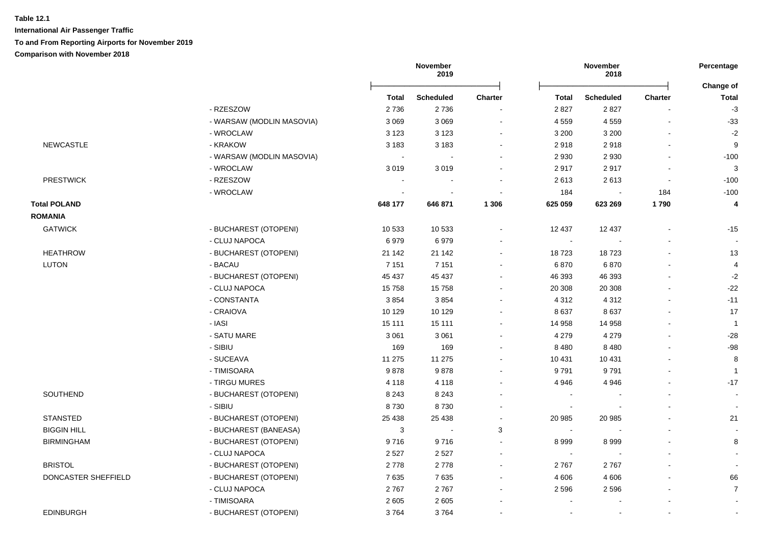**Table 12.1**

**International Air Passenger Traffic**

**To and From Reporting Airports for November 2019**

**Comparison with November 2018**

| | | November 2019 | | | November 2018 | | | Percentage |
|---|---|---|---|---|---|---|---|---|
| | | | | | | | | Change of |
| | | **Total** | **Scheduled** | **Charter** | **Total** | **Scheduled** | **Charter** | **Total** |
| | - RZESZOW | 2 736 | 2 736 | - | 2 827 | 2 827 | - | -3 |
| | - WARSAW (MODLIN MASOVIA) | 3 069 | 3 069 | - | 4 559 | 4 559 | - | -33 |
| | - WROCLAW | 3 123 | 3 123 | - | 3 200 | 3 200 | - | -2 |
| NEWCASTLE | - KRAKOW | 3 183 | 3 183 | - | 2 918 | 2 918 | - | 9 |
| | - WARSAW (MODLIN MASOVIA) | - | - | - | 2 930 | 2 930 | - | -100 |
| | - WROCLAW | 3 019 | 3 019 | - | 2 917 | 2 917 | - | 3 |
| PRESTWICK | - RZESZOW | - | - | - | 2 613 | 2 613 | - | -100 |
| | - WROCLAW | - | - | - | 184 | - | 184 | -100 |
| **Total POLAND** | | **648 177** | **646 871** | **1 306** | **625 059** | **623 269** | **1 790** | **4** |
| **ROMANIA** | | | | | | | | |
| GATWICK | - BUCHAREST (OTOPENI) | 10 533 | 10 533 | - | 12 437 | 12 437 | - | -15 |
| | - CLUJ NAPOCA | 6 979 | 6 979 | - | - | - | - | - |
| HEATHROW | - BUCHAREST (OTOPENI) | 21 142 | 21 142 | - | 18 723 | 18 723 | - | 13 |
| LUTON | - BACAU | 7 151 | 7 151 | - | 6 870 | 6 870 | - | 4 |
| | - BUCHAREST (OTOPENI) | 45 437 | 45 437 | - | 46 393 | 46 393 | - | -2 |
| | - CLUJ NAPOCA | 15 758 | 15 758 | - | 20 308 | 20 308 | - | -22 |
| | - CONSTANTA | 3 854 | 3 854 | - | 4 312 | 4 312 | - | -11 |
| | - CRAIOVA | 10 129 | 10 129 | - | 8 637 | 8 637 | - | 17 |
| | - IASI | 15 111 | 15 111 | - | 14 958 | 14 958 | - | 1 |
| | - SATU MARE | 3 061 | 3 061 | - | 4 279 | 4 279 | - | -28 |
| | - SIBIU | 169 | 169 | - | 8 480 | 8 480 | - | -98 |
| | - SUCEAVA | 11 275 | 11 275 | - | 10 431 | 10 431 | - | 8 |
| | - TIMISOARA | 9 878 | 9 878 | - | 9 791 | 9 791 | - | 1 |
| | - TIRGU MURES | 4 118 | 4 118 | - | 4 946 | 4 946 | - | -17 |
| SOUTHEND | - BUCHAREST (OTOPENI) | 8 243 | 8 243 | - | - | - | - | - |
| | - SIBIU | 8 730 | 8 730 | - | - | - | - | - |
| STANSTED | - BUCHAREST (OTOPENI) | 25 438 | 25 438 | - | 20 985 | 20 985 | - | 21 |
| BIGGIN HILL | - BUCHAREST (BANEASA) | 3 | - | 3 | - | - | - | - |
| BIRMINGHAM | - BUCHAREST (OTOPENI) | 9 716 | 9 716 | - | 8 999 | 8 999 | - | 8 |
| | - CLUJ NAPOCA | 2 527 | 2 527 | - | - | - | - | - |
| BRISTOL | - BUCHAREST (OTOPENI) | 2 778 | 2 778 | - | 2 767 | 2 767 | - | - |
| DONCASTER SHEFFIELD | - BUCHAREST (OTOPENI) | 7 635 | 7 635 | - | 4 606 | 4 606 | - | 66 |
| | - CLUJ NAPOCA | 2 767 | 2 767 | - | 2 596 | 2 596 | - | 7 |
| | - TIMISOARA | 2 605 | 2 605 | - | - | - | - | - |
| EDINBURGH | - BUCHAREST (OTOPENI) | 3 764 | 3 764 | - | - | - | - | - |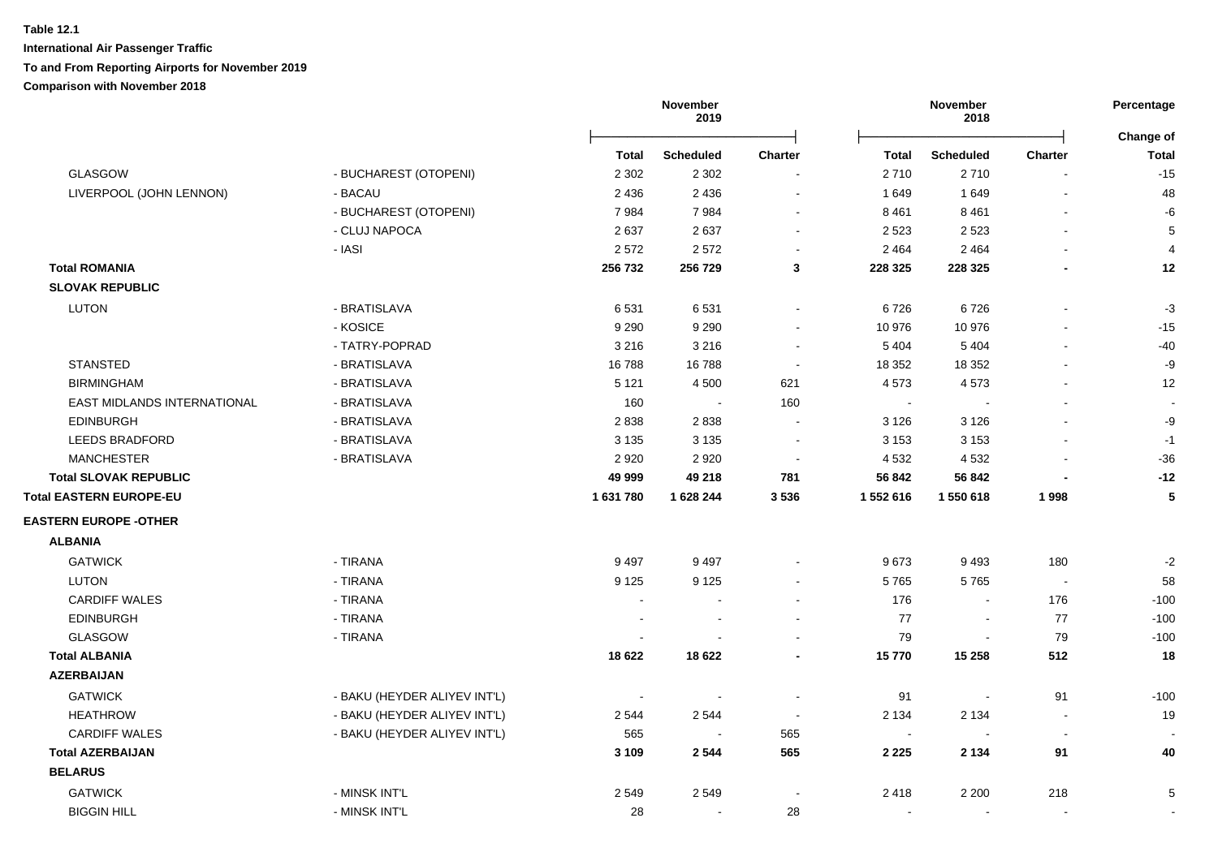**Table 12.1**

**International Air Passenger Traffic**

**To and From Reporting Airports for November 2019**

**Comparison with November 2018**

| | | November 2019 | | | November 2018 | | | Percentage |
|---|---|---|---|---|---|---|---|---|
| | | **Total** | **Scheduled** | **Charter** | **Total** | **Scheduled** | **Charter** | **Change of Total** |
| GLASGOW | - BUCHAREST (OTOPENI) | 2 302 | 2 302 | - | 2 710 | 2 710 | - | -15 |
| LIVERPOOL (JOHN LENNON) | - BACAU | 2 436 | 2 436 | - | 1 649 | 1 649 | - | 48 |
| | - BUCHAREST (OTOPENI) | 7 984 | 7 984 | - | 8 461 | 8 461 | - | -6 |
| | - CLUJ NAPOCA | 2 637 | 2 637 | - | 2 523 | 2 523 | - | 5 |
| | - IASI | 2 572 | 2 572 | - | 2 464 | 2 464 | - | 4 |
| **Total ROMANIA** | | **256 732** | **256 729** | **3** | **228 325** | **228 325** | **-** | **12** |
| **SLOVAK REPUBLIC** | | | | | | | | |
| LUTON | - BRATISLAVA | 6 531 | 6 531 | - | 6 726 | 6 726 | - | -3 |
| | - KOSICE | 9 290 | 9 290 | - | 10 976 | 10 976 | - | -15 |
| | - TATRY-POPRAD | 3 216 | 3 216 | - | 5 404 | 5 404 | - | -40 |
| STANSTED | - BRATISLAVA | 16 788 | 16 788 | - | 18 352 | 18 352 | - | -9 |
| BIRMINGHAM | - BRATISLAVA | 5 121 | 4 500 | 621 | 4 573 | 4 573 | - | 12 |
| EAST MIDLANDS INTERNATIONAL | - BRATISLAVA | 160 | - | 160 | - | - | - | - |
| EDINBURGH | - BRATISLAVA | 2 838 | 2 838 | - | 3 126 | 3 126 | - | -9 |
| LEEDS BRADFORD | - BRATISLAVA | 3 135 | 3 135 | - | 3 153 | 3 153 | - | -1 |
| MANCHESTER | - BRATISLAVA | 2 920 | 2 920 | - | 4 532 | 4 532 | - | -36 |
| **Total SLOVAK REPUBLIC** | | **49 999** | **49 218** | **781** | **56 842** | **56 842** | **-** | **-12** |
| **Total EASTERN EUROPE-EU** | | **1 631 780** | **1 628 244** | **3 536** | **1 552 616** | **1 550 618** | **1 998** | **5** |
| **EASTERN EUROPE -OTHER** | | | | | | | | |
| **ALBANIA** | | | | | | | | |
| GATWICK | - TIRANA | 9 497 | 9 497 | - | 9 673 | 9 493 | 180 | -2 |
| LUTON | - TIRANA | 9 125 | 9 125 | - | 5 765 | 5 765 | - | 58 |
| CARDIFF WALES | - TIRANA | - | - | - | 176 | - | 176 | -100 |
| EDINBURGH | - TIRANA | - | - | - | 77 | - | 77 | -100 |
| GLASGOW | - TIRANA | - | - | - | 79 | - | 79 | -100 |
| **Total ALBANIA** | | **18 622** | **18 622** | **-** | **15 770** | **15 258** | **512** | **18** |
| **AZERBAIJAN** | | | | | | | | |
| GATWICK | - BAKU (HEYDER ALIYEV INT'L) | - | - | - | 91 | - | 91 | -100 |
| HEATHROW | - BAKU (HEYDER ALIYEV INT'L) | 2 544 | 2 544 | - | 2 134 | 2 134 | - | 19 |
| CARDIFF WALES | - BAKU (HEYDER ALIYEV INT'L) | 565 | - | 565 | - | - | - | - |
| **Total AZERBAIJAN** | | **3 109** | **2 544** | **565** | **2 225** | **2 134** | **91** | **40** |
| **BELARUS** | | | | | | | | |
| GATWICK | - MINSK INT'L | 2 549 | 2 549 | - | 2 418 | 2 200 | 218 | 5 |
| BIGGIN HILL | - MINSK INT'L | 28 | - | 28 | - | - | - | - |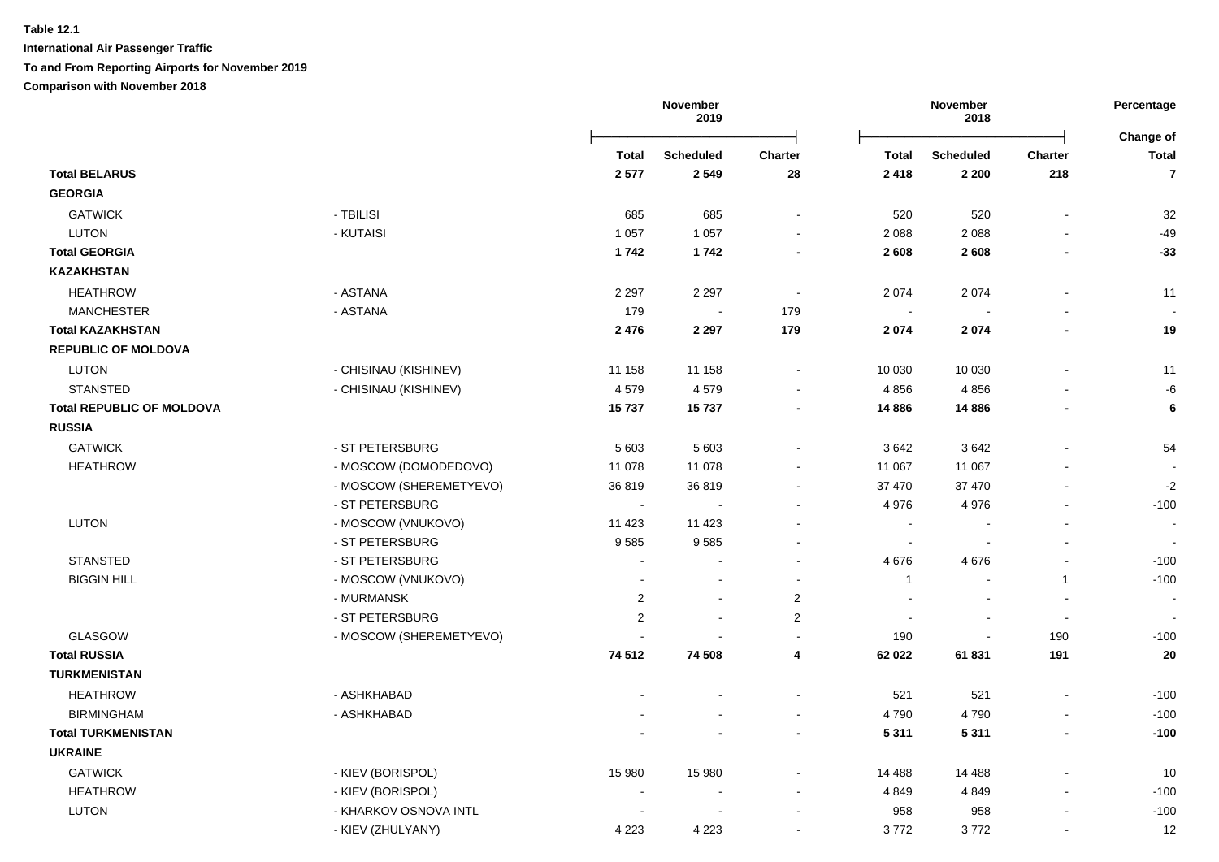**Table 12.1**

**International Air Passenger Traffic**

**To and From Reporting Airports for November 2019**

**Comparison with November 2018**

| | | November 2019 | | | November 2018 | | | Percentage |
|---|---|---|---|---|---|---|---|---|
| | | **Total** | **Scheduled** | **Charter** | **Total** | **Scheduled** | **Charter** | **Change of Total** |
| **Total BELARUS** | | **2 577** | **2 549** | **28** | **2 418** | **2 200** | **218** | **7** |
| **GEORGIA** | | | | | | | | |
| GATWICK | - TBILISI | 685 | 685 | - | 520 | 520 | - | 32 |
| LUTON | - KUTAISI | 1 057 | 1 057 | - | 2 088 | 2 088 | - | -49 |
| **Total GEORGIA** | | **1 742** | **1 742** | **-** | **2 608** | **2 608** | **-** | **-33** |
| **KAZAKHSTAN** | | | | | | | | |
| HEATHROW | - ASTANA | 2 297 | 2 297 | - | 2 074 | 2 074 | - | 11 |
| MANCHESTER | - ASTANA | 179 | - | 179 | - | - | - | - |
| **Total KAZAKHSTAN** | | **2 476** | **2 297** | **179** | **2 074** | **2 074** | **-** | **19** |
| **REPUBLIC OF MOLDOVA** | | | | | | | | |
| LUTON | - CHISINAU (KISHINEV) | 11 158 | 11 158 | - | 10 030 | 10 030 | - | 11 |
| STANSTED | - CHISINAU (KISHINEV) | 4 579 | 4 579 | - | 4 856 | 4 856 | - | -6 |
| **Total REPUBLIC OF MOLDOVA** | | **15 737** | **15 737** | **-** | **14 886** | **14 886** | **-** | **6** |
| **RUSSIA** | | | | | | | | |
| GATWICK | - ST PETERSBURG | 5 603 | 5 603 | - | 3 642 | 3 642 | - | 54 |
| HEATHROW | - MOSCOW (DOMODEDOVO) | 11 078 | 11 078 | - | 11 067 | 11 067 | - | - |
| | - MOSCOW (SHEREMETYEVO) | 36 819 | 36 819 | - | 37 470 | 37 470 | - | -2 |
| | - ST PETERSBURG | - | - | - | 4 976 | 4 976 | - | -100 |
| LUTON | - MOSCOW (VNUKOVO) | 11 423 | 11 423 | - | - | - | - | - |
| | - ST PETERSBURG | 9 585 | 9 585 | - | - | - | - | - |
| STANSTED | - ST PETERSBURG | - | - | - | 4 676 | 4 676 | - | -100 |
| BIGGIN HILL | - MOSCOW (VNUKOVO) | - | - | - | 1 | - | 1 | -100 |
| | - MURMANSK | 2 | - | 2 | - | - | - | - |
| | - ST PETERSBURG | 2 | - | 2 | - | - | - | - |
| GLASGOW | - MOSCOW (SHEREMETYEVO) | - | - | - | 190 | - | 190 | -100 |
| **Total RUSSIA** | | **74 512** | **74 508** | **4** | **62 022** | **61 831** | **191** | **20** |
| **TURKMENISTAN** | | | | | | | | |
| HEATHROW | - ASHKHABAD | - | - | - | 521 | 521 | - | -100 |
| BIRMINGHAM | - ASHKHABAD | - | - | - | 4 790 | 4 790 | - | -100 |
| **Total TURKMENISTAN** | | **-** | **-** | **-** | **5 311** | **5 311** | **-** | **-100** |
| **UKRAINE** | | | | | | | | |
| GATWICK | - KIEV (BORISPOL) | 15 980 | 15 980 | - | 14 488 | 14 488 | - | 10 |
| HEATHROW | - KIEV (BORISPOL) | - | - | - | 4 849 | 4 849 | - | -100 |
| LUTON | - KHARKOV OSNOVA INTL | - | - | - | 958 | 958 | - | -100 |
| | - KIEV (ZHULYANY) | 4 223 | 4 223 | - | 3 772 | 3 772 | - | 12 |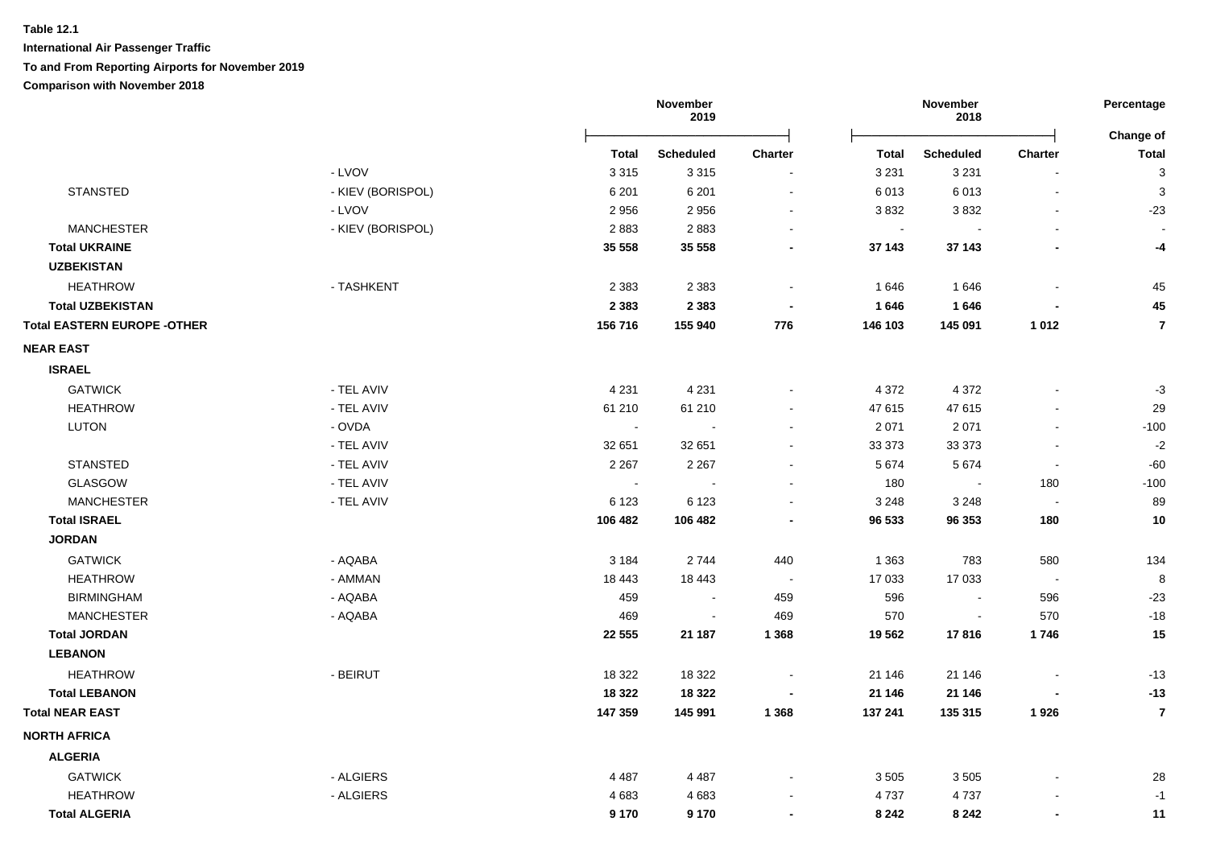**Table 12.1**

**International Air Passenger Traffic**

**To and From Reporting Airports for November 2019**

**Comparison with November 2018**

| | | November 2019 | | | November 2018 | | | Percentage Change of |
|---|---|---|---|---|---|---|---|---|
| | | **Total** | **Scheduled** | **Charter** | **Total** | **Scheduled** | **Charter** | **Total** |
| | - LVOV | 3 315 | 3 315 | - | 3 231 | 3 231 | - | 3 |
| STANSTED | - KIEV (BORISPOL) | 6 201 | 6 201 | - | 6 013 | 6 013 | - | 3 |
| | - LVOV | 2 956 | 2 956 | - | 3 832 | 3 832 | - | -23 |
| MANCHESTER | - KIEV (BORISPOL) | 2 883 | 2 883 | - | - | - | - | - |
| **Total UKRAINE** | | **35 558** | **35 558** | **-** | **37 143** | **37 143** | **-** | **-4** |
| **UZBEKISTAN** | | | | | | | | |
| HEATHROW | - TASHKENT | 2 383 | 2 383 | - | 1 646 | 1 646 | - | 45 |
| **Total UZBEKISTAN** | | **2 383** | **2 383** | **-** | **1 646** | **1 646** | **-** | **45** |
| **Total EASTERN EUROPE -OTHER** | | **156 716** | **155 940** | **776** | **146 103** | **145 091** | **1 012** | **7** |
| **NEAR EAST** | | | | | | | | |
| **ISRAEL** | | | | | | | | |
| GATWICK | - TEL AVIV | 4 231 | 4 231 | - | 4 372 | 4 372 | - | -3 |
| HEATHROW | - TEL AVIV | 61 210 | 61 210 | - | 47 615 | 47 615 | - | 29 |
| LUTON | - OVDA | - | - | - | 2 071 | 2 071 | - | -100 |
| | - TEL AVIV | 32 651 | 32 651 | - | 33 373 | 33 373 | - | -2 |
| STANSTED | - TEL AVIV | 2 267 | 2 267 | - | 5 674 | 5 674 | - | -60 |
| GLASGOW | - TEL AVIV | - | - | - | 180 | - | 180 | -100 |
| MANCHESTER | - TEL AVIV | 6 123 | 6 123 | - | 3 248 | 3 248 | - | 89 |
| **Total ISRAEL** | | **106 482** | **106 482** | **-** | **96 533** | **96 353** | **180** | **10** |
| **JORDAN** | | | | | | | | |
| GATWICK | - AQABA | 3 184 | 2 744 | 440 | 1 363 | 783 | 580 | 134 |
| HEATHROW | - AMMAN | 18 443 | 18 443 | - | 17 033 | 17 033 | - | 8 |
| BIRMINGHAM | - AQABA | 459 | - | 459 | 596 | - | 596 | -23 |
| MANCHESTER | - AQABA | 469 | - | 469 | 570 | - | 570 | -18 |
| **Total JORDAN** | | **22 555** | **21 187** | **1 368** | **19 562** | **17 816** | **1 746** | **15** |
| **LEBANON** | | | | | | | | |
| HEATHROW | - BEIRUT | 18 322 | 18 322 | - | 21 146 | 21 146 | - | -13 |
| **Total LEBANON** | | **18 322** | **18 322** | **-** | **21 146** | **21 146** | **-** | **-13** |
| **Total NEAR EAST** | | **147 359** | **145 991** | **1 368** | **137 241** | **135 315** | **1 926** | **7** |
| **NORTH AFRICA** | | | | | | | | |
| **ALGERIA** | | | | | | | | |
| GATWICK | - ALGIERS | 4 487 | 4 487 | - | 3 505 | 3 505 | - | 28 |
| HEATHROW | - ALGIERS | 4 683 | 4 683 | - | 4 737 | 4 737 | - | -1 |
| **Total ALGERIA** | | **9 170** | **9 170** | **-** | **8 242** | **8 242** | **-** | **11** |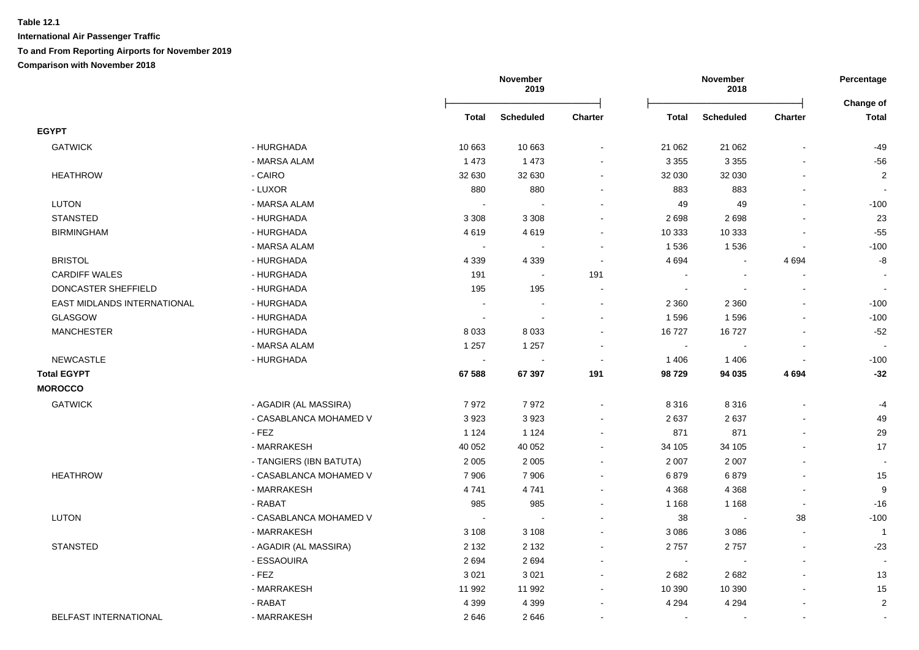**Table 12.1**

**International Air Passenger Traffic**

**To and From Reporting Airports for November 2019**

**Comparison with November 2018**

| | | November 2019 | | | November 2018 | | | Percentage |
|---|---|---|---|---|---|---|---|---|
| | | **Total** | **Scheduled** | **Charter** | **Total** | **Scheduled** | **Charter** | **Change of Total** |
| **EGYPT** | | | | | | | | |
| GATWICK | - HURGHADA | 10 663 | 10 663 | - | 21 062 | 21 062 | - | -49 |
| | - MARSA ALAM | 1 473 | 1 473 | - | 3 355 | 3 355 | - | -56 |
| HEATHROW | - CAIRO | 32 630 | 32 630 | - | 32 030 | 32 030 | - | 2 |
| | - LUXOR | 880 | 880 | - | 883 | 883 | - | - |
| LUTON | - MARSA ALAM | - | - | - | 49 | 49 | - | -100 |
| STANSTED | - HURGHADA | 3 308 | 3 308 | - | 2 698 | 2 698 | - | 23 |
| BIRMINGHAM | - HURGHADA | 4 619 | 4 619 | - | 10 333 | 10 333 | - | -55 |
| | - MARSA ALAM | - | - | - | 1 536 | 1 536 | - | -100 |
| BRISTOL | - HURGHADA | 4 339 | 4 339 | - | 4 694 | - | 4 694 | -8 |
| CARDIFF WALES | - HURGHADA | 191 | - | 191 | - | - | - | - |
| DONCASTER SHEFFIELD | - HURGHADA | 195 | 195 | - | - | - | - | - |
| EAST MIDLANDS INTERNATIONAL | - HURGHADA | - | - | - | 2 360 | 2 360 | - | -100 |
| GLASGOW | - HURGHADA | - | - | - | 1 596 | 1 596 | - | -100 |
| MANCHESTER | - HURGHADA | 8 033 | 8 033 | - | 16 727 | 16 727 | - | -52 |
| | - MARSA ALAM | 1 257 | 1 257 | - | - | - | - | - |
| NEWCASTLE | - HURGHADA | - | - | - | 1 406 | 1 406 | - | -100 |
| **Total EGYPT** | | **67 588** | **67 397** | **191** | **98 729** | **94 035** | **4 694** | **-32** |
| **MOROCCO** | | | | | | | | |
| GATWICK | - AGADIR (AL MASSIRA) | 7 972 | 7 972 | - | 8 316 | 8 316 | - | -4 |
| | - CASABLANCA MOHAMED V | 3 923 | 3 923 | - | 2 637 | 2 637 | - | 49 |
| | - FEZ | 1 124 | 1 124 | - | 871 | 871 | - | 29 |
| | - MARRAKESH | 40 052 | 40 052 | - | 34 105 | 34 105 | - | 17 |
| | - TANGIERS (IBN BATUTA) | 2 005 | 2 005 | - | 2 007 | 2 007 | - | - |
| HEATHROW | - CASABLANCA MOHAMED V | 7 906 | 7 906 | - | 6 879 | 6 879 | - | 15 |
| | - MARRAKESH | 4 741 | 4 741 | - | 4 368 | 4 368 | - | 9 |
| | - RABAT | 985 | 985 | - | 1 168 | 1 168 | - | -16 |
| LUTON | - CASABLANCA MOHAMED V | - | - | - | 38 | - | 38 | -100 |
| | - MARRAKESH | 3 108 | 3 108 | - | 3 086 | 3 086 | - | 1 |
| STANSTED | - AGADIR (AL MASSIRA) | 2 132 | 2 132 | - | 2 757 | 2 757 | - | -23 |
| | - ESSAOUIRA | 2 694 | 2 694 | - | - | - | - | - |
| | - FEZ | 3 021 | 3 021 | - | 2 682 | 2 682 | - | 13 |
| | - MARRAKESH | 11 992 | 11 992 | - | 10 390 | 10 390 | - | 15 |
| | - RABAT | 4 399 | 4 399 | - | 4 294 | 4 294 | - | 2 |
| BELFAST INTERNATIONAL | - MARRAKESH | 2 646 | 2 646 | - | - | - | - | - |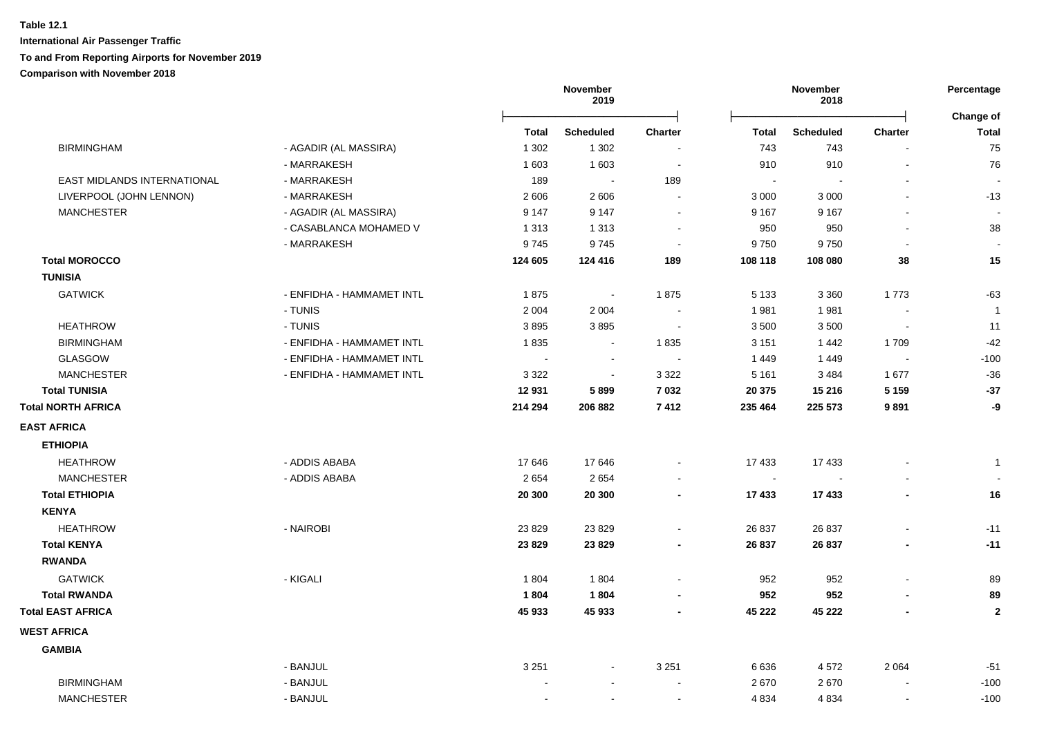**Table 12.1**

**International Air Passenger Traffic**

**To and From Reporting Airports for November 2019**

**Comparison with November 2018**

| | | November 2019 | | | November 2018 | | | Percentage |
|---|---|---|---|---|---|---|---|---|
| | | **Total** | **Scheduled** | **Charter** | **Total** | **Scheduled** | **Charter** | **Change of Total** |
| BIRMINGHAM | - AGADIR (AL MASSIRA) | 1 302 | 1 302 | - | 743 | 743 | - | 75 |
| | - MARRAKESH | 1 603 | 1 603 | - | 910 | 910 | - | 76 |
| EAST MIDLANDS INTERNATIONAL | - MARRAKESH | 189 | - | 189 | - | - | - | - |
| LIVERPOOL (JOHN LENNON) | - MARRAKESH | 2 606 | 2 606 | - | 3 000 | 3 000 | - | -13 |
| MANCHESTER | - AGADIR (AL MASSIRA) | 9 147 | 9 147 | - | 9 167 | 9 167 | - | - |
| | - CASABLANCA MOHAMED V | 1 313 | 1 313 | - | 950 | 950 | - | 38 |
| | - MARRAKESH | 9 745 | 9 745 | - | 9 750 | 9 750 | - | - |
| **Total MOROCCO** | | **124 605** | **124 416** | **189** | **108 118** | **108 080** | **38** | **15** |
| **TUNISIA** | | | | | | | | |
| GATWICK | - ENFIDHA - HAMMAMET INTL | 1 875 | - | 1 875 | 5 133 | 3 360 | 1 773 | -63 |
| | - TUNIS | 2 004 | 2 004 | - | 1 981 | 1 981 | - | 1 |
| HEATHROW | - TUNIS | 3 895 | 3 895 | - | 3 500 | 3 500 | - | 11 |
| BIRMINGHAM | - ENFIDHA - HAMMAMET INTL | 1 835 | - | 1 835 | 3 151 | 1 442 | 1 709 | -42 |
| GLASGOW | - ENFIDHA - HAMMAMET INTL | - | - | - | 1 449 | 1 449 | - | -100 |
| MANCHESTER | - ENFIDHA - HAMMAMET INTL | 3 322 | - | 3 322 | 5 161 | 3 484 | 1 677 | -36 |
| **Total TUNISIA** | | **12 931** | **5 899** | **7 032** | **20 375** | **15 216** | **5 159** | **-37** |
| **Total NORTH AFRICA** | | **214 294** | **206 882** | **7 412** | **235 464** | **225 573** | **9 891** | **-9** |
| **EAST AFRICA** | | | | | | | | |
| **ETHIOPIA** | | | | | | | | |
| HEATHROW | - ADDIS ABABA | 17 646 | 17 646 | - | 17 433 | 17 433 | - | 1 |
| MANCHESTER | - ADDIS ABABA | 2 654 | 2 654 | - | - | - | - | - |
| **Total ETHIOPIA** | | **20 300** | **20 300** | **-** | **17 433** | **17 433** | **-** | **16** |
| **KENYA** | | | | | | | | |
| HEATHROW | - NAIROBI | 23 829 | 23 829 | - | 26 837 | 26 837 | - | -11 |
| **Total KENYA** | | **23 829** | **23 829** | **-** | **26 837** | **26 837** | **-** | **-11** |
| **RWANDA** | | | | | | | | |
| GATWICK | - KIGALI | 1 804 | 1 804 | - | 952 | 952 | - | 89 |
| **Total RWANDA** | | **1 804** | **1 804** | **-** | **952** | **952** | **-** | **89** |
| **Total EAST AFRICA** | | **45 933** | **45 933** | **-** | **45 222** | **45 222** | **-** | **2** |
| **WEST AFRICA** | | | | | | | | |
| **GAMBIA** | | | | | | | | |
| | - BANJUL | 3 251 | - | 3 251 | 6 636 | 4 572 | 2 064 | -51 |
| BIRMINGHAM | - BANJUL | - | - | - | 2 670 | 2 670 | - | -100 |
| MANCHESTER | - BANJUL | - | - | - | 4 834 | 4 834 | - | -100 |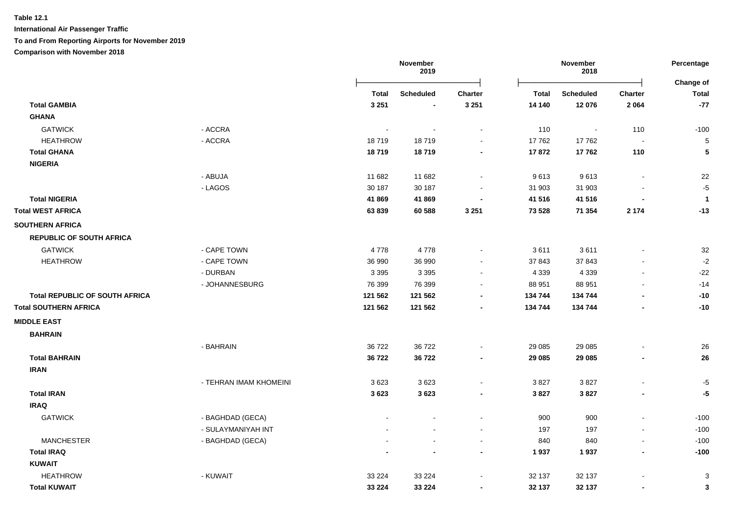**Table 12.1**

**International Air Passenger Traffic**

**To and From Reporting Airports for November 2019**

**Comparison with November 2018**

| | | November 2019 | | | November 2018 | | | Percentage |
|---|---|---|---|---|---|---|---|---|
| | | **Total** | **Scheduled** | **Charter** | **Total** | **Scheduled** | **Charter** | **Change of Total** |
| **Total GAMBIA** | | **3 251** | **-** | **3 251** | **14 140** | **12 076** | **2 064** | **-77** |
| **GHANA** | | | | | | | | |
| GATWICK | - ACCRA | - | - | - | 110 | - | 110 | -100 |
| HEATHROW | - ACCRA | 18 719 | 18 719 | - | 17 762 | 17 762 | - | 5 |
| **Total GHANA** | | **18 719** | **18 719** | **-** | **17 872** | **17 762** | **110** | **5** |
| **NIGERIA** | | | | | | | | |
| | - ABUJA | 11 682 | 11 682 | - | 9 613 | 9 613 | - | 22 |
| | - LAGOS | 30 187 | 30 187 | - | 31 903 | 31 903 | - | -5 |
| **Total NIGERIA** | | **41 869** | **41 869** | **-** | **41 516** | **41 516** | **-** | **1** |
| **Total WEST AFRICA** | | **63 839** | **60 588** | **3 251** | **73 528** | **71 354** | **2 174** | **-13** |
| **SOUTHERN AFRICA** | | | | | | | | |
| **REPUBLIC OF SOUTH AFRICA** | | | | | | | | |
| GATWICK | - CAPE TOWN | 4 778 | 4 778 | - | 3 611 | 3 611 | - | 32 |
| HEATHROW | - CAPE TOWN | 36 990 | 36 990 | - | 37 843 | 37 843 | - | -2 |
| | - DURBAN | 3 395 | 3 395 | - | 4 339 | 4 339 | - | -22 |
| | - JOHANNESBURG | 76 399 | 76 399 | - | 88 951 | 88 951 | - | -14 |
| **Total REPUBLIC OF SOUTH AFRICA** | | **121 562** | **121 562** | **-** | **134 744** | **134 744** | **-** | **-10** |
| **Total SOUTHERN AFRICA** | | **121 562** | **121 562** | **-** | **134 744** | **134 744** | **-** | **-10** |
| **MIDDLE EAST** | | | | | | | | |
| **BAHRAIN** | | | | | | | | |
| | - BAHRAIN | 36 722 | 36 722 | - | 29 085 | 29 085 | - | 26 |
| **Total BAHRAIN** | | **36 722** | **36 722** | **-** | **29 085** | **29 085** | **-** | **26** |
| **IRAN** | | | | | | | | |
| | - TEHRAN IMAM KHOMEINI | 3 623 | 3 623 | - | 3 827 | 3 827 | - | -5 |
| **Total IRAN** | | **3 623** | **3 623** | **-** | **3 827** | **3 827** | **-** | **-5** |
| **IRAQ** | | | | | | | | |
| GATWICK | - BAGHDAD (GECA) | - | - | - | 900 | 900 | - | -100 |
| | - SULAYMANIYAH INT | - | - | - | 197 | 197 | - | -100 |
| MANCHESTER | - BAGHDAD (GECA) | - | - | - | 840 | 840 | - | -100 |
| **Total IRAQ** | | **-** | **-** | **-** | **1 937** | **1 937** | **-** | **-100** |
| **KUWAIT** | | | | | | | | |
| HEATHROW | - KUWAIT | 33 224 | 33 224 | - | 32 137 | 32 137 | - | 3 |
| **Total KUWAIT** | | **33 224** | **33 224** | **-** | **32 137** | **32 137** | **-** | **3** |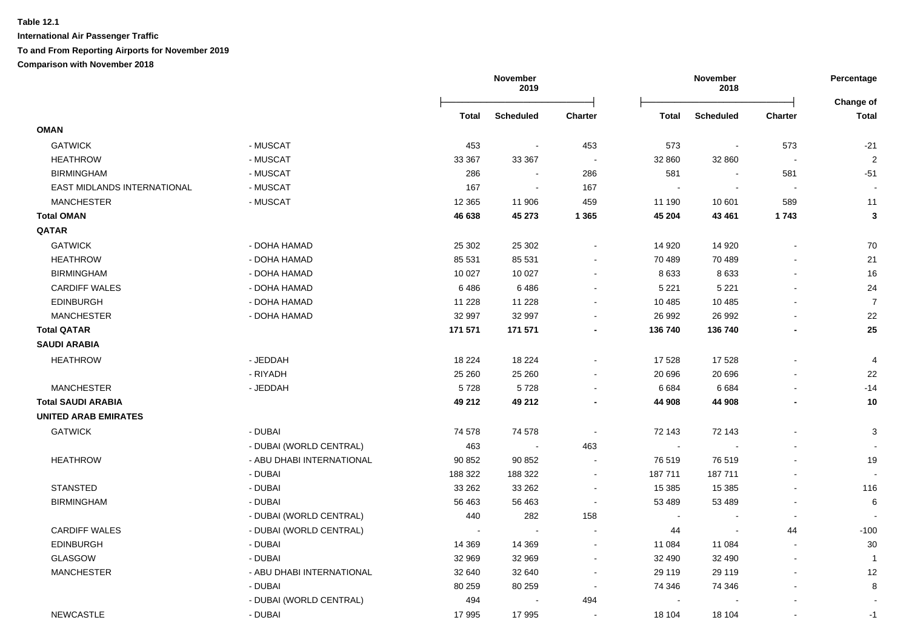**Table 12.1**

**International Air Passenger Traffic**

**To and From Reporting Airports for November 2019**

**Comparison with November 2018**

| | | November 2019 | | | November 2018 | | | Percentage |
|---|---|---|---|---|---|---|---|---|
| | | **Total** | **Scheduled** | **Charter** | **Total** | **Scheduled** | **Charter** | **Change of Total** |
| **OMAN** | | | | | | | | |
| GATWICK | - MUSCAT | 453 | - | 453 | 573 | - | 573 | -21 |
| HEATHROW | - MUSCAT | 33 367 | 33 367 | - | 32 860 | 32 860 | - | 2 |
| BIRMINGHAM | - MUSCAT | 286 | - | 286 | 581 | - | 581 | -51 |
| EAST MIDLANDS INTERNATIONAL | - MUSCAT | 167 | - | 167 | - | - | - | - |
| MANCHESTER | - MUSCAT | 12 365 | 11 906 | 459 | 11 190 | 10 601 | 589 | 11 |
| **Total OMAN** | | **46 638** | **45 273** | **1 365** | **45 204** | **43 461** | **1 743** | **3** |
| **QATAR** | | | | | | | | |
| GATWICK | - DOHA HAMAD | 25 302 | 25 302 | - | 14 920 | 14 920 | - | 70 |
| HEATHROW | - DOHA HAMAD | 85 531 | 85 531 | - | 70 489 | 70 489 | - | 21 |
| BIRMINGHAM | - DOHA HAMAD | 10 027 | 10 027 | - | 8 633 | 8 633 | - | 16 |
| CARDIFF WALES | - DOHA HAMAD | 6 486 | 6 486 | - | 5 221 | 5 221 | - | 24 |
| EDINBURGH | - DOHA HAMAD | 11 228 | 11 228 | - | 10 485 | 10 485 | - | 7 |
| MANCHESTER | - DOHA HAMAD | 32 997 | 32 997 | - | 26 992 | 26 992 | - | 22 |
| **Total QATAR** | | **171 571** | **171 571** | **-** | **136 740** | **136 740** | **-** | **25** |
| **SAUDI ARABIA** | | | | | | | | |
| HEATHROW | - JEDDAH | 18 224 | 18 224 | - | 17 528 | 17 528 | - | 4 |
| | - RIYADH | 25 260 | 25 260 | - | 20 696 | 20 696 | - | 22 |
| MANCHESTER | - JEDDAH | 5 728 | 5 728 | - | 6 684 | 6 684 | - | -14 |
| **Total SAUDI ARABIA** | | **49 212** | **49 212** | **-** | **44 908** | **44 908** | **-** | **10** |
| **UNITED ARAB EMIRATES** | | | | | | | | |
| GATWICK | - DUBAI | 74 578 | 74 578 | - | 72 143 | 72 143 | - | 3 |
| | - DUBAI (WORLD CENTRAL) | 463 | - | 463 | - | - | - | - |
| HEATHROW | - ABU DHABI INTERNATIONAL | 90 852 | 90 852 | - | 76 519 | 76 519 | - | 19 |
| | - DUBAI | 188 322 | 188 322 | - | 187 711 | 187 711 | - | - |
| STANSTED | - DUBAI | 33 262 | 33 262 | - | 15 385 | 15 385 | - | 116 |
| BIRMINGHAM | - DUBAI | 56 463 | 56 463 | - | 53 489 | 53 489 | - | 6 |
| | - DUBAI (WORLD CENTRAL) | 440 | 282 | 158 | - | - | - | - |
| CARDIFF WALES | - DUBAI (WORLD CENTRAL) | - | - | - | 44 | - | 44 | -100 |
| EDINBURGH | - DUBAI | 14 369 | 14 369 | - | 11 084 | 11 084 | - | 30 |
| GLASGOW | - DUBAI | 32 969 | 32 969 | - | 32 490 | 32 490 | - | 1 |
| MANCHESTER | - ABU DHABI INTERNATIONAL | 32 640 | 32 640 | - | 29 119 | 29 119 | - | 12 |
| | - DUBAI | 80 259 | 80 259 | - | 74 346 | 74 346 | - | 8 |
| | - DUBAI (WORLD CENTRAL) | 494 | - | 494 | - | - | - | - |
| NEWCASTLE | - DUBAI | 17 995 | 17 995 | - | 18 104 | 18 104 | - | -1 |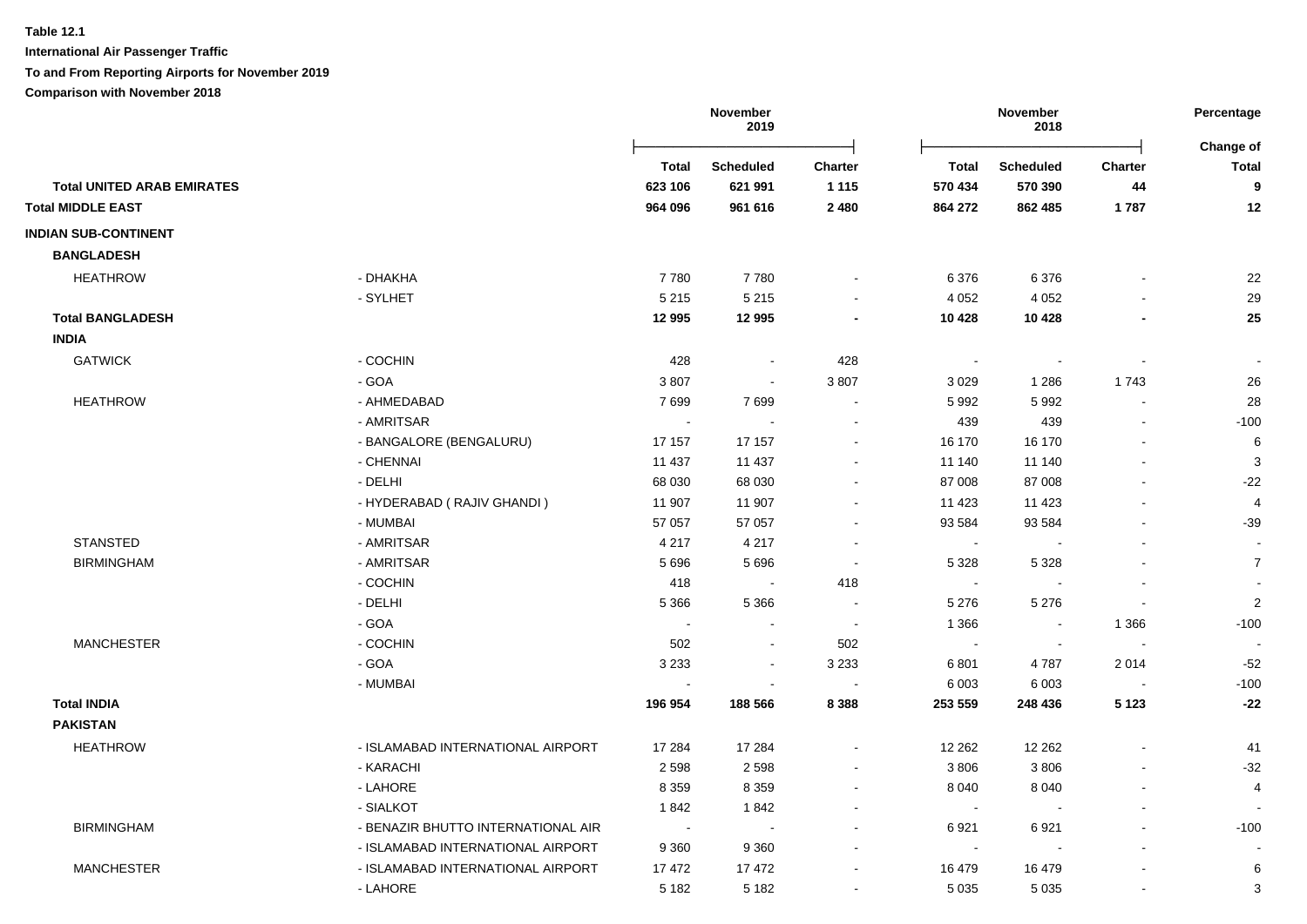**Table 12.1**

**International Air Passenger Traffic**

**To and From Reporting Airports for November 2019**

**Comparison with November 2018**

| | | November 2019 | | | November 2018 | | | Percentage |
|---|---|---|---|---|---|---|---|---|
| | | **Total** | **Scheduled** | **Charter** | **Total** | **Scheduled** | **Charter** | **Change of Total** |
| **Total UNITED ARAB EMIRATES** | | **623 106** | **621 991** | **1 115** | **570 434** | **570 390** | **44** | **9** |
| **Total MIDDLE EAST** | | **964 096** | **961 616** | **2 480** | **864 272** | **862 485** | **1 787** | **12** |
| **INDIAN SUB-CONTINENT** | | | | | | | | |
| **BANGLADESH** | | | | | | | | |
| HEATHROW | - DHAKHA | 7 780 | 7 780 | - | 6 376 | 6 376 | - | 22 |
| | - SYLHET | 5 215 | 5 215 | - | 4 052 | 4 052 | - | 29 |
| **Total BANGLADESH** | | **12 995** | **12 995** | **-** | **10 428** | **10 428** | **-** | **25** |
| **INDIA** | | | | | | | | |
| GATWICK | - COCHIN | 428 | - | 428 | - | - | - | - |
| | - GOA | 3 807 | - | 3 807 | 3 029 | 1 286 | 1 743 | 26 |
| HEATHROW | - AHMEDABAD | 7 699 | 7 699 | - | 5 992 | 5 992 | - | 28 |
| | - AMRITSAR | - | - | - | 439 | 439 | - | -100 |
| | - BANGALORE (BENGALURU) | 17 157 | 17 157 | - | 16 170 | 16 170 | - | 6 |
| | - CHENNAI | 11 437 | 11 437 | - | 11 140 | 11 140 | - | 3 |
| | - DELHI | 68 030 | 68 030 | - | 87 008 | 87 008 | - | -22 |
| | - HYDERABAD ( RAJIV GHANDI ) | 11 907 | 11 907 | - | 11 423 | 11 423 | - | 4 |
| | - MUMBAI | 57 057 | 57 057 | - | 93 584 | 93 584 | - | -39 |
| STANSTED | - AMRITSAR | 4 217 | 4 217 | - | - | - | - | - |
| BIRMINGHAM | - AMRITSAR | 5 696 | 5 696 | - | 5 328 | 5 328 | - | 7 |
| | - COCHIN | 418 | - | 418 | - | - | - | - |
| | - DELHI | 5 366 | 5 366 | - | 5 276 | 5 276 | - | 2 |
| | - GOA | - | - | - | 1 366 | - | 1 366 | -100 |
| MANCHESTER | - COCHIN | 502 | - | 502 | - | - | - | - |
| | - GOA | 3 233 | - | 3 233 | 6 801 | 4 787 | 2 014 | -52 |
| | - MUMBAI | - | - | - | 6 003 | 6 003 | - | -100 |
| **Total INDIA** | | **196 954** | **188 566** | **8 388** | **253 559** | **248 436** | **5 123** | **-22** |
| **PAKISTAN** | | | | | | | | |
| HEATHROW | - ISLAMABAD INTERNATIONAL AIRPORT | 17 284 | 17 284 | - | 12 262 | 12 262 | - | 41 |
| | - KARACHI | 2 598 | 2 598 | - | 3 806 | 3 806 | - | -32 |
| | - LAHORE | 8 359 | 8 359 | - | 8 040 | 8 040 | - | 4 |
| | - SIALKOT | 1 842 | 1 842 | - | - | - | - | - |
| BIRMINGHAM | - BENAZIR BHUTTO INTERNATIONAL AIR | - | - | - | 6 921 | 6 921 | - | -100 |
| | - ISLAMABAD INTERNATIONAL AIRPORT | 9 360 | 9 360 | - | - | - | - | - |
| MANCHESTER | - ISLAMABAD INTERNATIONAL AIRPORT | 17 472 | 17 472 | - | 16 479 | 16 479 | - | 6 |
| | - LAHORE | 5 182 | 5 182 | - | 5 035 | 5 035 | - | 3 |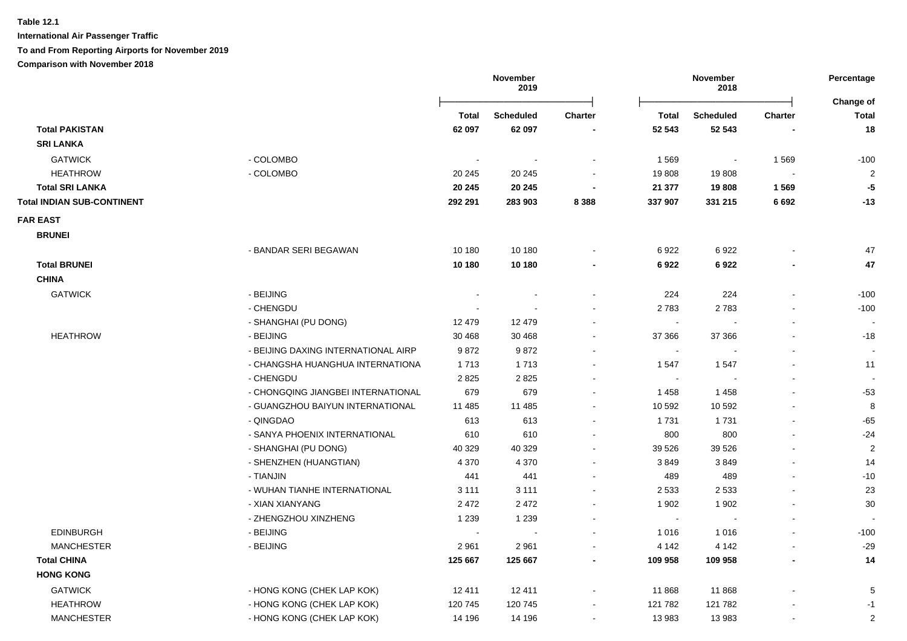**Table 12.1**

**International Air Passenger Traffic**

**To and From Reporting Airports for November 2019**

**Comparison with November 2018**

| | | November 2019 | | | November 2018 | | | Percentage |
|---|---|---|---|---|---|---|---|---|
| | | **Total** | **Scheduled** | **Charter** | **Total** | **Scheduled** | **Charter** | **Change of Total** |
| **Total PAKISTAN** | | **62 097** | **62 097** | **-** | **52 543** | **52 543** | **-** | **18** |
| **SRI LANKA** | | | | | | | | |
| GATWICK | - COLOMBO | - | - | - | 1 569 | - | 1 569 | -100 |
| HEATHROW | - COLOMBO | 20 245 | 20 245 | - | 19 808 | 19 808 | - | 2 |
| **Total SRI LANKA** | | **20 245** | **20 245** | **-** | **21 377** | **19 808** | **1 569** | **-5** |
| **Total INDIAN SUB-CONTINENT** | | **292 291** | **283 903** | **8 388** | **337 907** | **331 215** | **6 692** | **-13** |
| **FAR EAST** | | | | | | | | |
| **BRUNEI** | | | | | | | | |
| | - BANDAR SERI BEGAWAN | 10 180 | 10 180 | - | 6 922 | 6 922 | - | 47 |
| **Total BRUNEI** | | **10 180** | **10 180** | **-** | **6 922** | **6 922** | **-** | **47** |
| **CHINA** | | | | | | | | |
| GATWICK | - BEIJING | - | - | - | 224 | 224 | - | -100 |
| | - CHENGDU | - | - | - | 2 783 | 2 783 | - | -100 |
| | - SHANGHAI (PU DONG) | 12 479 | 12 479 | - | - | - | - | - |
| HEATHROW | - BEIJING | 30 468 | 30 468 | - | 37 366 | 37 366 | - | -18 |
| | - BEIJING DAXING INTERNATIONAL AIRP | 9 872 | 9 872 | - | - | - | - | - |
| | - CHANGSHA HUANGHUA INTERNATIONA | 1 713 | 1 713 | - | 1 547 | 1 547 | - | 11 |
| | - CHENGDU | 2 825 | 2 825 | - | - | - | - | - |
| | - CHONGQING JIANGBEI INTERNATIONAL | 679 | 679 | - | 1 458 | 1 458 | - | -53 |
| | - GUANGZHOU BAIYUN INTERNATIONAL | 11 485 | 11 485 | - | 10 592 | 10 592 | - | 8 |
| | - QINGDAO | 613 | 613 | - | 1 731 | 1 731 | - | -65 |
| | - SANYA PHOENIX INTERNATIONAL | 610 | 610 | - | 800 | 800 | - | -24 |
| | - SHANGHAI (PU DONG) | 40 329 | 40 329 | - | 39 526 | 39 526 | - | 2 |
| | - SHENZHEN (HUANGTIAN) | 4 370 | 4 370 | - | 3 849 | 3 849 | - | 14 |
| | - TIANJIN | 441 | 441 | - | 489 | 489 | - | -10 |
| | - WUHAN TIANHE INTERNATIONAL | 3 111 | 3 111 | - | 2 533 | 2 533 | - | 23 |
| | - XIAN XIANYANG | 2 472 | 2 472 | - | 1 902 | 1 902 | - | 30 |
| | - ZHENGZHOU XINZHENG | 1 239 | 1 239 | - | - | - | - | - |
| EDINBURGH | - BEIJING | - | - | - | 1 016 | 1 016 | - | -100 |
| MANCHESTER | - BEIJING | 2 961 | 2 961 | - | 4 142 | 4 142 | - | -29 |
| **Total CHINA** | | **125 667** | **125 667** | **-** | **109 958** | **109 958** | **-** | **14** |
| **HONG KONG** | | | | | | | | |
| GATWICK | - HONG KONG (CHEK LAP KOK) | 12 411 | 12 411 | - | 11 868 | 11 868 | - | 5 |
| HEATHROW | - HONG KONG (CHEK LAP KOK) | 120 745 | 120 745 | - | 121 782 | 121 782 | - | -1 |
| MANCHESTER | - HONG KONG (CHEK LAP KOK) | 14 196 | 14 196 | - | 13 983 | 13 983 | - | 2 |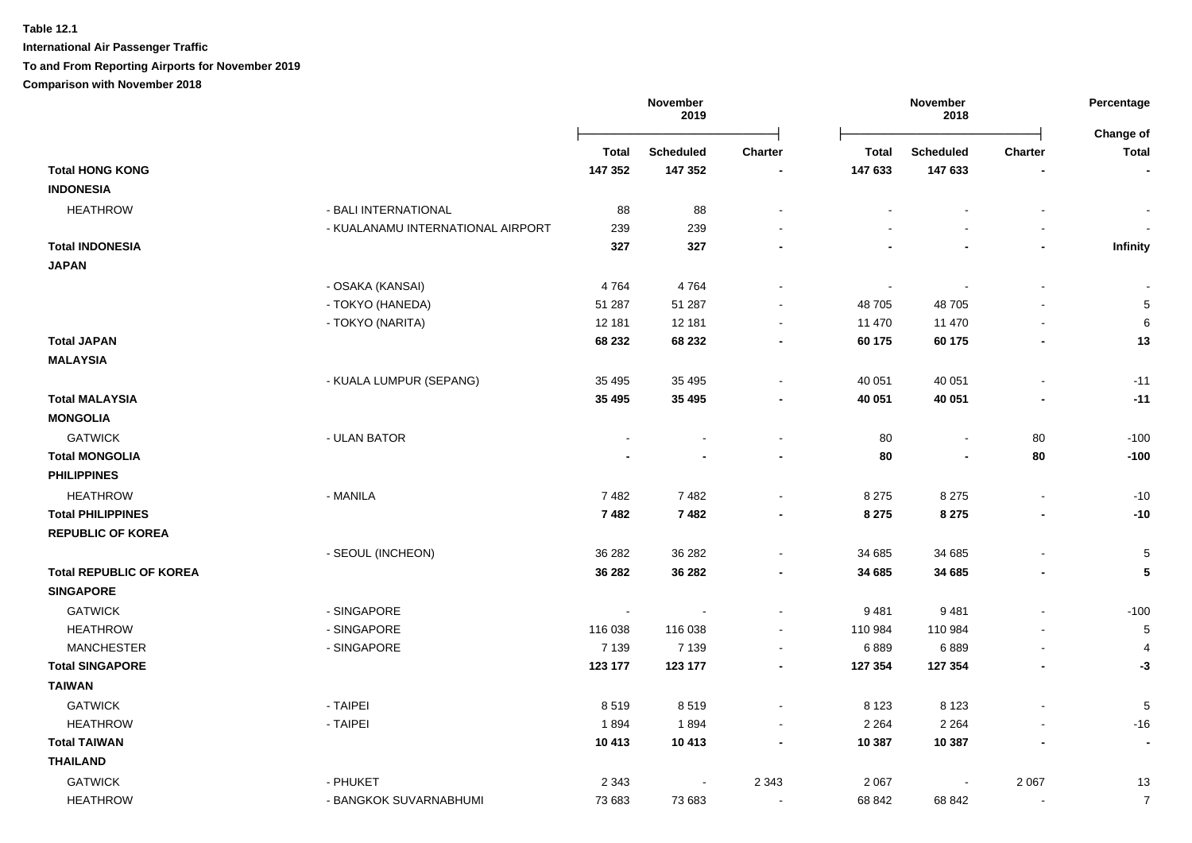**Table 12.1**

**International Air Passenger Traffic**

**To and From Reporting Airports for November 2019**

**Comparison with November 2018**

| | | November 2019 | | | November 2018 | | | Percentage |
|---|---|---|---|---|---|---|---|---|
| | | **Total** | **Scheduled** | **Charter** | **Total** | **Scheduled** | **Charter** | **Change of Total** |
| **Total HONG KONG** | | **147 352** | **147 352** | **-** | **147 633** | **147 633** | **-** | **-** |
| **INDONESIA** | | | | | | | | |
| HEATHROW | - BALI INTERNATIONAL | 88 | 88 | - | - | - | - | - |
| | - KUALANAMU INTERNATIONAL AIRPORT | 239 | 239 | - | - | - | - | - |
| **Total INDONESIA** | | **327** | **327** | **-** | **-** | **-** | **-** | **Infinity** |
| **JAPAN** | | | | | | | | |
| | - OSAKA (KANSAI) | 4 764 | 4 764 | - | - | - | - | - |
| | - TOKYO (HANEDA) | 51 287 | 51 287 | - | 48 705 | 48 705 | - | 5 |
| | - TOKYO (NARITA) | 12 181 | 12 181 | - | 11 470 | 11 470 | - | 6 |
| **Total JAPAN** | | **68 232** | **68 232** | **-** | **60 175** | **60 175** | **-** | **13** |
| **MALAYSIA** | | | | | | | | |
| | - KUALA LUMPUR (SEPANG) | 35 495 | 35 495 | - | 40 051 | 40 051 | - | -11 |
| **Total MALAYSIA** | | **35 495** | **35 495** | **-** | **40 051** | **40 051** | **-** | **-11** |
| **MONGOLIA** | | | | | | | | |
| GATWICK | - ULAN BATOR | - | - | - | 80 | - | 80 | -100 |
| **Total MONGOLIA** | | **-** | **-** | **-** | **80** | **-** | **80** | **-100** |
| **PHILIPPINES** | | | | | | | | |
| HEATHROW | - MANILA | 7 482 | 7 482 | - | 8 275 | 8 275 | - | -10 |
| **Total PHILIPPINES** | | **7 482** | **7 482** | **-** | **8 275** | **8 275** | **-** | **-10** |
| **REPUBLIC OF KOREA** | | | | | | | | |
| | - SEOUL (INCHEON) | 36 282 | 36 282 | - | 34 685 | 34 685 | - | 5 |
| **Total REPUBLIC OF KOREA** | | **36 282** | **36 282** | **-** | **34 685** | **34 685** | **-** | **5** |
| **SINGAPORE** | | | | | | | | |
| GATWICK | - SINGAPORE | - | - | - | 9 481 | 9 481 | - | -100 |
| HEATHROW | - SINGAPORE | 116 038 | 116 038 | - | 110 984 | 110 984 | - | 5 |
| MANCHESTER | - SINGAPORE | 7 139 | 7 139 | - | 6 889 | 6 889 | - | 4 |
| **Total SINGAPORE** | | **123 177** | **123 177** | **-** | **127 354** | **127 354** | **-** | **-3** |
| **TAIWAN** | | | | | | | | |
| GATWICK | - TAIPEI | 8 519 | 8 519 | - | 8 123 | 8 123 | - | 5 |
| HEATHROW | - TAIPEI | 1 894 | 1 894 | - | 2 264 | 2 264 | - | -16 |
| **Total TAIWAN** | | **10 413** | **10 413** | **-** | **10 387** | **10 387** | **-** | **-** |
| **THAILAND** | | | | | | | | |
| GATWICK | - PHUKET | 2 343 | - | 2 343 | 2 067 | - | 2 067 | 13 |
| HEATHROW | - BANGKOK SUVARNABHUMI | 73 683 | 73 683 | - | 68 842 | 68 842 | - | 7 |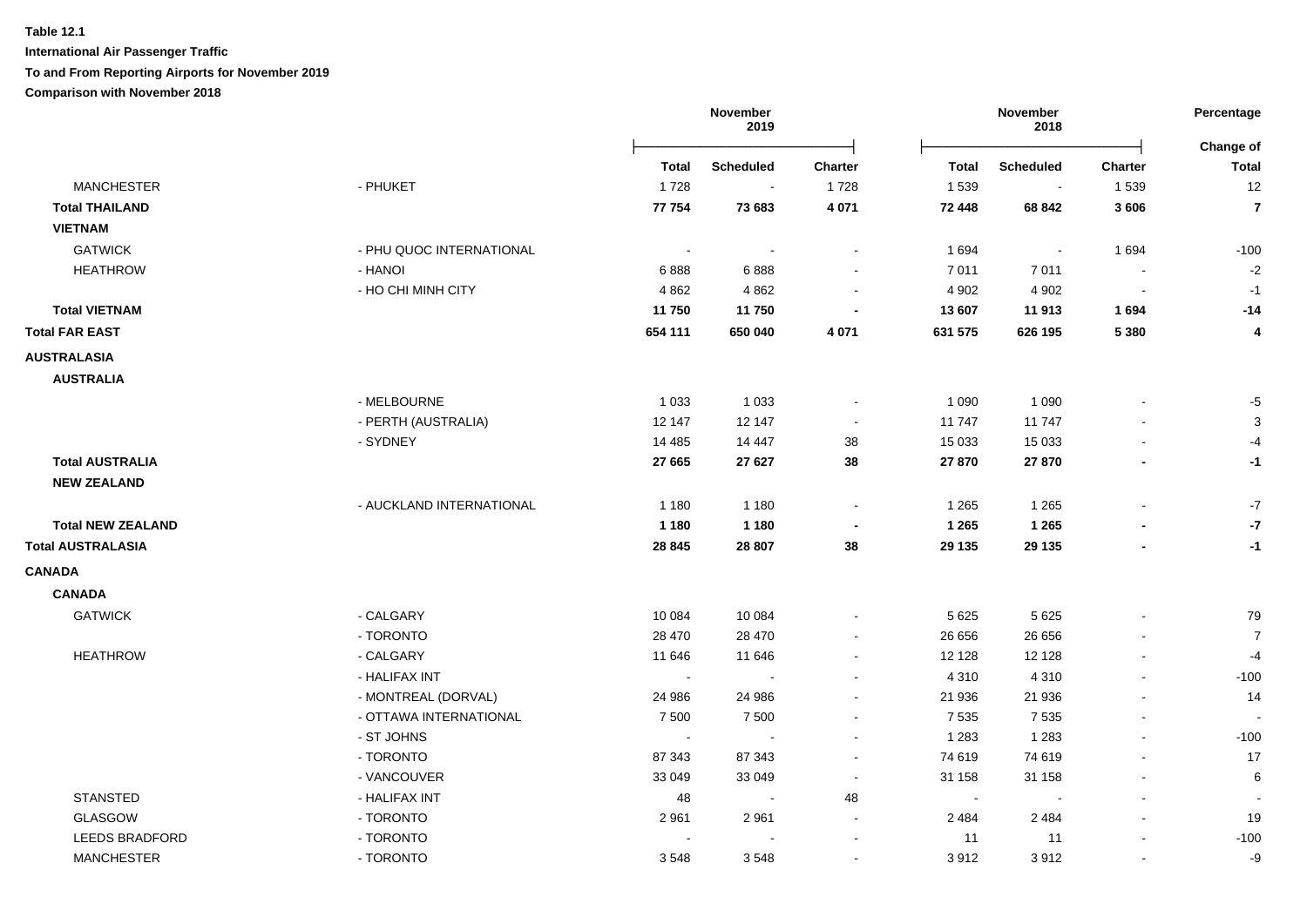**Table 12.1**

**International Air Passenger Traffic**

**To and From Reporting Airports for November 2019**

**Comparison with November 2018**

| | | November 2019 | | | November 2018 | | | Percentage |
|---|---|---|---|---|---|---|---|---|
| | | **Total** | **Scheduled** | **Charter** | **Total** | **Scheduled** | **Charter** | **Change of Total** |
| MANCHESTER | - PHUKET | 1 728 | - | 1 728 | 1 539 | - | 1 539 | 12 |
| **Total THAILAND** | | **77 754** | **73 683** | **4 071** | **72 448** | **68 842** | **3 606** | **7** |
| **VIETNAM** | | | | | | | | |
| GATWICK | - PHU QUOC INTERNATIONAL | - | - | - | 1 694 | - | 1 694 | -100 |
| HEATHROW | - HANOI | 6 888 | 6 888 | - | 7 011 | 7 011 | - | -2 |
| | - HO CHI MINH CITY | 4 862 | 4 862 | - | 4 902 | 4 902 | - | -1 |
| **Total VIETNAM** | | **11 750** | **11 750** | **-** | **13 607** | **11 913** | **1 694** | **-14** |
| **Total FAR EAST** | | **654 111** | **650 040** | **4 071** | **631 575** | **626 195** | **5 380** | **4** |
| **AUSTRALASIA** | | | | | | | | |
| **AUSTRALIA** | | | | | | | | |
| | - MELBOURNE | 1 033 | 1 033 | - | 1 090 | 1 090 | - | -5 |
| | - PERTH (AUSTRALIA) | 12 147 | 12 147 | - | 11 747 | 11 747 | - | 3 |
| | - SYDNEY | 14 485 | 14 447 | 38 | 15 033 | 15 033 | - | -4 |
| **Total AUSTRALIA** | | **27 665** | **27 627** | **38** | **27 870** | **27 870** | **-** | **-1** |
| **NEW ZEALAND** | | | | | | | | |
| | - AUCKLAND INTERNATIONAL | 1 180 | 1 180 | - | 1 265 | 1 265 | - | -7 |
| **Total NEW ZEALAND** | | **1 180** | **1 180** | **-** | **1 265** | **1 265** | **-** | **-7** |
| **Total AUSTRALASIA** | | **28 845** | **28 807** | **38** | **29 135** | **29 135** | **-** | **-1** |
| **CANADA** | | | | | | | | |
| **CANADA** | | | | | | | | |
| GATWICK | - CALGARY | 10 084 | 10 084 | - | 5 625 | 5 625 | - | 79 |
| | - TORONTO | 28 470 | 28 470 | - | 26 656 | 26 656 | - | 7 |
| HEATHROW | - CALGARY | 11 646 | 11 646 | - | 12 128 | 12 128 | - | -4 |
| | - HALIFAX INT | - | - | - | 4 310 | 4 310 | - | -100 |
| | - MONTREAL (DORVAL) | 24 986 | 24 986 | - | 21 936 | 21 936 | - | 14 |
| | - OTTAWA INTERNATIONAL | 7 500 | 7 500 | - | 7 535 | 7 535 | - | - |
| | - ST JOHNS | - | - | - | 1 283 | 1 283 | - | -100 |
| | - TORONTO | 87 343 | 87 343 | - | 74 619 | 74 619 | - | 17 |
| | - VANCOUVER | 33 049 | 33 049 | - | 31 158 | 31 158 | - | 6 |
| STANSTED | - HALIFAX INT | 48 | - | 48 | - | - | - | - |
| GLASGOW | - TORONTO | 2 961 | 2 961 | - | 2 484 | 2 484 | - | 19 |
| LEEDS BRADFORD | - TORONTO | - | - | - | 11 | 11 | - | -100 |
| MANCHESTER | - TORONTO | 3 548 | 3 548 | - | 3 912 | 3 912 | - | -9 |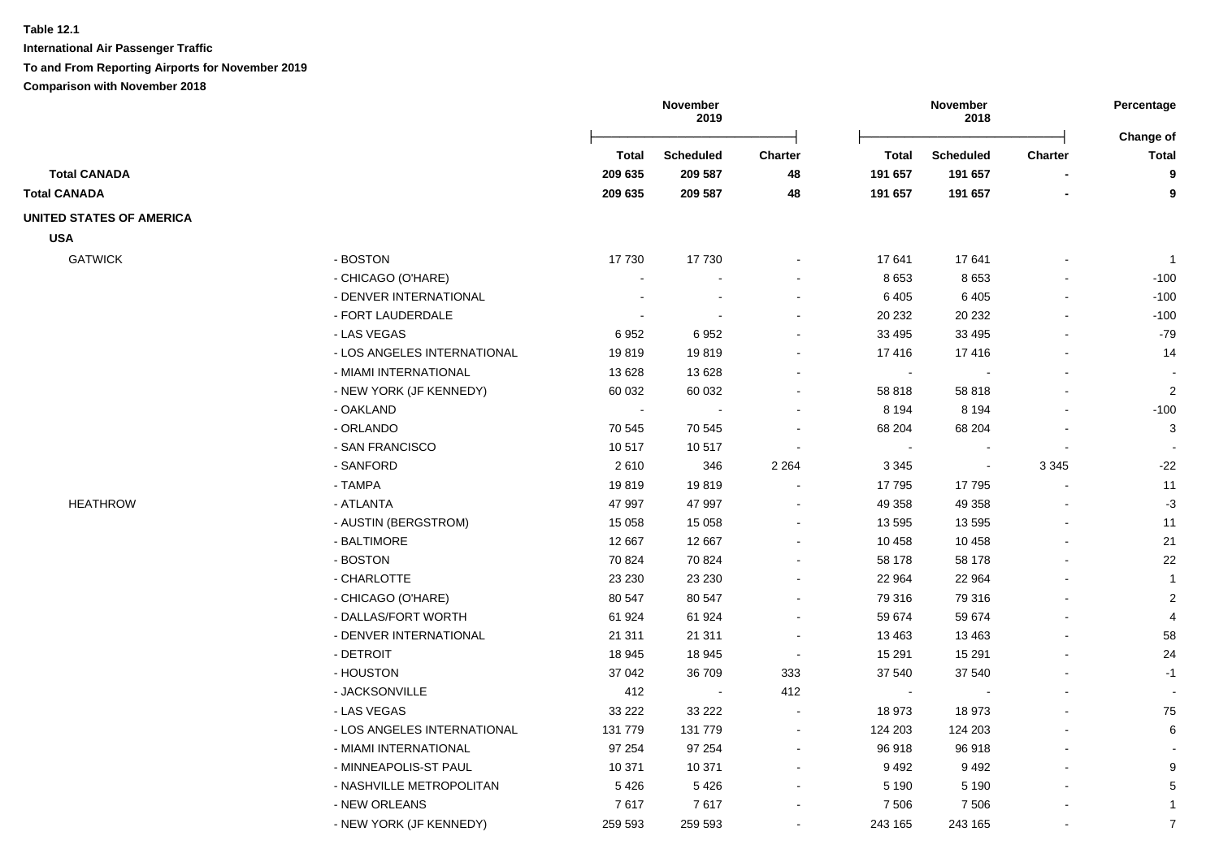**Table 12.1**

**International Air Passenger Traffic**

**To and From Reporting Airports for November 2019**

**Comparison with November 2018**

| | | November 2019 | | | November 2018 | | | Percentage |
|---|---|---|---|---|---|---|---|---|
| | | **Total** | **Scheduled** | **Charter** | **Total** | **Scheduled** | **Charter** | **Change of Total** |
| **Total CANADA** | | **209 635** | **209 587** | **48** | **191 657** | **191 657** | **-** | **9** |
| **Total CANADA** | | **209 635** | **209 587** | **48** | **191 657** | **191 657** | **-** | **9** |
| **UNITED STATES OF AMERICA** | | | | | | | | |
| **USA** | | | | | | | | |
| GATWICK | - BOSTON | 17 730 | 17 730 | - | 17 641 | 17 641 | - | 1 |
| | - CHICAGO (O'HARE) | - | - | - | 8 653 | 8 653 | - | -100 |
| | - DENVER INTERNATIONAL | - | - | - | 6 405 | 6 405 | - | -100 |
| | - FORT LAUDERDALE | - | - | - | 20 232 | 20 232 | - | -100 |
| | - LAS VEGAS | 6 952 | 6 952 | - | 33 495 | 33 495 | - | -79 |
| | - LOS ANGELES INTERNATIONAL | 19 819 | 19 819 | - | 17 416 | 17 416 | - | 14 |
| | - MIAMI INTERNATIONAL | 13 628 | 13 628 | - | - | - | - | - |
| | - NEW YORK (JF KENNEDY) | 60 032 | 60 032 | - | 58 818 | 58 818 | - | 2 |
| | - OAKLAND | - | - | - | 8 194 | 8 194 | - | -100 |
| | - ORLANDO | 70 545 | 70 545 | - | 68 204 | 68 204 | - | 3 |
| | - SAN FRANCISCO | 10 517 | 10 517 | - | - | - | - | - |
| | - SANFORD | 2 610 | 346 | 2 264 | 3 345 | - | 3 345 | -22 |
| | - TAMPA | 19 819 | 19 819 | - | 17 795 | 17 795 | - | 11 |
| HEATHROW | - ATLANTA | 47 997 | 47 997 | - | 49 358 | 49 358 | - | -3 |
| | - AUSTIN (BERGSTROM) | 15 058 | 15 058 | - | 13 595 | 13 595 | - | 11 |
| | - BALTIMORE | 12 667 | 12 667 | - | 10 458 | 10 458 | - | 21 |
| | - BOSTON | 70 824 | 70 824 | - | 58 178 | 58 178 | - | 22 |
| | - CHARLOTTE | 23 230 | 23 230 | - | 22 964 | 22 964 | - | 1 |
| | - CHICAGO (O'HARE) | 80 547 | 80 547 | - | 79 316 | 79 316 | - | 2 |
| | - DALLAS/FORT WORTH | 61 924 | 61 924 | - | 59 674 | 59 674 | - | 4 |
| | - DENVER INTERNATIONAL | 21 311 | 21 311 | - | 13 463 | 13 463 | - | 58 |
| | - DETROIT | 18 945 | 18 945 | - | 15 291 | 15 291 | - | 24 |
| | - HOUSTON | 37 042 | 36 709 | 333 | 37 540 | 37 540 | - | -1 |
| | - JACKSONVILLE | 412 | - | 412 | - | - | - | - |
| | - LAS VEGAS | 33 222 | 33 222 | - | 18 973 | 18 973 | - | 75 |
| | - LOS ANGELES INTERNATIONAL | 131 779 | 131 779 | - | 124 203 | 124 203 | - | 6 |
| | - MIAMI INTERNATIONAL | 97 254 | 97 254 | - | 96 918 | 96 918 | - | - |
| | - MINNEAPOLIS-ST PAUL | 10 371 | 10 371 | - | 9 492 | 9 492 | - | 9 |
| | - NASHVILLE METROPOLITAN | 5 426 | 5 426 | - | 5 190 | 5 190 | - | 5 |
| | - NEW ORLEANS | 7 617 | 7 617 | - | 7 506 | 7 506 | - | 1 |
| | - NEW YORK (JF KENNEDY) | 259 593 | 259 593 | - | 243 165 | 243 165 | - | 7 |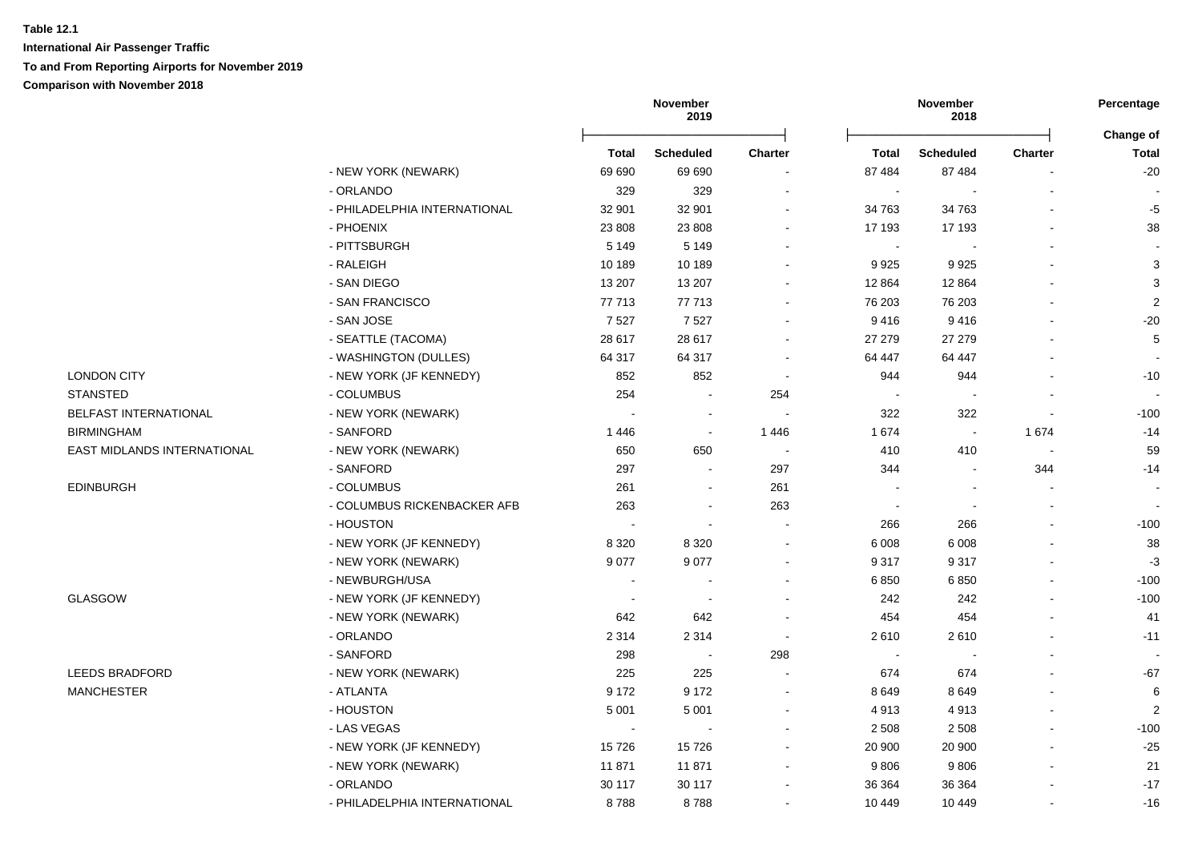**Table 12.1**

**International Air Passenger Traffic**

**To and From Reporting Airports for November 2019**

**Comparison with November 2018**

| | | November 2019 | | | November 2018 | | | Percentage |
|---|---|---|---|---|---|---|---|---|
| | | **Total** | **Scheduled** | **Charter** | **Total** | **Scheduled** | **Charter** | **Change of Total** |
| | - NEW YORK (NEWARK) | 69 690 | 69 690 | - | 87 484 | 87 484 | - | -20 |
| | - ORLANDO | 329 | 329 | - | - | - | - | - |
| | - PHILADELPHIA INTERNATIONAL | 32 901 | 32 901 | - | 34 763 | 34 763 | - | -5 |
| | - PHOENIX | 23 808 | 23 808 | - | 17 193 | 17 193 | - | 38 |
| | - PITTSBURGH | 5 149 | 5 149 | - | - | - | - | - |
| | - RALEIGH | 10 189 | 10 189 | - | 9 925 | 9 925 | - | 3 |
| | - SAN DIEGO | 13 207 | 13 207 | - | 12 864 | 12 864 | - | 3 |
| | - SAN FRANCISCO | 77 713 | 77 713 | - | 76 203 | 76 203 | - | 2 |
| | - SAN JOSE | 7 527 | 7 527 | - | 9 416 | 9 416 | - | -20 |
| | - SEATTLE (TACOMA) | 28 617 | 28 617 | - | 27 279 | 27 279 | - | 5 |
| | - WASHINGTON (DULLES) | 64 317 | 64 317 | - | 64 447 | 64 447 | - | - |
| LONDON CITY | - NEW YORK (JF KENNEDY) | 852 | 852 | - | 944 | 944 | - | -10 |
| STANSTED | - COLUMBUS | 254 | - | 254 | - | - | - | - |
| BELFAST INTERNATIONAL | - NEW YORK (NEWARK) | - | - | - | 322 | 322 | - | -100 |
| BIRMINGHAM | - SANFORD | 1 446 | - | 1 446 | 1 674 | - | 1 674 | -14 |
| EAST MIDLANDS INTERNATIONAL | - NEW YORK (NEWARK) | 650 | 650 | - | 410 | 410 | - | 59 |
| | - SANFORD | 297 | - | 297 | 344 | - | 344 | -14 |
| EDINBURGH | - COLUMBUS | 261 | - | 261 | - | - | - | - |
| | - COLUMBUS RICKENBACKER AFB | 263 | - | 263 | - | - | - | - |
| | - HOUSTON | - | - | - | 266 | 266 | - | -100 |
| | - NEW YORK (JF KENNEDY) | 8 320 | 8 320 | - | 6 008 | 6 008 | - | 38 |
| | - NEW YORK (NEWARK) | 9 077 | 9 077 | - | 9 317 | 9 317 | - | -3 |
| | - NEWBURGH/USA | - | - | - | 6 850 | 6 850 | - | -100 |
| GLASGOW | - NEW YORK (JF KENNEDY) | - | - | - | 242 | 242 | - | -100 |
| | - NEW YORK (NEWARK) | 642 | 642 | - | 454 | 454 | - | 41 |
| | - ORLANDO | 2 314 | 2 314 | - | 2 610 | 2 610 | - | -11 |
| | - SANFORD | 298 | - | 298 | - | - | - | - |
| LEEDS BRADFORD | - NEW YORK (NEWARK) | 225 | 225 | - | 674 | 674 | - | -67 |
| MANCHESTER | - ATLANTA | 9 172 | 9 172 | - | 8 649 | 8 649 | - | 6 |
| | - HOUSTON | 5 001 | 5 001 | - | 4 913 | 4 913 | - | 2 |
| | - LAS VEGAS | - | - | - | 2 508 | 2 508 | - | -100 |
| | - NEW YORK (JF KENNEDY) | 15 726 | 15 726 | - | 20 900 | 20 900 | - | -25 |
| | - NEW YORK (NEWARK) | 11 871 | 11 871 | - | 9 806 | 9 806 | - | 21 |
| | - ORLANDO | 30 117 | 30 117 | - | 36 364 | 36 364 | - | -17 |
| | - PHILADELPHIA INTERNATIONAL | 8 788 | 8 788 | - | 10 449 | 10 449 | - | -16 |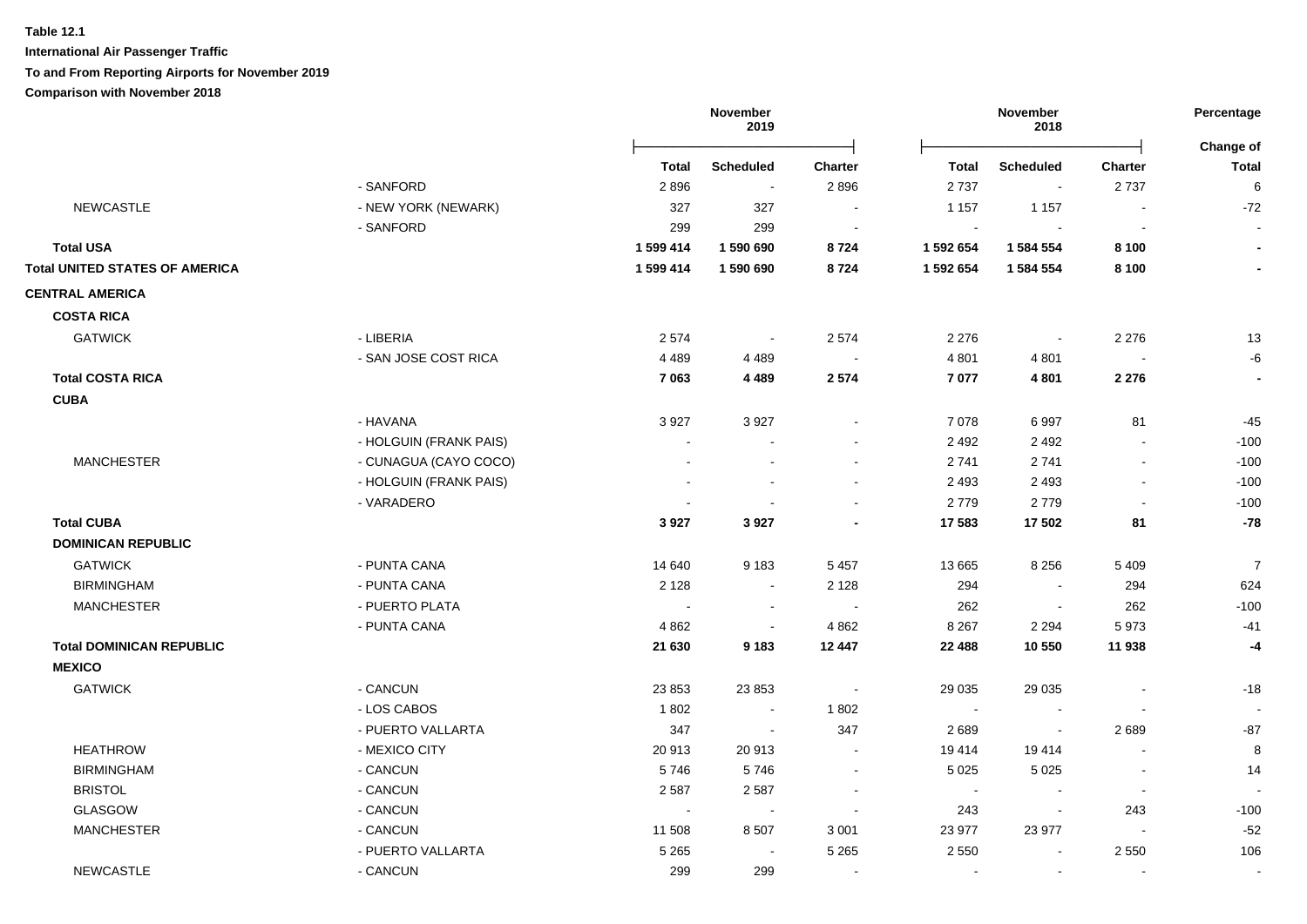**Table 12.1**

**International Air Passenger Traffic**

**To and From Reporting Airports for November 2019**

**Comparison with November 2018**

| | | November 2019 | | | November 2018 | | | Percentage |
|---|---|---|---|---|---|---|---|---|
| | | **Total** | **Scheduled** | **Charter** | **Total** | **Scheduled** | **Charter** | **Change of Total** |
| | - SANFORD | 2 896 | - | 2 896 | 2 737 | - | 2 737 | 6 |
| NEWCASTLE | - NEW YORK (NEWARK) | 327 | 327 | - | 1 157 | 1 157 | - | -72 |
| | - SANFORD | 299 | 299 | - | - | - | - | - |
| **Total USA** | | **1 599 414** | **1 590 690** | **8 724** | **1 592 654** | **1 584 554** | **8 100** | **-** |
| **Total UNITED STATES OF AMERICA** | | **1 599 414** | **1 590 690** | **8 724** | **1 592 654** | **1 584 554** | **8 100** | **-** |
| **CENTRAL AMERICA** | | | | | | | | |
| **COSTA RICA** | | | | | | | | |
| GATWICK | - LIBERIA | 2 574 | - | 2 574 | 2 276 | - | 2 276 | 13 |
| | - SAN JOSE COST RICA | 4 489 | 4 489 | - | 4 801 | 4 801 | - | -6 |
| **Total COSTA RICA** | | **7 063** | **4 489** | **2 574** | **7 077** | **4 801** | **2 276** | **-** |
| **CUBA** | | | | | | | | |
| | - HAVANA | 3 927 | 3 927 | - | 7 078 | 6 997 | 81 | -45 |
| | - HOLGUIN (FRANK PAIS) | - | - | - | 2 492 | 2 492 | - | -100 |
| MANCHESTER | - CUNAGUA (CAYO COCO) | - | - | - | 2 741 | 2 741 | - | -100 |
| | - HOLGUIN (FRANK PAIS) | - | - | - | 2 493 | 2 493 | - | -100 |
| | - VARADERO | - | - | - | 2 779 | 2 779 | - | -100 |
| **Total CUBA** | | **3 927** | **3 927** | **-** | **17 583** | **17 502** | **81** | **-78** |
| **DOMINICAN REPUBLIC** | | | | | | | | |
| GATWICK | - PUNTA CANA | 14 640 | 9 183 | 5 457 | 13 665 | 8 256 | 5 409 | 7 |
| BIRMINGHAM | - PUNTA CANA | 2 128 | - | 2 128 | 294 | - | 294 | 624 |
| MANCHESTER | - PUERTO PLATA | - | - | - | 262 | - | 262 | -100 |
| | - PUNTA CANA | 4 862 | - | 4 862 | 8 267 | 2 294 | 5 973 | -41 |
| **Total DOMINICAN REPUBLIC** | | **21 630** | **9 183** | **12 447** | **22 488** | **10 550** | **11 938** | **-4** |
| **MEXICO** | | | | | | | | |
| GATWICK | - CANCUN | 23 853 | 23 853 | - | 29 035 | 29 035 | - | -18 |
| | - LOS CABOS | 1 802 | - | 1 802 | - | - | - | - |
| | - PUERTO VALLARTA | 347 | - | 347 | 2 689 | - | 2 689 | -87 |
| HEATHROW | - MEXICO CITY | 20 913 | 20 913 | - | 19 414 | 19 414 | - | 8 |
| BIRMINGHAM | - CANCUN | 5 746 | 5 746 | - | 5 025 | 5 025 | - | 14 |
| BRISTOL | - CANCUN | 2 587 | 2 587 | - | - | - | - | - |
| GLASGOW | - CANCUN | - | - | - | 243 | - | 243 | -100 |
| MANCHESTER | - CANCUN | 11 508 | 8 507 | 3 001 | 23 977 | 23 977 | - | -52 |
| | - PUERTO VALLARTA | 5 265 | - | 5 265 | 2 550 | - | 2 550 | 106 |
| NEWCASTLE | - CANCUN | 299 | 299 | - | - | - | - | - |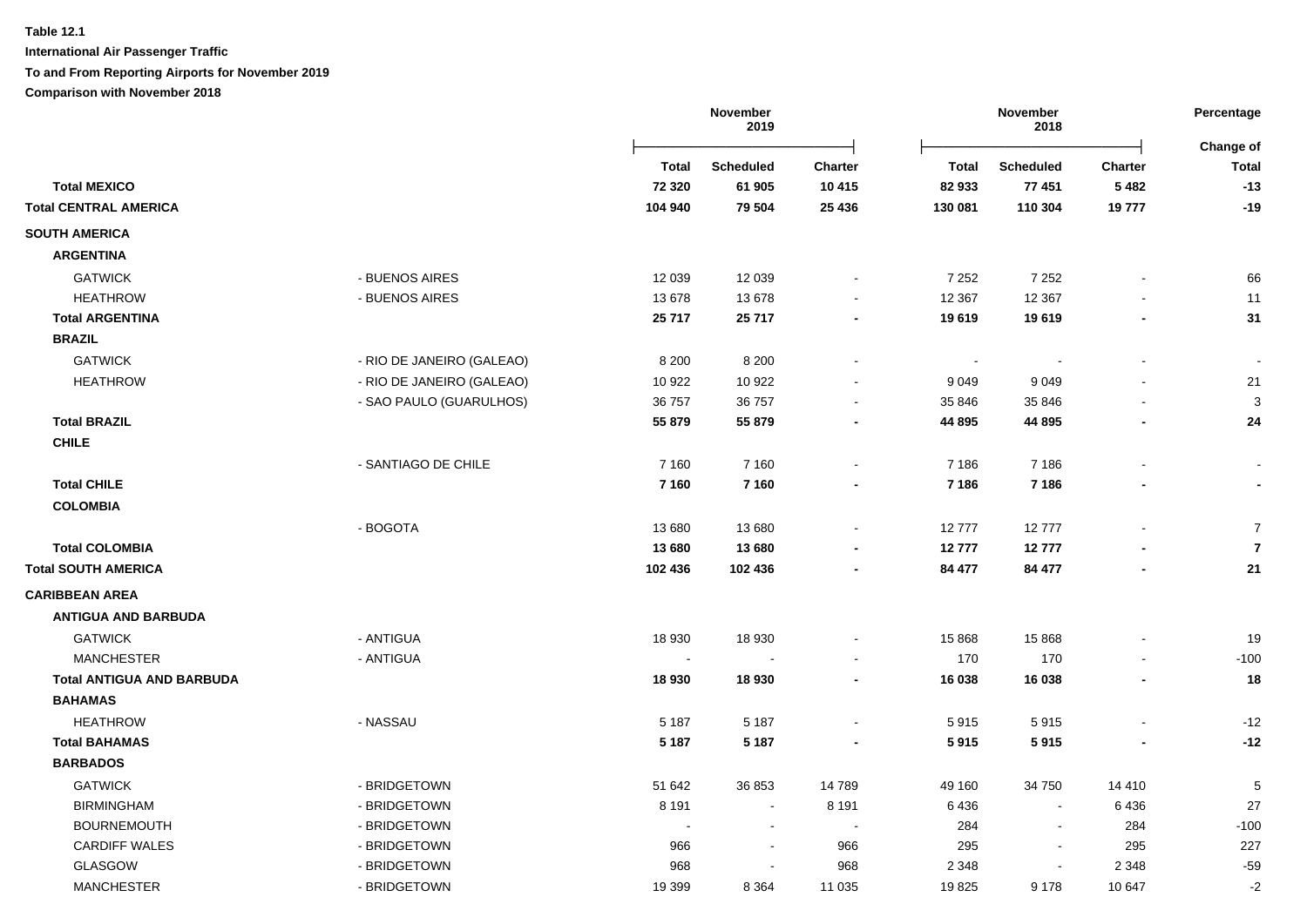**Table 12.1**

**International Air Passenger Traffic**

**To and From Reporting Airports for November 2019**

**Comparison with November 2018**

| | | November 2019 | | | November 2018 | | | Percentage |
|---|---|---|---|---|---|---|---|---|
| | | **Total** | **Scheduled** | **Charter** | **Total** | **Scheduled** | **Charter** | **Change of Total** |
| **Total MEXICO** | | **72 320** | **61 905** | **10 415** | **82 933** | **77 451** | **5 482** | **-13** |
| **Total CENTRAL AMERICA** | | **104 940** | **79 504** | **25 436** | **130 081** | **110 304** | **19 777** | **-19** |
| **SOUTH AMERICA** | | | | | | | | |
| **ARGENTINA** | | | | | | | | |
| GATWICK | - BUENOS AIRES | 12 039 | 12 039 | - | 7 252 | 7 252 | - | 66 |
| HEATHROW | - BUENOS AIRES | 13 678 | 13 678 | - | 12 367 | 12 367 | - | 11 |
| **Total ARGENTINA** | | **25 717** | **25 717** | **-** | **19 619** | **19 619** | **-** | **31** |
| **BRAZIL** | | | | | | | | |
| GATWICK | - RIO DE JANEIRO (GALEAO) | 8 200 | 8 200 | - | - | - | - | - |
| HEATHROW | - RIO DE JANEIRO (GALEAO) | 10 922 | 10 922 | - | 9 049 | 9 049 | - | 21 |
| | - SAO PAULO (GUARULHOS) | 36 757 | 36 757 | - | 35 846 | 35 846 | - | 3 |
| **Total BRAZIL** | | **55 879** | **55 879** | **-** | **44 895** | **44 895** | **-** | **24** |
| **CHILE** | | | | | | | | |
| | - SANTIAGO DE CHILE | 7 160 | 7 160 | - | 7 186 | 7 186 | - | - |
| **Total CHILE** | | **7 160** | **7 160** | **-** | **7 186** | **7 186** | **-** | **-** |
| **COLOMBIA** | | | | | | | | |
| | - BOGOTA | 13 680 | 13 680 | - | 12 777 | 12 777 | - | 7 |
| **Total COLOMBIA** | | **13 680** | **13 680** | **-** | **12 777** | **12 777** | **-** | **7** |
| **Total SOUTH AMERICA** | | **102 436** | **102 436** | **-** | **84 477** | **84 477** | **-** | **21** |
| **CARIBBEAN AREA** | | | | | | | | |
| **ANTIGUA AND BARBUDA** | | | | | | | | |
| GATWICK | - ANTIGUA | 18 930 | 18 930 | - | 15 868 | 15 868 | - | 19 |
| MANCHESTER | - ANTIGUA | - | - | - | 170 | 170 | - | -100 |
| **Total ANTIGUA AND BARBUDA** | | **18 930** | **18 930** | **-** | **16 038** | **16 038** | **-** | **18** |
| **BAHAMAS** | | | | | | | | |
| HEATHROW | - NASSAU | 5 187 | 5 187 | - | 5 915 | 5 915 | - | -12 |
| **Total BAHAMAS** | | **5 187** | **5 187** | **-** | **5 915** | **5 915** | **-** | **-12** |
| **BARBADOS** | | | | | | | | |
| GATWICK | - BRIDGETOWN | 51 642 | 36 853 | 14 789 | 49 160 | 34 750 | 14 410 | 5 |
| BIRMINGHAM | - BRIDGETOWN | 8 191 | - | 8 191 | 6 436 | - | 6 436 | 27 |
| BOURNEMOUTH | - BRIDGETOWN | - | - | - | 284 | - | 284 | -100 |
| CARDIFF WALES | - BRIDGETOWN | 966 | - | 966 | 295 | - | 295 | 227 |
| GLASGOW | - BRIDGETOWN | 968 | - | 968 | 2 348 | - | 2 348 | -59 |
| MANCHESTER | - BRIDGETOWN | 19 399 | 8 364 | 11 035 | 19 825 | 9 178 | 10 647 | -2 |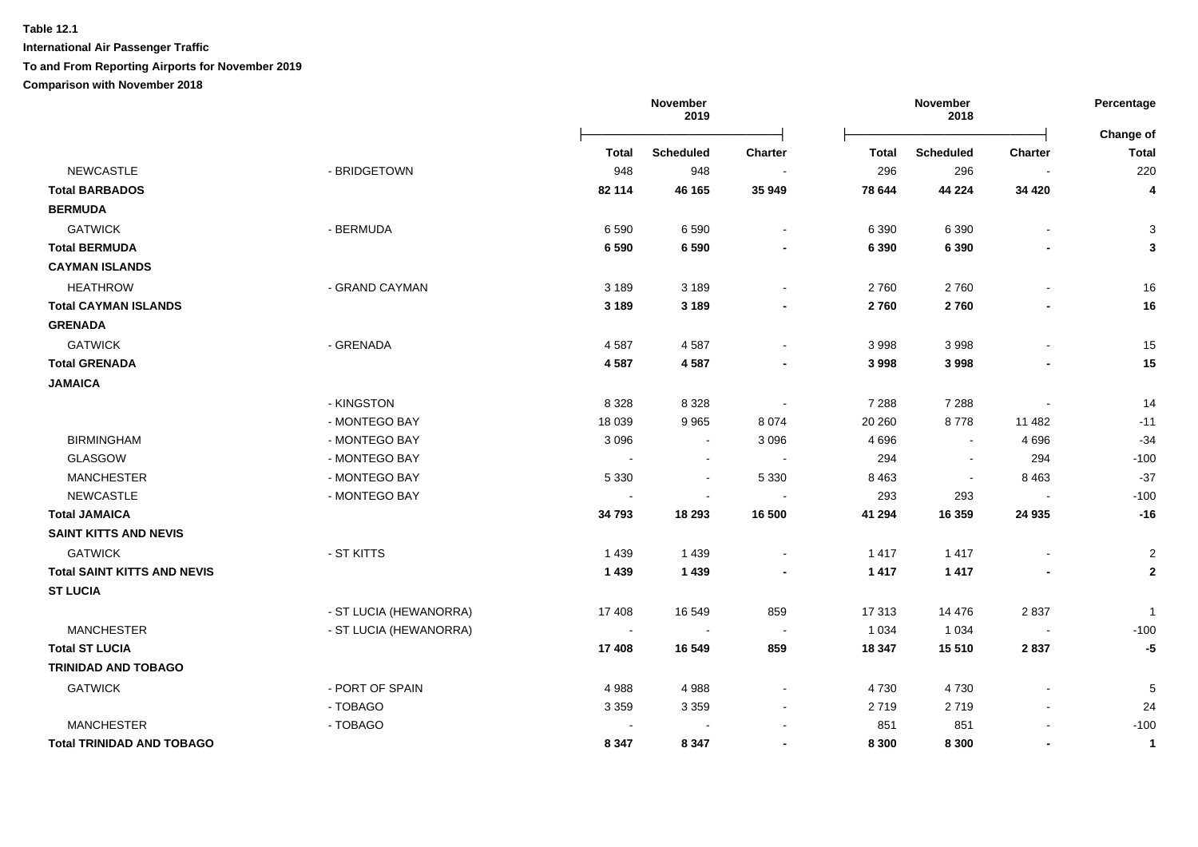**Table 12.1**

**International Air Passenger Traffic**

**To and From Reporting Airports for November 2019**

**Comparison with November 2018**

| | | November 2019 | | | November 2018 | | | Percentage |
|---|---|---|---|---|---|---|---|---|
| | | **Total** | **Scheduled** | **Charter** | **Total** | **Scheduled** | **Charter** | **Change of Total** |
| NEWCASTLE | - BRIDGETOWN | 948 | 948 | - | 296 | 296 | - | 220 |
| **Total BARBADOS** | | **82 114** | **46 165** | **35 949** | **78 644** | **44 224** | **34 420** | **4** |
| **BERMUDA** | | | | | | | | |
| GATWICK | - BERMUDA | 6 590 | 6 590 | - | 6 390 | 6 390 | - | 3 |
| **Total BERMUDA** | | **6 590** | **6 590** | **-** | **6 390** | **6 390** | **-** | **3** |
| **CAYMAN ISLANDS** | | | | | | | | |
| HEATHROW | - GRAND CAYMAN | 3 189 | 3 189 | - | 2 760 | 2 760 | - | 16 |
| **Total CAYMAN ISLANDS** | | **3 189** | **3 189** | **-** | **2 760** | **2 760** | **-** | **16** |
| **GRENADA** | | | | | | | | |
| GATWICK | - GRENADA | 4 587 | 4 587 | - | 3 998 | 3 998 | - | 15 |
| **Total GRENADA** | | **4 587** | **4 587** | **-** | **3 998** | **3 998** | **-** | **15** |
| **JAMAICA** | | | | | | | | |
| | - KINGSTON | 8 328 | 8 328 | - | 7 288 | 7 288 | - | 14 |
| | - MONTEGO BAY | 18 039 | 9 965 | 8 074 | 20 260 | 8 778 | 11 482 | -11 |
| BIRMINGHAM | - MONTEGO BAY | 3 096 | - | 3 096 | 4 696 | - | 4 696 | -34 |
| GLASGOW | - MONTEGO BAY | - | - | - | 294 | - | 294 | -100 |
| MANCHESTER | - MONTEGO BAY | 5 330 | - | 5 330 | 8 463 | - | 8 463 | -37 |
| NEWCASTLE | - MONTEGO BAY | - | - | - | 293 | 293 | - | -100 |
| **Total JAMAICA** | | **34 793** | **18 293** | **16 500** | **41 294** | **16 359** | **24 935** | **-16** |
| **SAINT KITTS AND NEVIS** | | | | | | | | |
| GATWICK | - ST KITTS | 1 439 | 1 439 | - | 1 417 | 1 417 | - | 2 |
| **Total SAINT KITTS AND NEVIS** | | **1 439** | **1 439** | **-** | **1 417** | **1 417** | **-** | **2** |
| **ST LUCIA** | | | | | | | | |
| | - ST LUCIA (HEWANORRA) | 17 408 | 16 549 | 859 | 17 313 | 14 476 | 2 837 | 1 |
| MANCHESTER | - ST LUCIA (HEWANORRA) | - | - | - | 1 034 | 1 034 | - | -100 |
| **Total ST LUCIA** | | **17 408** | **16 549** | **859** | **18 347** | **15 510** | **2 837** | **-5** |
| **TRINIDAD AND TOBAGO** | | | | | | | | |
| GATWICK | - PORT OF SPAIN | 4 988 | 4 988 | - | 4 730 | 4 730 | - | 5 |
| | - TOBAGO | 3 359 | 3 359 | - | 2 719 | 2 719 | - | 24 |
| MANCHESTER | - TOBAGO | - | - | - | 851 | 851 | - | -100 |
| **Total TRINIDAD AND TOBAGO** | | **8 347** | **8 347** | **-** | **8 300** | **8 300** | **-** | **1** |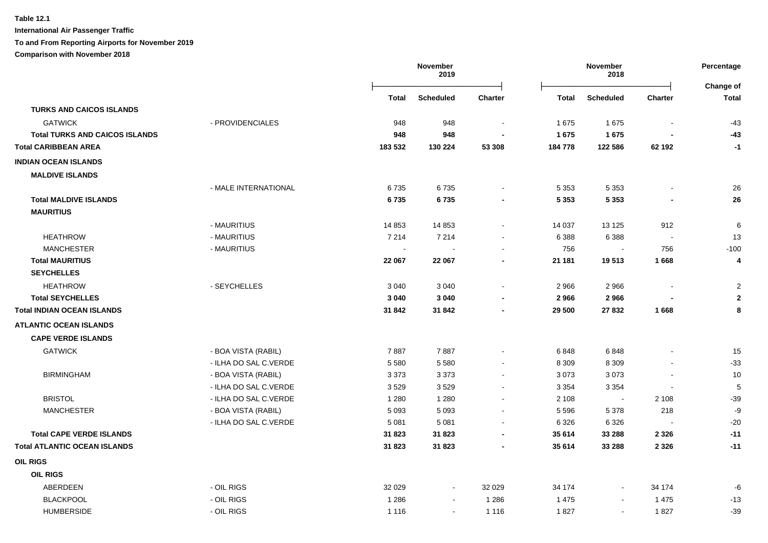**Table 12.1**

**International Air Passenger Traffic**

**To and From Reporting Airports for November 2019**

**Comparison with November 2018**

| | | November 2019 | | | November 2018 | | | Percentage |
|---|---|---|---|---|---|---|---|---|
| | | Total | Scheduled | Charter | Total | Scheduled | Charter | Change of Total |
| **TURKS AND CAICOS ISLANDS** | | | | | | | | |
| GATWICK | - PROVIDENCIALES | 948 | 948 | - | 1 675 | 1 675 | - | -43 |
| **Total TURKS AND CAICOS ISLANDS** | | **948** | **948** | **-** | **1 675** | **1 675** | **-** | **-43** |
| **Total CARIBBEAN AREA** | | **183 532** | **130 224** | **53 308** | **184 778** | **122 586** | **62 192** | **-1** |
| **INDIAN OCEAN ISLANDS** | | | | | | | | |
| **MALDIVE ISLANDS** | | | | | | | | |
| | - MALE INTERNATIONAL | 6 735 | 6 735 | - | 5 353 | 5 353 | - | 26 |
| **Total MALDIVE ISLANDS** | | **6 735** | **6 735** | **-** | **5 353** | **5 353** | **-** | **26** |
| **MAURITIUS** | | | | | | | | |
| | - MAURITIUS | 14 853 | 14 853 | - | 14 037 | 13 125 | 912 | 6 |
| HEATHROW | - MAURITIUS | 7 214 | 7 214 | - | 6 388 | 6 388 | - | 13 |
| MANCHESTER | - MAURITIUS | - | - | - | 756 | - | 756 | -100 |
| **Total MAURITIUS** | | **22 067** | **22 067** | **-** | **21 181** | **19 513** | **1 668** | **4** |
| **SEYCHELLES** | | | | | | | | |
| HEATHROW | - SEYCHELLES | 3 040 | 3 040 | - | 2 966 | 2 966 | - | 2 |
| **Total SEYCHELLES** | | **3 040** | **3 040** | **-** | **2 966** | **2 966** | **-** | **2** |
| **Total INDIAN OCEAN ISLANDS** | | **31 842** | **31 842** | **-** | **29 500** | **27 832** | **1 668** | **8** |
| **ATLANTIC OCEAN ISLANDS** | | | | | | | | |
| **CAPE VERDE ISLANDS** | | | | | | | | |
| GATWICK | - BOA VISTA (RABIL) | 7 887 | 7 887 | - | 6 848 | 6 848 | - | 15 |
| | - ILHA DO SAL C.VERDE | 5 580 | 5 580 | - | 8 309 | 8 309 | - | -33 |
| BIRMINGHAM | - BOA VISTA (RABIL) | 3 373 | 3 373 | - | 3 073 | 3 073 | - | 10 |
| | - ILHA DO SAL C.VERDE | 3 529 | 3 529 | - | 3 354 | 3 354 | - | 5 |
| BRISTOL | - ILHA DO SAL C.VERDE | 1 280 | 1 280 | - | 2 108 | - | 2 108 | -39 |
| MANCHESTER | - BOA VISTA (RABIL) | 5 093 | 5 093 | - | 5 596 | 5 378 | 218 | -9 |
| | - ILHA DO SAL C.VERDE | 5 081 | 5 081 | - | 6 326 | 6 326 | - | -20 |
| **Total CAPE VERDE ISLANDS** | | **31 823** | **31 823** | **-** | **35 614** | **33 288** | **2 326** | **-11** |
| **Total ATLANTIC OCEAN ISLANDS** | | **31 823** | **31 823** | **-** | **35 614** | **33 288** | **2 326** | **-11** |
| **OIL RIGS** | | | | | | | | |
| **OIL RIGS** | | | | | | | | |
| ABERDEEN | - OIL RIGS | 32 029 | - | 32 029 | 34 174 | - | 34 174 | -6 |
| BLACKPOOL | - OIL RIGS | 1 286 | - | 1 286 | 1 475 | - | 1 475 | -13 |
| HUMBERSIDE | - OIL RIGS | 1 116 | - | 1 116 | 1 827 | - | 1 827 | -39 |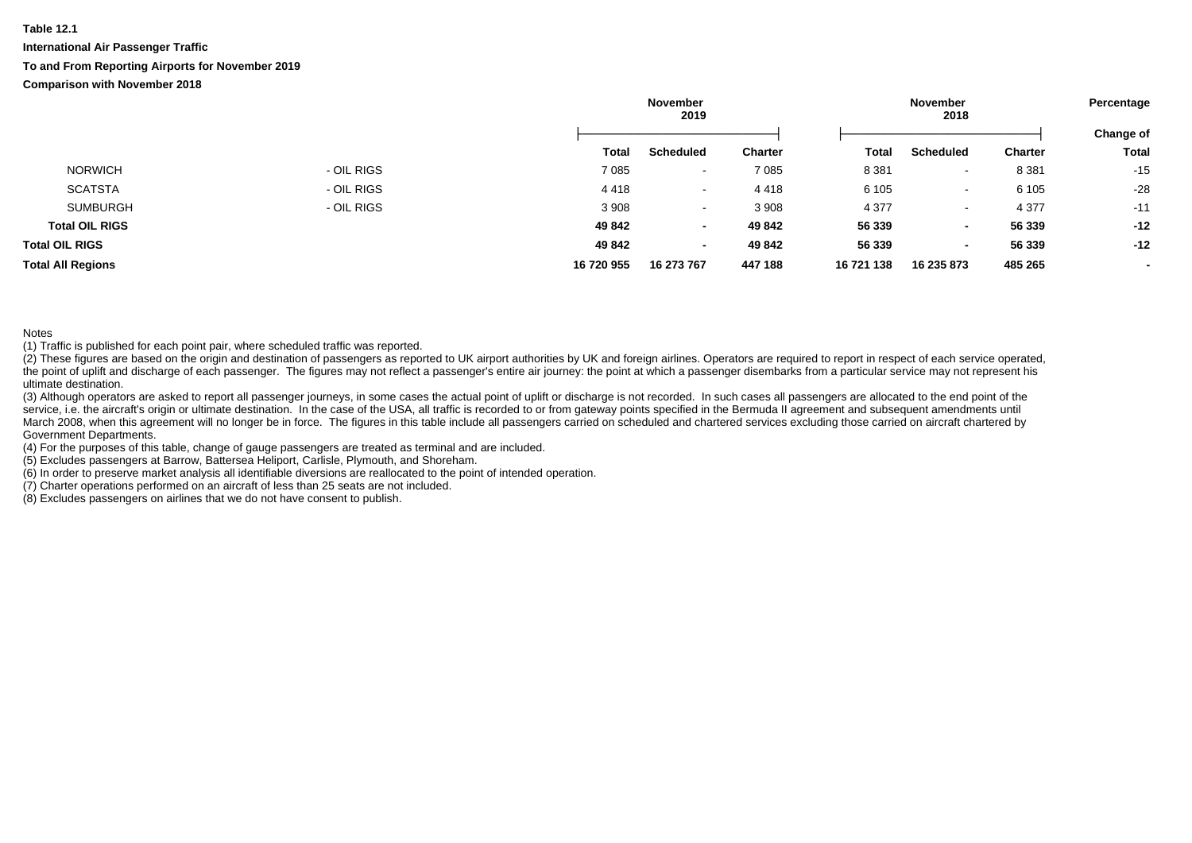**Table 12.1**

**International Air Passenger Traffic**

**To and From Reporting Airports for November 2019**

**Comparison with November 2018**

| | | November 2019 | | | November 2018 | | | Percentage Change of |
|---|---|---|---|---|---|---|---|---|
| | | Total | Scheduled | Charter | Total | Scheduled | Charter | Total |
| NORWICH | - OIL RIGS | 7 085 | - | 7 085 | 8 381 | - | 8 381 | -15 |
| SCATSTA | - OIL RIGS | 4 418 | - | 4 418 | 6 105 | - | 6 105 | -28 |
| SUMBURGH | - OIL RIGS | 3 908 | - | 3 908 | 4 377 | - | 4 377 | -11 |
| **Total OIL RIGS** | | **49 842** | **-** | **49 842** | **56 339** | **-** | **56 339** | **-12** |
| **Total OIL RIGS** | | **49 842** | **-** | **49 842** | **56 339** | **-** | **56 339** | **-12** |
| **Total All Regions** | | **16 720 955** | **16 273 767** | **447 188** | **16 721 138** | **16 235 873** | **485 265** | **-** |

Notes

(1) Traffic is published for each point pair, where scheduled traffic was reported.

(2) These figures are based on the origin and destination of passengers as reported to UK airport authorities by UK and foreign airlines. Operators are required to report in respect of each service operated, the point of uplift and discharge of each passenger. The figures may not reflect a passenger's entire air journey: the point at which a passenger disembarks from a particular service may not represent his ultimate destination.

(3) Although operators are asked to report all passenger journeys, in some cases the actual point of uplift or discharge is not recorded. In such cases all passengers are allocated to the end point of the service, i.e. the aircraft's origin or ultimate destination. In the case of the USA, all traffic is recorded to or from gateway points specified in the Bermuda II agreement and subsequent amendments until March 2008, when this agreement will no longer be in force. The figures in this table include all passengers carried on scheduled and chartered services excluding those carried on aircraft chartered by Government Departments.

(4) For the purposes of this table, change of gauge passengers are treated as terminal and are included.

(5) Excludes passengers at Barrow, Battersea Heliport, Carlisle, Plymouth, and Shoreham.

(6) In order to preserve market analysis all identifiable diversions are reallocated to the point of intended operation.

(7) Charter operations performed on an aircraft of less than 25 seats are not included.

(8) Excludes passengers on airlines that we do not have consent to publish.